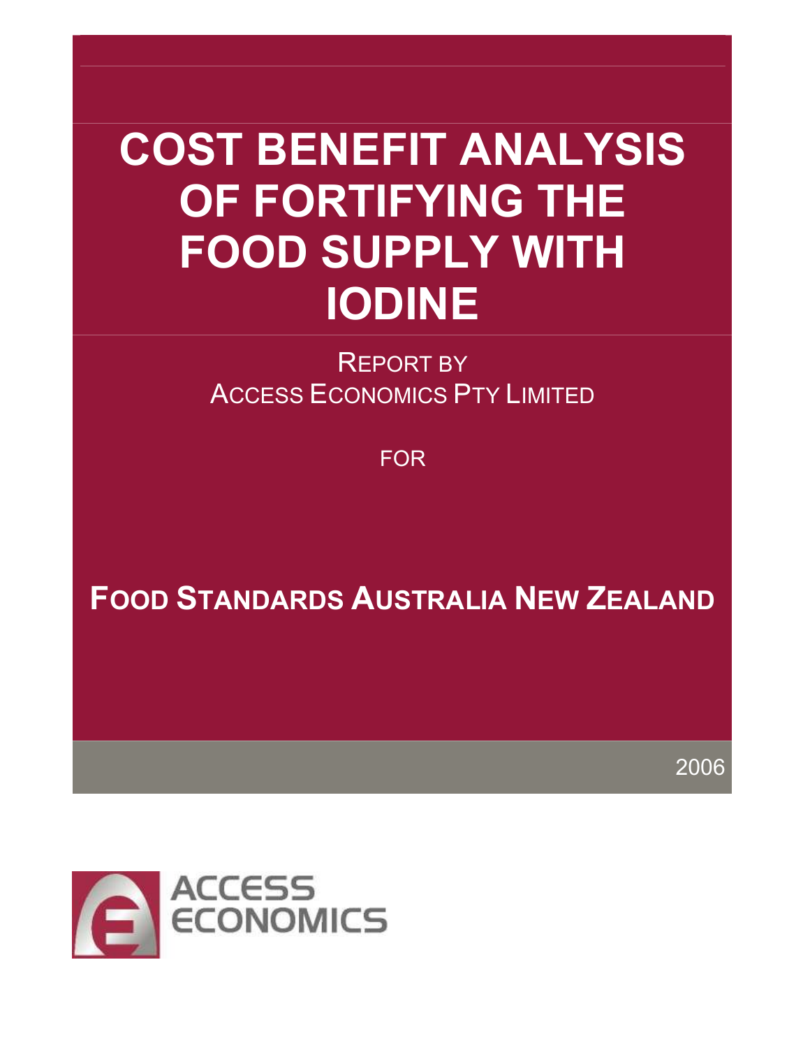# COST BENEFIT ANALYSIS OF FORTIFYING THE FOOD SUPPLY WITH IODINE

REPORT BY
ACCESS ECONOMICS PTY LIMITED

FOR

**FOOD STANDARDS AUSTRALIA NEW ZEALAND**

2006

ACCESS ECONOMICS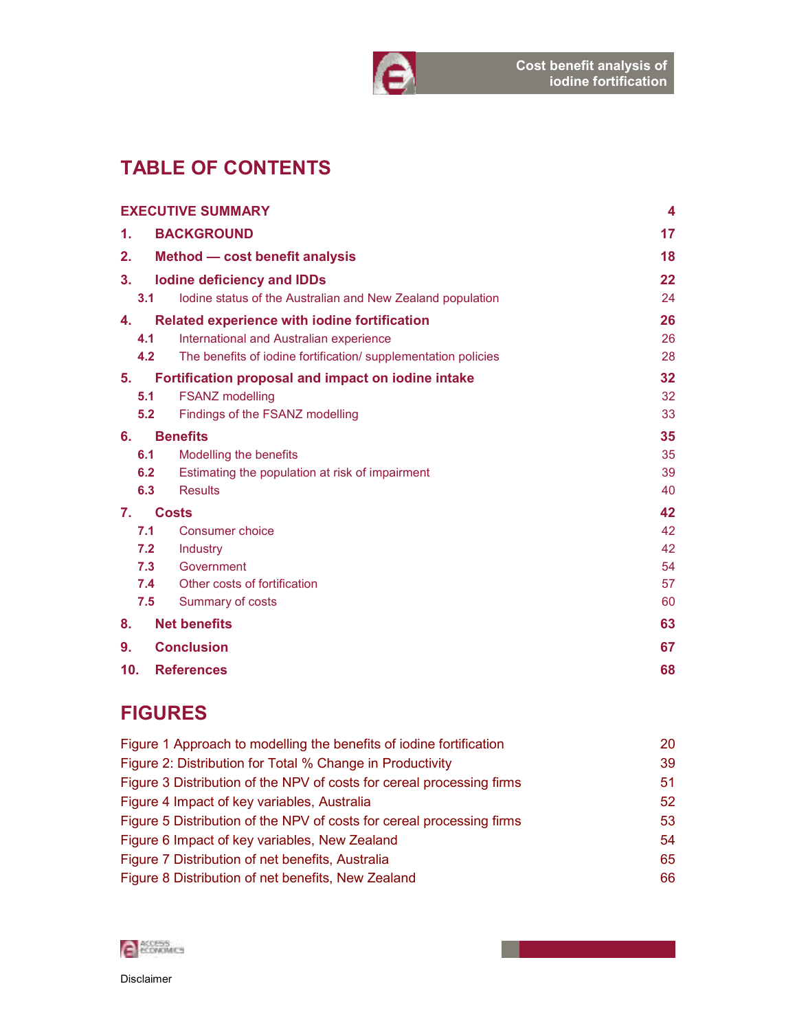# TABLE OF CONTENTS

| | | |
|---|---|---|
| **EXECUTIVE SUMMARY** | | **4** |
| **1.** | **BACKGROUND** | **17** |
| **2.** | **Method — cost benefit analysis** | **18** |
| **3.** | **Iodine deficiency and IDDs** | **22** |
| 3.1 | Iodine status of the Australian and New Zealand population | 24 |
| **4.** | **Related experience with iodine fortification** | **26** |
| 4.1 | International and Australian experience | 26 |
| 4.2 | The benefits of iodine fortification/ supplementation policies | 28 |
| **5.** | **Fortification proposal and impact on iodine intake** | **32** |
| 5.1 | FSANZ modelling | 32 |
| 5.2 | Findings of the FSANZ modelling | 33 |
| **6.** | **Benefits** | **35** |
| 6.1 | Modelling the benefits | 35 |
| 6.2 | Estimating the population at risk of impairment | 39 |
| 6.3 | Results | 40 |
| **7.** | **Costs** | **42** |
| 7.1 | Consumer choice | 42 |
| 7.2 | Industry | 42 |
| 7.3 | Government | 54 |
| 7.4 | Other costs of fortification | 57 |
| 7.5 | Summary of costs | 60 |
| **8.** | **Net benefits** | **63** |
| **9.** | **Conclusion** | **67** |
| **10.** | **References** | **68** |

# FIGURES

| | |
|---|---|
| Figure 1 Approach to modelling the benefits of iodine fortification | 20 |
| Figure 2: Distribution for Total % Change in Productivity | 39 |
| Figure 3 Distribution of the NPV of costs for cereal processing firms | 51 |
| Figure 4 Impact of key variables, Australia | 52 |
| Figure 5 Distribution of the NPV of costs for cereal processing firms | 53 |
| Figure 6 Impact of key variables, New Zealand | 54 |
| Figure 7 Distribution of net benefits, Australia | 65 |
| Figure 8 Distribution of net benefits, New Zealand | 66 |

Disclaimer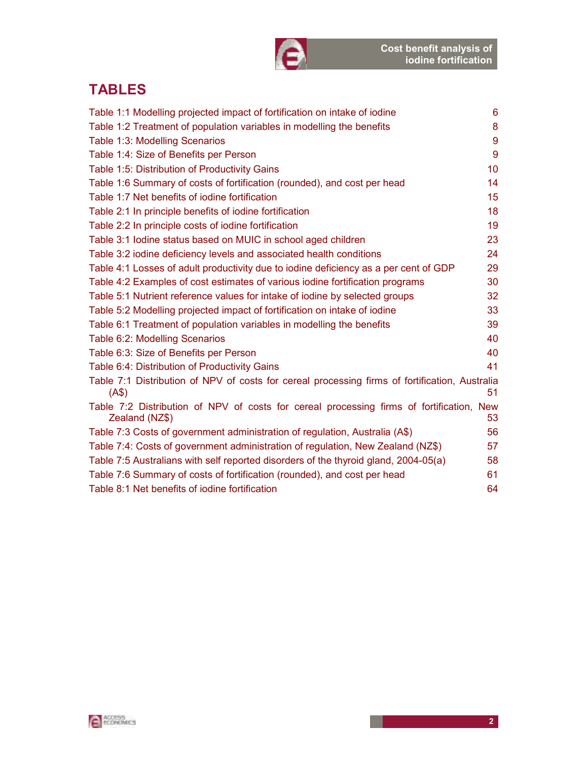# TABLES

Table 1:1 Modelling projected impact of fortification on intake of iodine 6
Table 1:2 Treatment of population variables in modelling the benefits 8
Table 1:3: Modelling Scenarios 9
Table 1:4: Size of Benefits per Person 9
Table 1:5: Distribution of Productivity Gains 10
Table 1:6 Summary of costs of fortification (rounded), and cost per head 14
Table 1:7 Net benefits of iodine fortification 15
Table 2:1 In principle benefits of iodine fortification 18
Table 2:2 In principle costs of iodine fortification 19
Table 3:1 Iodine status based on MUIC in school aged children 23
Table 3:2 iodine deficiency levels and associated health conditions 24
Table 4:1 Losses of adult productivity due to iodine deficiency as a per cent of GDP 29
Table 4:2 Examples of cost estimates of various iodine fortification programs 30
Table 5:1 Nutrient reference values for intake of iodine by selected groups 32
Table 5:2 Modelling projected impact of fortification on intake of iodine 33
Table 6:1 Treatment of population variables in modelling the benefits 39
Table 6:2: Modelling Scenarios 40
Table 6:3: Size of Benefits per Person 40
Table 6:4: Distribution of Productivity Gains 41
Table 7:1 Distribution of NPV of costs for cereal processing firms of fortification, Australia (A$) 51
Table 7:2 Distribution of NPV of costs for cereal processing firms of fortification, New Zealand (NZ$) 53
Table 7:3 Costs of government administration of regulation, Australia (A$) 56
Table 7:4: Costs of government administration of regulation, New Zealand (NZ$) 57
Table 7:5 Australians with self reported disorders of the thyroid gland, 2004-05(a) 58
Table 7:6 Summary of costs of fortification (rounded), and cost per head 61
Table 8:1 Net benefits of iodine fortification 64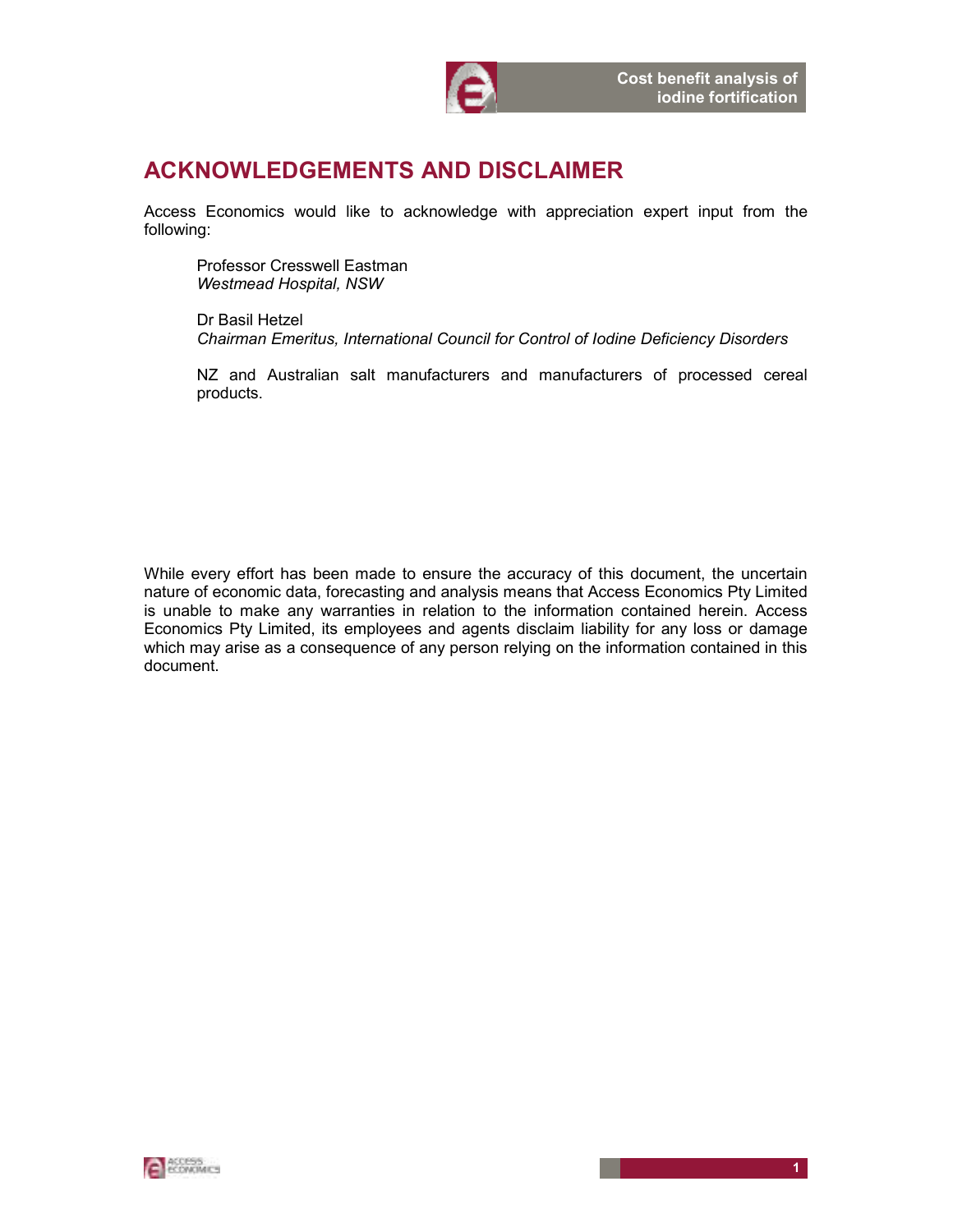# ACKNOWLEDGEMENTS AND DISCLAIMER

Access Economics would like to acknowledge with appreciation expert input from the following:

> Professor Cresswell Eastman
> *Westmead Hospital, NSW*
>
> Dr Basil Hetzel
> *Chairman Emeritus, International Council for Control of Iodine Deficiency Disorders*
>
> NZ and Australian salt manufacturers and manufacturers of processed cereal products.

While every effort has been made to ensure the accuracy of this document, the uncertain nature of economic data, forecasting and analysis means that Access Economics Pty Limited is unable to make any warranties in relation to the information contained herein. Access Economics Pty Limited, its employees and agents disclaim liability for any loss or damage which may arise as a consequence of any person relying on the information contained in this document.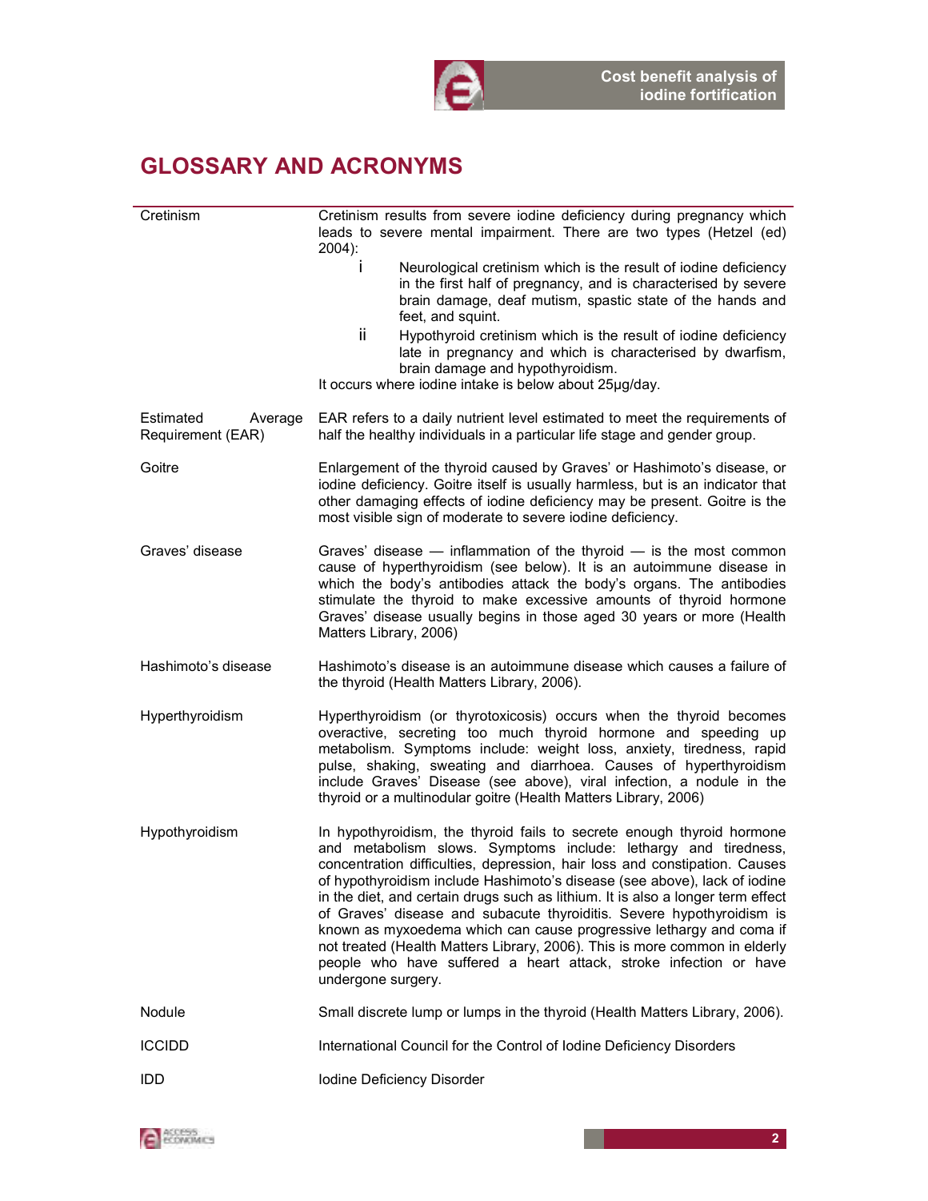# GLOSSARY AND ACRONYMS

| | |
|---|---|
| Cretinism | Cretinism results from severe iodine deficiency during pregnancy which leads to severe mental impairment. There are two types (Hetzel (ed) 2004):<br>i Neurological cretinism which is the result of iodine deficiency in the first half of pregnancy, and is characterised by severe brain damage, deaf mutism, spastic state of the hands and feet, and squint.<br>ii Hypothyroid cretinism which is the result of iodine deficiency late in pregnancy and which is characterised by dwarfism, brain damage and hypothyroidism.<br>It occurs where iodine intake is below about 25µg/day. |
| Estimated Average Requirement (EAR) | EAR refers to a daily nutrient level estimated to meet the requirements of half the healthy individuals in a particular life stage and gender group. |
| Goitre | Enlargement of the thyroid caused by Graves' or Hashimoto's disease, or iodine deficiency. Goitre itself is usually harmless, but is an indicator that other damaging effects of iodine deficiency may be present. Goitre is the most visible sign of moderate to severe iodine deficiency. |
| Graves' disease | Graves' disease — inflammation of the thyroid — is the most common cause of hyperthyroidism (see below). It is an autoimmune disease in which the body's antibodies attack the body's organs. The antibodies stimulate the thyroid to make excessive amounts of thyroid hormone Graves' disease usually begins in those aged 30 years or more (Health Matters Library, 2006) |
| Hashimoto's disease | Hashimoto's disease is an autoimmune disease which causes a failure of the thyroid (Health Matters Library, 2006). |
| Hyperthyroidism | Hyperthyroidism (or thyrotoxicosis) occurs when the thyroid becomes overactive, secreting too much thyroid hormone and speeding up metabolism. Symptoms include: weight loss, anxiety, tiredness, rapid pulse, shaking, sweating and diarrhoea. Causes of hyperthyroidism include Graves' Disease (see above), viral infection, a nodule in the thyroid or a multinodular goitre (Health Matters Library, 2006) |
| Hypothyroidism | In hypothyroidism, the thyroid fails to secrete enough thyroid hormone and metabolism slows. Symptoms include: lethargy and tiredness, concentration difficulties, depression, hair loss and constipation. Causes of hypothyroidism include Hashimoto's disease (see above), lack of iodine in the diet, and certain drugs such as lithium. It is also a longer term effect of Graves' disease and subacute thyroiditis. Severe hypothyroidism is known as myxoedema which can cause progressive lethargy and coma if not treated (Health Matters Library, 2006). This is more common in elderly people who have suffered a heart attack, stroke infection or have undergone surgery. |
| Nodule | Small discrete lump or lumps in the thyroid (Health Matters Library, 2006). |
| ICCIDD | International Council for the Control of Iodine Deficiency Disorders |
| IDD | Iodine Deficiency Disorder |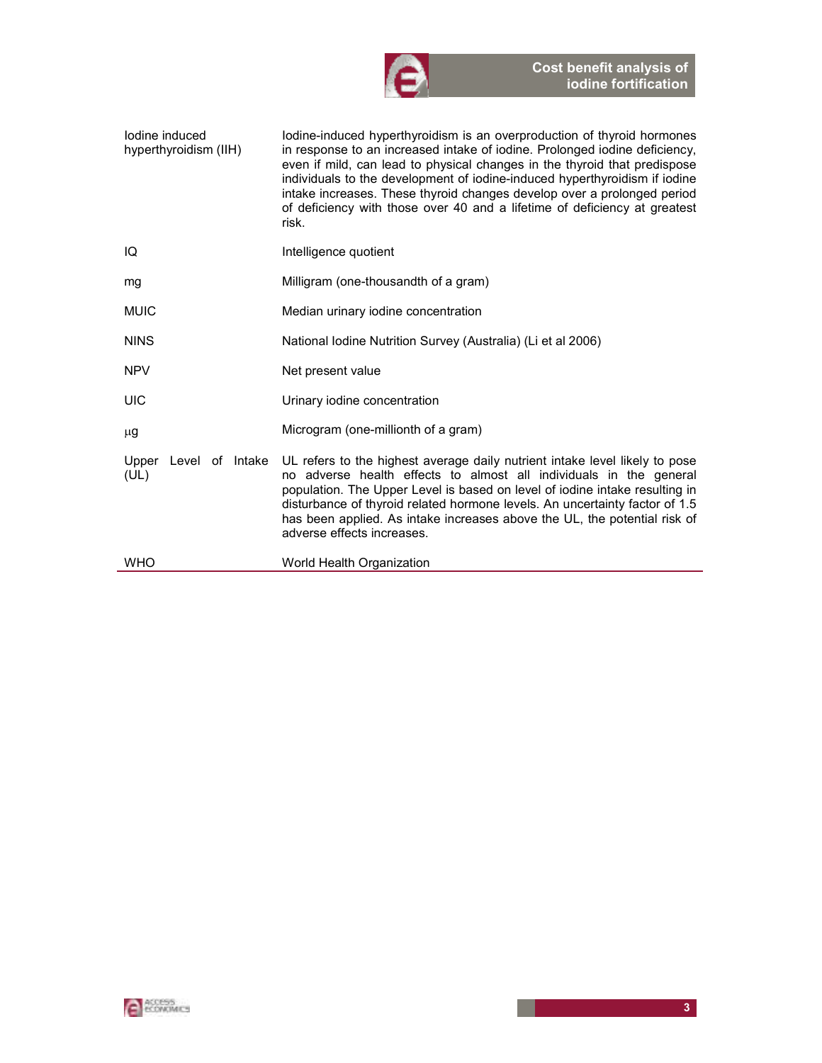| | |
|---|---|
| Iodine induced hyperthyroidism (IIH) | Iodine-induced hyperthyroidism is an overproduction of thyroid hormones in response to an increased intake of iodine. Prolonged iodine deficiency, even if mild, can lead to physical changes in the thyroid that predispose individuals to the development of iodine-induced hyperthyroidism if iodine intake increases. These thyroid changes develop over a prolonged period of deficiency with those over 40 and a lifetime of deficiency at greatest risk. |
| IQ | Intelligence quotient |
| mg | Milligram (one-thousandth of a gram) |
| MUIC | Median urinary iodine concentration |
| NINS | National Iodine Nutrition Survey (Australia) (Li et al 2006) |
| NPV | Net present value |
| UIC | Urinary iodine concentration |
| μg | Microgram (one-millionth of a gram) |
| Upper Level of Intake (UL) | UL refers to the highest average daily nutrient intake level likely to pose no adverse health effects to almost all individuals in the general population. The Upper Level is based on level of iodine intake resulting in disturbance of thyroid related hormone levels. An uncertainty factor of 1.5 has been applied. As intake increases above the UL, the potential risk of adverse effects increases. |
| WHO | World Health Organization |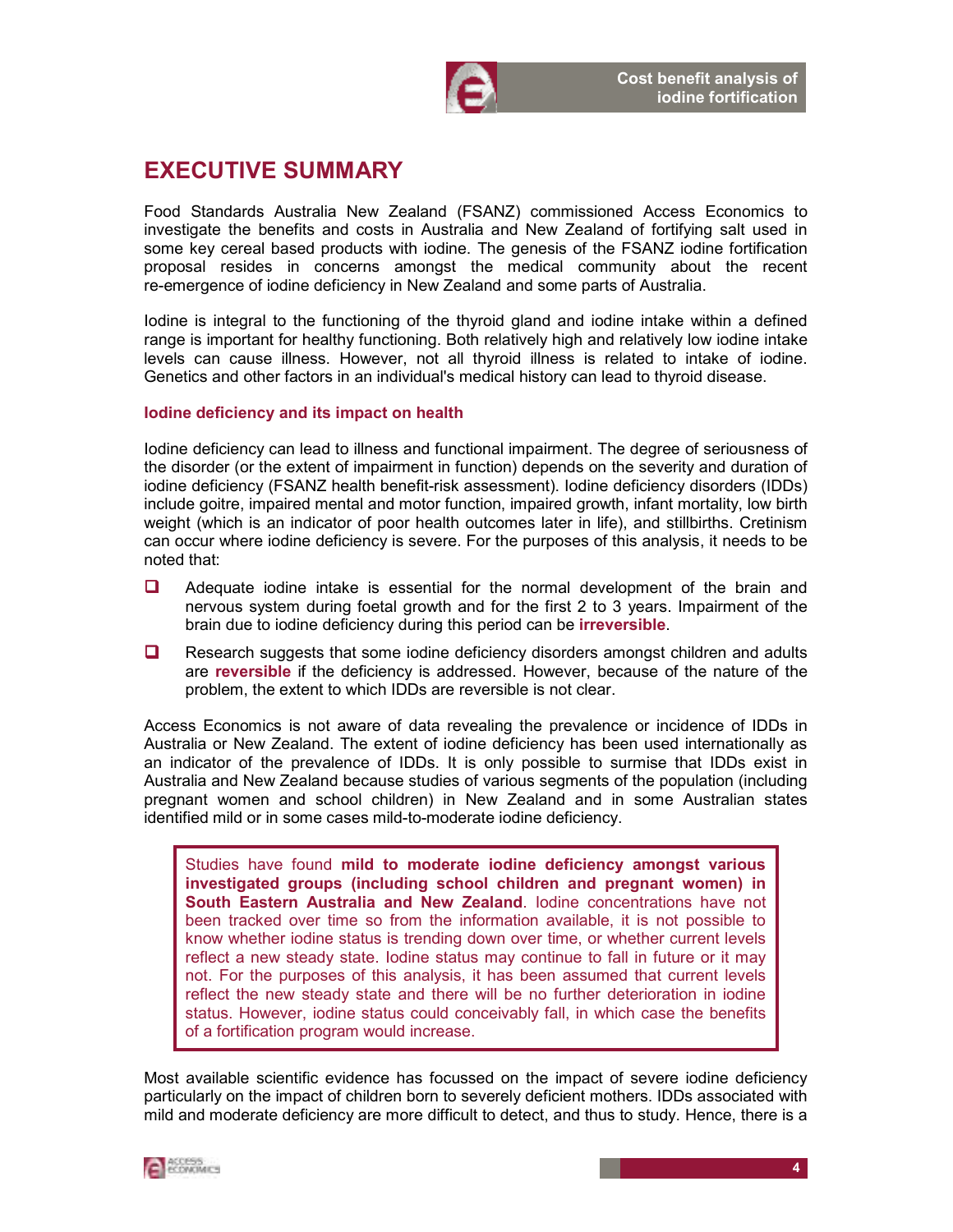# EXECUTIVE SUMMARY

Food Standards Australia New Zealand (FSANZ) commissioned Access Economics to investigate the benefits and costs in Australia and New Zealand of fortifying salt used in some key cereal based products with iodine. The genesis of the FSANZ iodine fortification proposal resides in concerns amongst the medical community about the recent re-emergence of iodine deficiency in New Zealand and some parts of Australia.

Iodine is integral to the functioning of the thyroid gland and iodine intake within a defined range is important for healthy functioning. Both relatively high and relatively low iodine intake levels can cause illness. However, not all thyroid illness is related to intake of iodine. Genetics and other factors in an individual's medical history can lead to thyroid disease.

### Iodine deficiency and its impact on health

Iodine deficiency can lead to illness and functional impairment. The degree of seriousness of the disorder (or the extent of impairment in function) depends on the severity and duration of iodine deficiency (FSANZ health benefit-risk assessment). Iodine deficiency disorders (IDDs) include goitre, impaired mental and motor function, impaired growth, infant mortality, low birth weight (which is an indicator of poor health outcomes later in life), and stillbirths. Cretinism can occur where iodine deficiency is severe. For the purposes of this analysis, it needs to be noted that:

- Adequate iodine intake is essential for the normal development of the brain and nervous system during foetal growth and for the first 2 to 3 years. Impairment of the brain due to iodine deficiency during this period can be **irreversible**.
- Research suggests that some iodine deficiency disorders amongst children and adults are **reversible** if the deficiency is addressed. However, because of the nature of the problem, the extent to which IDDs are reversible is not clear.

Access Economics is not aware of data revealing the prevalence or incidence of IDDs in Australia or New Zealand. The extent of iodine deficiency has been used internationally as an indicator of the prevalence of IDDs. It is only possible to surmise that IDDs exist in Australia and New Zealand because studies of various segments of the population (including pregnant women and school children) in New Zealand and in some Australian states identified mild or in some cases mild-to-moderate iodine deficiency.

> Studies have found **mild to moderate iodine deficiency amongst various investigated groups (including school children and pregnant women) in South Eastern Australia and New Zealand**. Iodine concentrations have not been tracked over time so from the information available, it is not possible to know whether iodine status is trending down over time, or whether current levels reflect a new steady state. Iodine status may continue to fall in future or it may not. For the purposes of this analysis, it has been assumed that current levels reflect the new steady state and there will be no further deterioration in iodine status. However, iodine status could conceivably fall, in which case the benefits of a fortification program would increase.

Most available scientific evidence has focussed on the impact of severe iodine deficiency particularly on the impact of children born to severely deficient mothers. IDDs associated with mild and moderate deficiency are more difficult to detect, and thus to study. Hence, there is a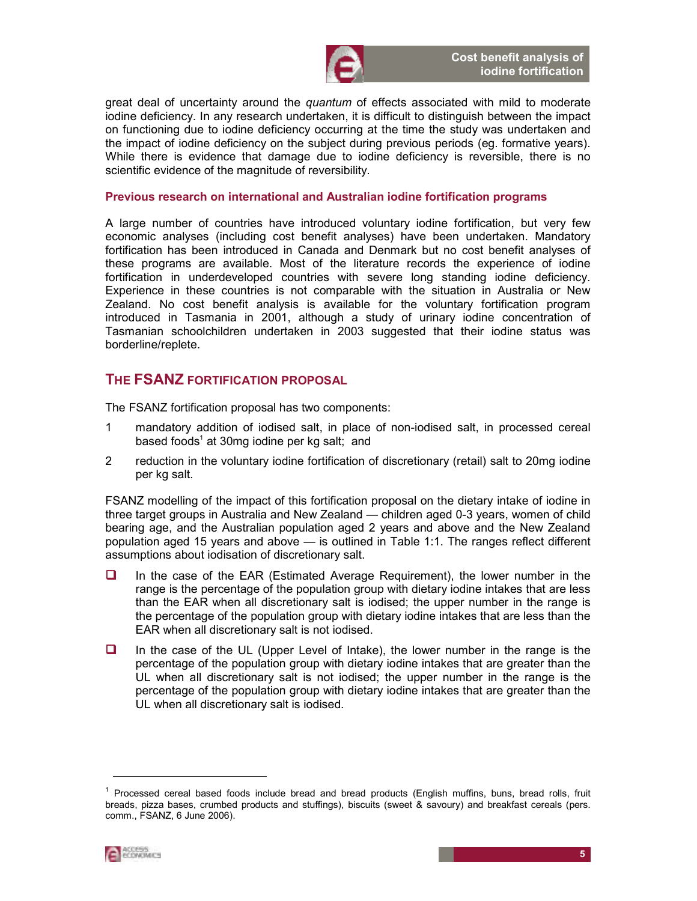great deal of uncertainty around the *quantum* of effects associated with mild to moderate iodine deficiency. In any research undertaken, it is difficult to distinguish between the impact on functioning due to iodine deficiency occurring at the time the study was undertaken and the impact of iodine deficiency on the subject during previous periods (eg. formative years). While there is evidence that damage due to iodine deficiency is reversible, there is no scientific evidence of the magnitude of reversibility.

### Previous research on international and Australian iodine fortification programs

A large number of countries have introduced voluntary iodine fortification, but very few economic analyses (including cost benefit analyses) have been undertaken. Mandatory fortification has been introduced in Canada and Denmark but no cost benefit analyses of these programs are available. Most of the literature records the experience of iodine fortification in underdeveloped countries with severe long standing iodine deficiency. Experience in these countries is not comparable with the situation in Australia or New Zealand. No cost benefit analysis is available for the voluntary fortification program introduced in Tasmania in 2001, although a study of urinary iodine concentration of Tasmanian schoolchildren undertaken in 2003 suggested that their iodine status was borderline/replete.

## THE FSANZ FORTIFICATION PROPOSAL

The FSANZ fortification proposal has two components:

1. mandatory addition of iodised salt, in place of non-iodised salt, in processed cereal based foods[1] at 30mg iodine per kg salt; and
2. reduction in the voluntary iodine fortification of discretionary (retail) salt to 20mg iodine per kg salt.

FSANZ modelling of the impact of this fortification proposal on the dietary intake of iodine in three target groups in Australia and New Zealand — children aged 0-3 years, women of child bearing age, and the Australian population aged 2 years and above and the New Zealand population aged 15 years and above — is outlined in Table 1:1. The ranges reflect different assumptions about iodisation of discretionary salt.

- In the case of the EAR (Estimated Average Requirement), the lower number in the range is the percentage of the population group with dietary iodine intakes that are less than the EAR when all discretionary salt is iodised; the upper number in the range is the percentage of the population group with dietary iodine intakes that are less than the EAR when all discretionary salt is not iodised.
- In the case of the UL (Upper Level of Intake), the lower number in the range is the percentage of the population group with dietary iodine intakes that are greater than the UL when all discretionary salt is not iodised; the upper number in the range is the percentage of the population group with dietary iodine intakes that are greater than the UL when all discretionary salt is iodised.

[1] Processed cereal based foods include bread and bread products (English muffins, buns, bread rolls, fruit breads, pizza bases, crumbed products and stuffings), biscuits (sweet & savoury) and breakfast cereals (pers. comm., FSANZ, 6 June 2006).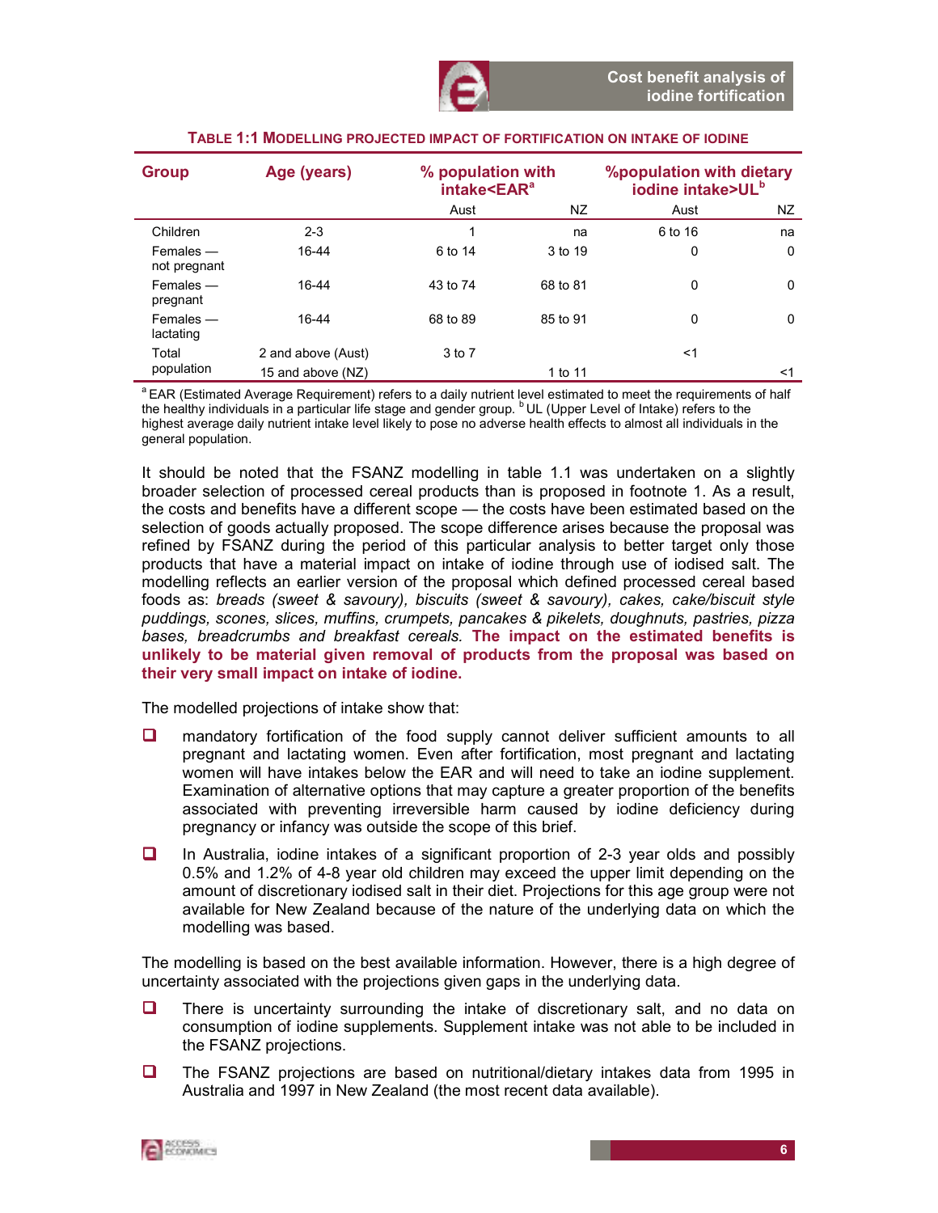**TABLE 1:1 MODELLING PROJECTED IMPACT OF FORTIFICATION ON INTAKE OF IODINE**

| Group | Age (years) | % population with intake<EAR[a] | | %population with dietary iodine intake>UL[b] | |
|---|---|---|---|---|---|
| | | Aust | NZ | Aust | NZ |
| Children | 2-3 | 1 | na | 6 to 16 | na |
| Females — not pregnant | 16-44 | 6 to 14 | 3 to 19 | 0 | 0 |
| Females — pregnant | 16-44 | 43 to 74 | 68 to 81 | 0 | 0 |
| Females — lactating | 16-44 | 68 to 89 | 85 to 91 | 0 | 0 |
| Total population | 2 and above (Aust) 15 and above (NZ) | 3 to 7 | 1 to 11 | <1 | <1 |

[a] EAR (Estimated Average Requirement) refers to a daily nutrient level estimated to meet the requirements of half the healthy individuals in a particular life stage and gender group. [b] UL (Upper Level of Intake) refers to the highest average daily nutrient intake level likely to pose no adverse health effects to almost all individuals in the general population.

It should be noted that the FSANZ modelling in table 1.1 was undertaken on a slightly broader selection of processed cereal products than is proposed in footnote 1. As a result, the costs and benefits have a different scope — the costs have been estimated based on the selection of goods actually proposed. The scope difference arises because the proposal was refined by FSANZ during the period of this particular analysis to better target only those products that have a material impact on intake of iodine through use of iodised salt. The modelling reflects an earlier version of the proposal which defined processed cereal based foods as: *breads (sweet & savoury), biscuits (sweet & savoury), cakes, cake/biscuit style puddings, scones, slices, muffins, crumpets, pancakes & pikelets, doughnuts, pastries, pizza bases, breadcrumbs and breakfast cereals.* **The impact on the estimated benefits is unlikely to be material given removal of products from the proposal was based on their very small impact on intake of iodine.**

The modelled projections of intake show that:

- mandatory fortification of the food supply cannot deliver sufficient amounts to all pregnant and lactating women. Even after fortification, most pregnant and lactating women will have intakes below the EAR and will need to take an iodine supplement. Examination of alternative options that may capture a greater proportion of the benefits associated with preventing irreversible harm caused by iodine deficiency during pregnancy or infancy was outside the scope of this brief.
- In Australia, iodine intakes of a significant proportion of 2-3 year olds and possibly 0.5% and 1.2% of 4-8 year old children may exceed the upper limit depending on the amount of discretionary iodised salt in their diet. Projections for this age group were not available for New Zealand because of the nature of the underlying data on which the modelling was based.

The modelling is based on the best available information. However, there is a high degree of uncertainty associated with the projections given gaps in the underlying data.

- There is uncertainty surrounding the intake of discretionary salt, and no data on consumption of iodine supplements. Supplement intake was not able to be included in the FSANZ projections.
- The FSANZ projections are based on nutritional/dietary intakes data from 1995 in Australia and 1997 in New Zealand (the most recent data available).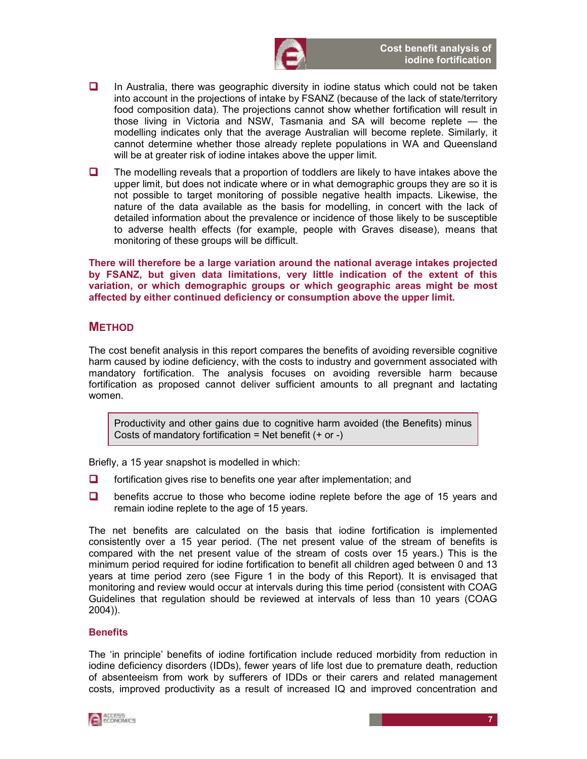- In Australia, there was geographic diversity in iodine status which could not be taken into account in the projections of intake by FSANZ (because of the lack of state/territory food composition data). The projections cannot show whether fortification will result in those living in Victoria and NSW, Tasmania and SA will become replete — the modelling indicates only that the average Australian will become replete. Similarly, it cannot determine whether those already replete populations in WA and Queensland will be at greater risk of iodine intakes above the upper limit.
- The modelling reveals that a proportion of toddlers are likely to have intakes above the upper limit, but does not indicate where or in what demographic groups they are so it is not possible to target monitoring of possible negative health impacts. Likewise, the nature of the data available as the basis for modelling, in concert with the lack of detailed information about the prevalence or incidence of those likely to be susceptible to adverse health effects (for example, people with Graves disease), means that monitoring of these groups will be difficult.

**There will therefore be a large variation around the national average intakes projected by FSANZ, but given data limitations, very little indication of the extent of this variation, or which demographic groups or which geographic areas might be most affected by either continued deficiency or consumption above the upper limit.**

## METHOD

The cost benefit analysis in this report compares the benefits of avoiding reversible cognitive harm caused by iodine deficiency, with the costs to industry and government associated with mandatory fortification. The analysis focuses on avoiding reversible harm because fortification as proposed cannot deliver sufficient amounts to all pregnant and lactating women.

> Productivity and other gains due to cognitive harm avoided (the Benefits) minus Costs of mandatory fortification = Net benefit (+ or -)

Briefly, a 15 year snapshot is modelled in which:

- fortification gives rise to benefits one year after implementation; and
- benefits accrue to those who become iodine replete before the age of 15 years and remain iodine replete to the age of 15 years.

The net benefits are calculated on the basis that iodine fortification is implemented consistently over a 15 year period. (The net present value of the stream of benefits is compared with the net present value of the stream of costs over 15 years.) This is the minimum period required for iodine fortification to benefit all children aged between 0 and 13 years at time period zero (see Figure 1 in the body of this Report). It is envisaged that monitoring and review would occur at intervals during this time period (consistent with COAG Guidelines that regulation should be reviewed at intervals of less than 10 years (COAG 2004)).

### Benefits

The 'in principle' benefits of iodine fortification include reduced morbidity from reduction in iodine deficiency disorders (IDDs), fewer years of life lost due to premature death, reduction of absenteeism from work by sufferers of IDDs or their carers and related management costs, improved productivity as a result of increased IQ and improved concentration and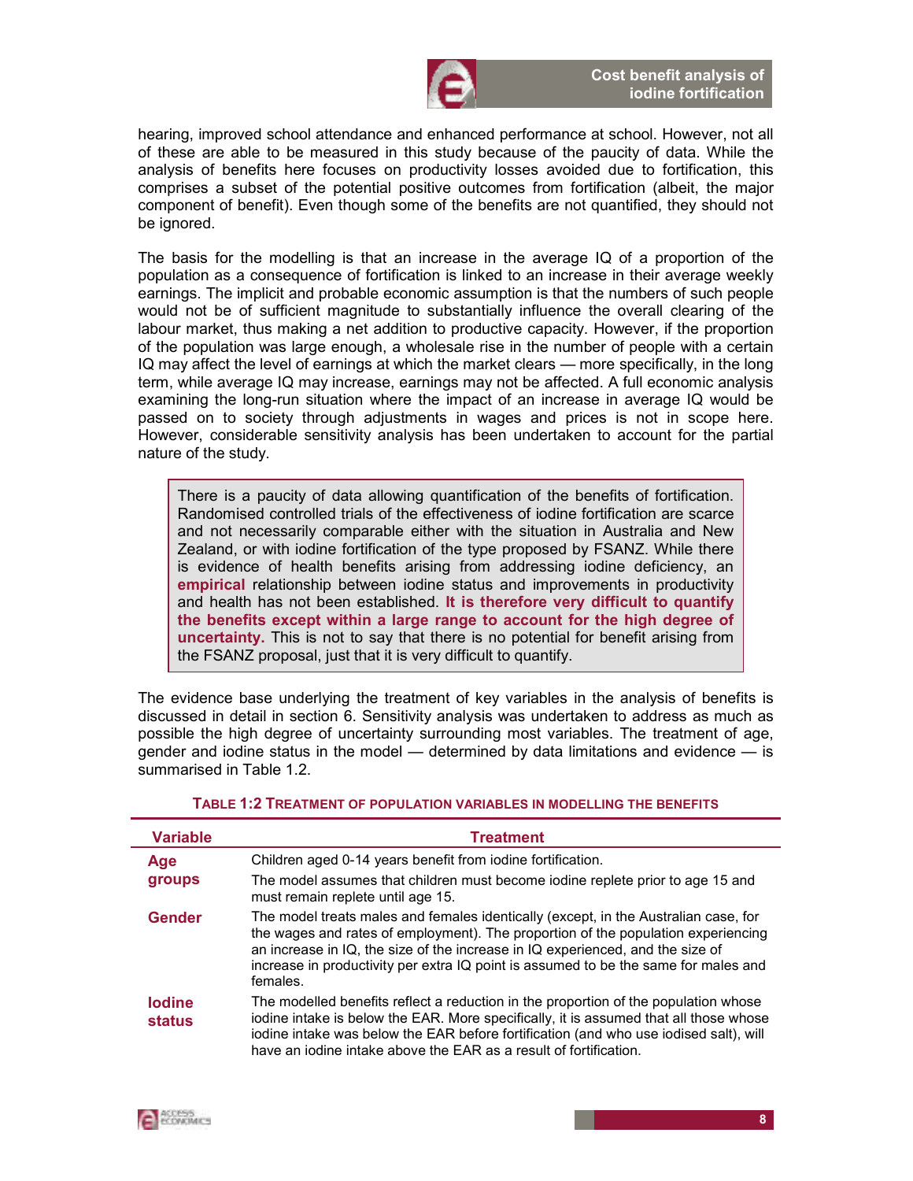hearing, improved school attendance and enhanced performance at school. However, not all of these are able to be measured in this study because of the paucity of data. While the analysis of benefits here focuses on productivity losses avoided due to fortification, this comprises a subset of the potential positive outcomes from fortification (albeit, the major component of benefit). Even though some of the benefits are not quantified, they should not be ignored.

The basis for the modelling is that an increase in the average IQ of a proportion of the population as a consequence of fortification is linked to an increase in their average weekly earnings. The implicit and probable economic assumption is that the numbers of such people would not be of sufficient magnitude to substantially influence the overall clearing of the labour market, thus making a net addition to productive capacity. However, if the proportion of the population was large enough, a wholesale rise in the number of people with a certain IQ may affect the level of earnings at which the market clears — more specifically, in the long term, while average IQ may increase, earnings may not be affected. A full economic analysis examining the long-run situation where the impact of an increase in average IQ would be passed on to society through adjustments in wages and prices is not in scope here. However, considerable sensitivity analysis has been undertaken to account for the partial nature of the study.

> There is a paucity of data allowing quantification of the benefits of fortification. Randomised controlled trials of the effectiveness of iodine fortification are scarce and not necessarily comparable either with the situation in Australia and New Zealand, or with iodine fortification of the type proposed by FSANZ. While there is evidence of health benefits arising from addressing iodine deficiency, an **empirical** relationship between iodine status and improvements in productivity and health has not been established. **It is therefore very difficult to quantify the benefits except within a large range to account for the high degree of uncertainty.** This is not to say that there is no potential for benefit arising from the FSANZ proposal, just that it is very difficult to quantify.

The evidence base underlying the treatment of key variables in the analysis of benefits is discussed in detail in section 6. Sensitivity analysis was undertaken to address as much as possible the high degree of uncertainty surrounding most variables. The treatment of age, gender and iodine status in the model — determined by data limitations and evidence — is summarised in Table 1.2.

**TABLE 1:2 TREATMENT OF POPULATION VARIABLES IN MODELLING THE BENEFITS**

| Variable | Treatment |
|---|---|
| **Age groups** | Children aged 0-14 years benefit from iodine fortification.<br>The model assumes that children must become iodine replete prior to age 15 and must remain replete until age 15. |
| **Gender** | The model treats males and females identically (except, in the Australian case, for the wages and rates of employment). The proportion of the population experiencing an increase in IQ, the size of the increase in IQ experienced, and the size of increase in productivity per extra IQ point is assumed to be the same for males and females. |
| **Iodine status** | The modelled benefits reflect a reduction in the proportion of the population whose iodine intake is below the EAR. More specifically, it is assumed that all those whose iodine intake was below the EAR before fortification (and who use iodised salt), will have an iodine intake above the EAR as a result of fortification. |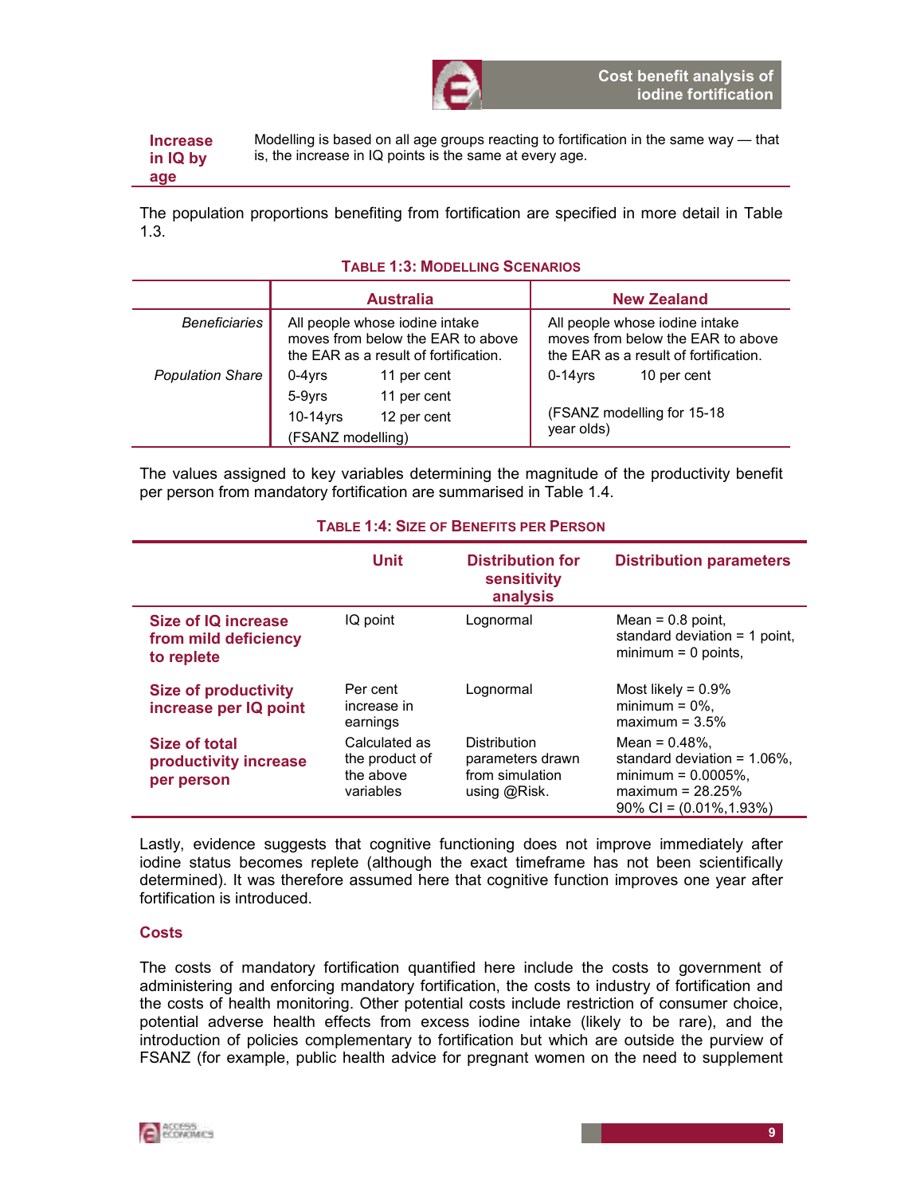| | |
|---|---|
| **Increase in IQ by age** | Modelling is based on all age groups reacting to fortification in the same way — that is, the increase in IQ points is the same at every age. |

The population proportions benefiting from fortification are specified in more detail in Table 1.3.

**TABLE 1:3: MODELLING SCENARIOS**

| | Australia | New Zealand |
|---|---|---|
| *Beneficiaries* | All people whose iodine intake moves from below the EAR to above the EAR as a result of fortification. | All people whose iodine intake moves from below the EAR to above the EAR as a result of fortification. |
| *Population Share* | 0-4yrs 11 per cent<br>5-9yrs 11 per cent<br>10-14yrs 12 per cent<br>(FSANZ modelling) | 0-14yrs 10 per cent<br><br>(FSANZ modelling for 15-18 year olds) |

The values assigned to key variables determining the magnitude of the productivity benefit per person from mandatory fortification are summarised in Table 1.4.

**TABLE 1:4: SIZE OF BENEFITS PER PERSON**

| | Unit | Distribution for sensitivity analysis | Distribution parameters |
|---|---|---|---|
| **Size of IQ increase from mild deficiency to replete** | IQ point | Lognormal | Mean = 0.8 point, standard deviation = 1 point, minimum = 0 points, |
| **Size of productivity increase per IQ point** | Per cent increase in earnings | Lognormal | Most likely = 0.9%<br>minimum = 0%,<br>maximum = 3.5% |
| **Size of total productivity increase per person** | Calculated as the product of the above variables | Distribution parameters drawn from simulation using @Risk. | Mean = 0.48%,<br>standard deviation = 1.06%,<br>minimum = 0.0005%,<br>maximum = 28.25%<br>90% CI = (0.01%,1.93%) |

Lastly, evidence suggests that cognitive functioning does not improve immediately after iodine status becomes replete (although the exact timeframe has not been scientifically determined). It was therefore assumed here that cognitive function improves one year after fortification is introduced.

### Costs

The costs of mandatory fortification quantified here include the costs to government of administering and enforcing mandatory fortification, the costs to industry of fortification and the costs of health monitoring. Other potential costs include restriction of consumer choice, potential adverse health effects from excess iodine intake (likely to be rare), and the introduction of policies complementary to fortification but which are outside the purview of FSANZ (for example, public health advice for pregnant women on the need to supplement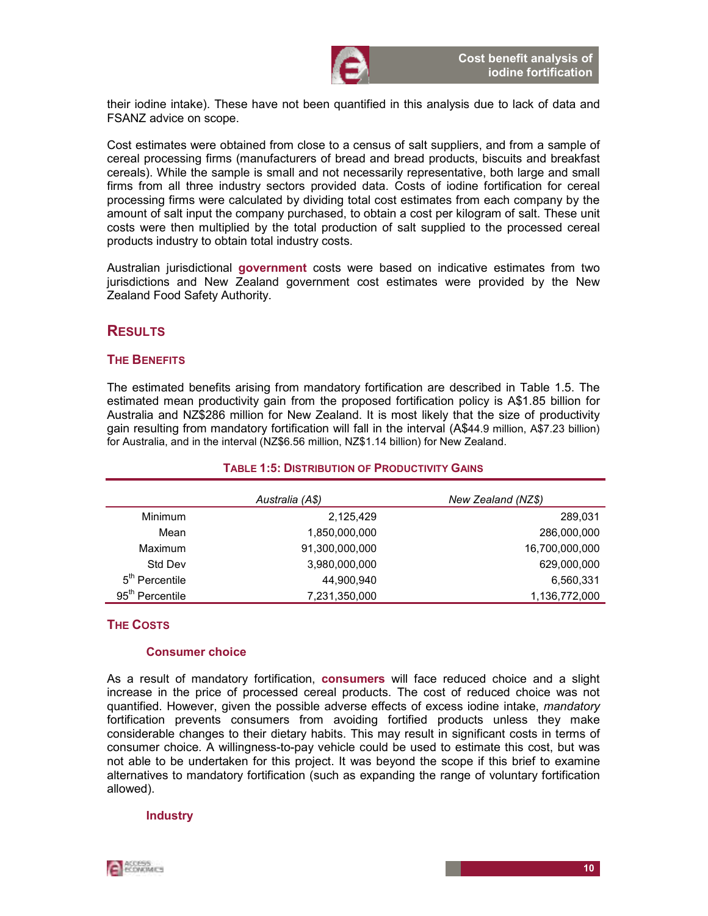their iodine intake). These have not been quantified in this analysis due to lack of data and FSANZ advice on scope.

Cost estimates were obtained from close to a census of salt suppliers, and from a sample of cereal processing firms (manufacturers of bread and bread products, biscuits and breakfast cereals). While the sample is small and not necessarily representative, both large and small firms from all three industry sectors provided data. Costs of iodine fortification for cereal processing firms were calculated by dividing total cost estimates from each company by the amount of salt input the company purchased, to obtain a cost per kilogram of salt. These unit costs were then multiplied by the total production of salt supplied to the processed cereal products industry to obtain total industry costs.

Australian jurisdictional **government** costs were based on indicative estimates from two jurisdictions and New Zealand government cost estimates were provided by the New Zealand Food Safety Authority.

## RESULTS

### THE BENEFITS

The estimated benefits arising from mandatory fortification are described in Table 1.5. The estimated mean productivity gain from the proposed fortification policy is A$1.85 billion for Australia and NZ$286 million for New Zealand. It is most likely that the size of productivity gain resulting from mandatory fortification will fall in the interval (A$44.9 million, A$7.23 billion) for Australia, and in the interval (NZ$6.56 million, NZ$1.14 billion) for New Zealand.

**TABLE 1:5: DISTRIBUTION OF PRODUCTIVITY GAINS**

| | *Australia (A$)* | *New Zealand (NZ$)* |
|---|---:|---:|
| Minimum | 2,125,429 | 289,031 |
| Mean | 1,850,000,000 | 286,000,000 |
| Maximum | 91,300,000,000 | 16,700,000,000 |
| Std Dev | 3,980,000,000 | 629,000,000 |
| 5th Percentile | 44,900,940 | 6,560,331 |
| 95th Percentile | 7,231,350,000 | 1,136,772,000 |

### THE COSTS

#### Consumer choice

As a result of mandatory fortification, **consumers** will face reduced choice and a slight increase in the price of processed cereal products. The cost of reduced choice was not quantified. However, given the possible adverse effects of excess iodine intake, *mandatory* fortification prevents consumers from avoiding fortified products unless they make considerable changes to their dietary habits. This may result in significant costs in terms of consumer choice. A willingness-to-pay vehicle could be used to estimate this cost, but was not able to be undertaken for this project. It was beyond the scope if this brief to examine alternatives to mandatory fortification (such as expanding the range of voluntary fortification allowed).

#### Industry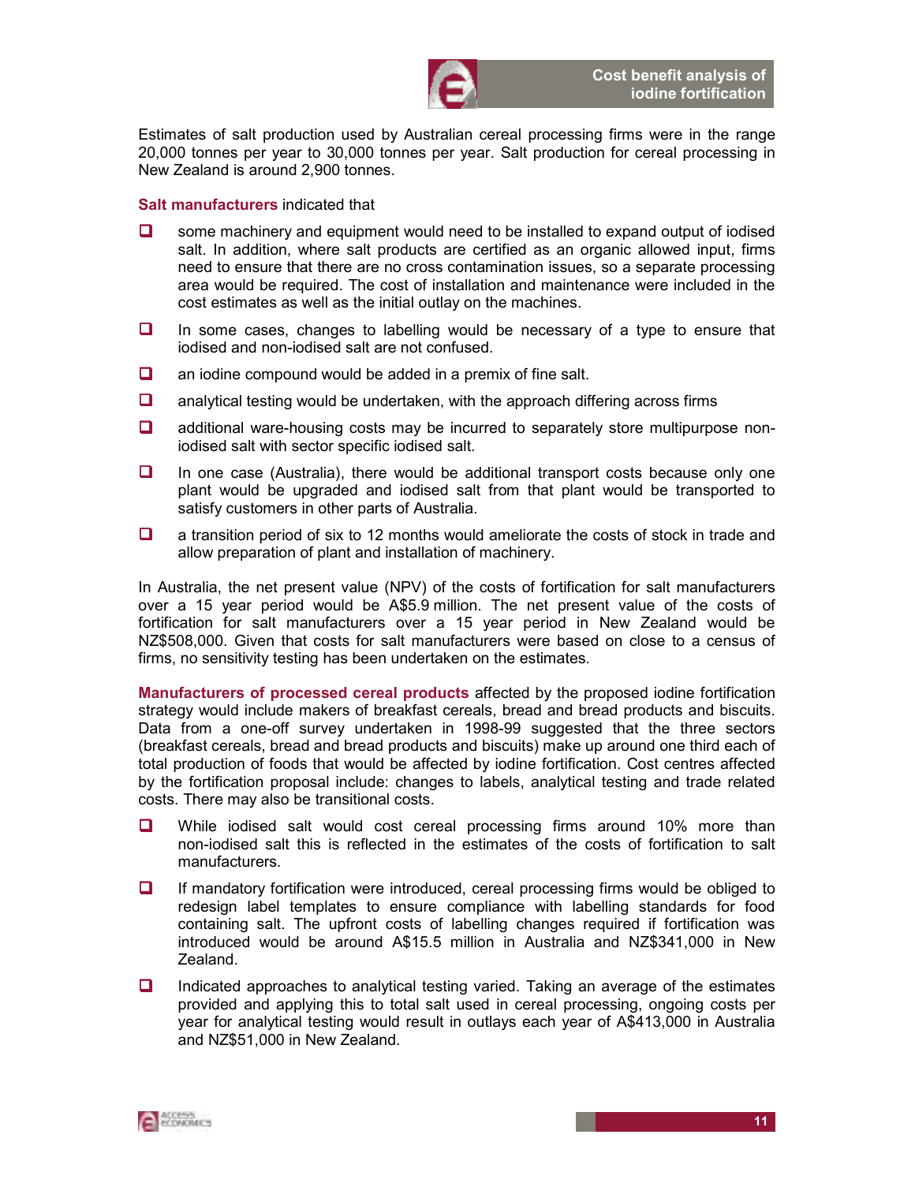Estimates of salt production used by Australian cereal processing firms were in the range 20,000 tonnes per year to 30,000 tonnes per year. Salt production for cereal processing in New Zealand is around 2,900 tonnes.

**Salt manufacturers** indicated that

- some machinery and equipment would need to be installed to expand output of iodised salt. In addition, where salt products are certified as an organic allowed input, firms need to ensure that there are no cross contamination issues, so a separate processing area would be required. The cost of installation and maintenance were included in the cost estimates as well as the initial outlay on the machines.
- In some cases, changes to labelling would be necessary of a type to ensure that iodised and non-iodised salt are not confused.
- an iodine compound would be added in a premix of fine salt.
- analytical testing would be undertaken, with the approach differing across firms
- additional ware-housing costs may be incurred to separately store multipurpose non-iodised salt with sector specific iodised salt.
- In one case (Australia), there would be additional transport costs because only one plant would be upgraded and iodised salt from that plant would be transported to satisfy customers in other parts of Australia.
- a transition period of six to 12 months would ameliorate the costs of stock in trade and allow preparation of plant and installation of machinery.

In Australia, the net present value (NPV) of the costs of fortification for salt manufacturers over a 15 year period would be A$5.9 million. The net present value of the costs of fortification for salt manufacturers over a 15 year period in New Zealand would be NZ$508,000. Given that costs for salt manufacturers were based on close to a census of firms, no sensitivity testing has been undertaken on the estimates.

**Manufacturers of processed cereal products** affected by the proposed iodine fortification strategy would include makers of breakfast cereals, bread and bread products and biscuits. Data from a one-off survey undertaken in 1998-99 suggested that the three sectors (breakfast cereals, bread and bread products and biscuits) make up around one third each of total production of foods that would be affected by iodine fortification. Cost centres affected by the fortification proposal include: changes to labels, analytical testing and trade related costs. There may also be transitional costs.

- While iodised salt would cost cereal processing firms around 10% more than non-iodised salt this is reflected in the estimates of the costs of fortification to salt manufacturers.
- If mandatory fortification were introduced, cereal processing firms would be obliged to redesign label templates to ensure compliance with labelling standards for food containing salt. The upfront costs of labelling changes required if fortification was introduced would be around A$15.5 million in Australia and NZ$341,000 in New Zealand.
- Indicated approaches to analytical testing varied. Taking an average of the estimates provided and applying this to total salt used in cereal processing, ongoing costs per year for analytical testing would result in outlays each year of A$413,000 in Australia and NZ$51,000 in New Zealand.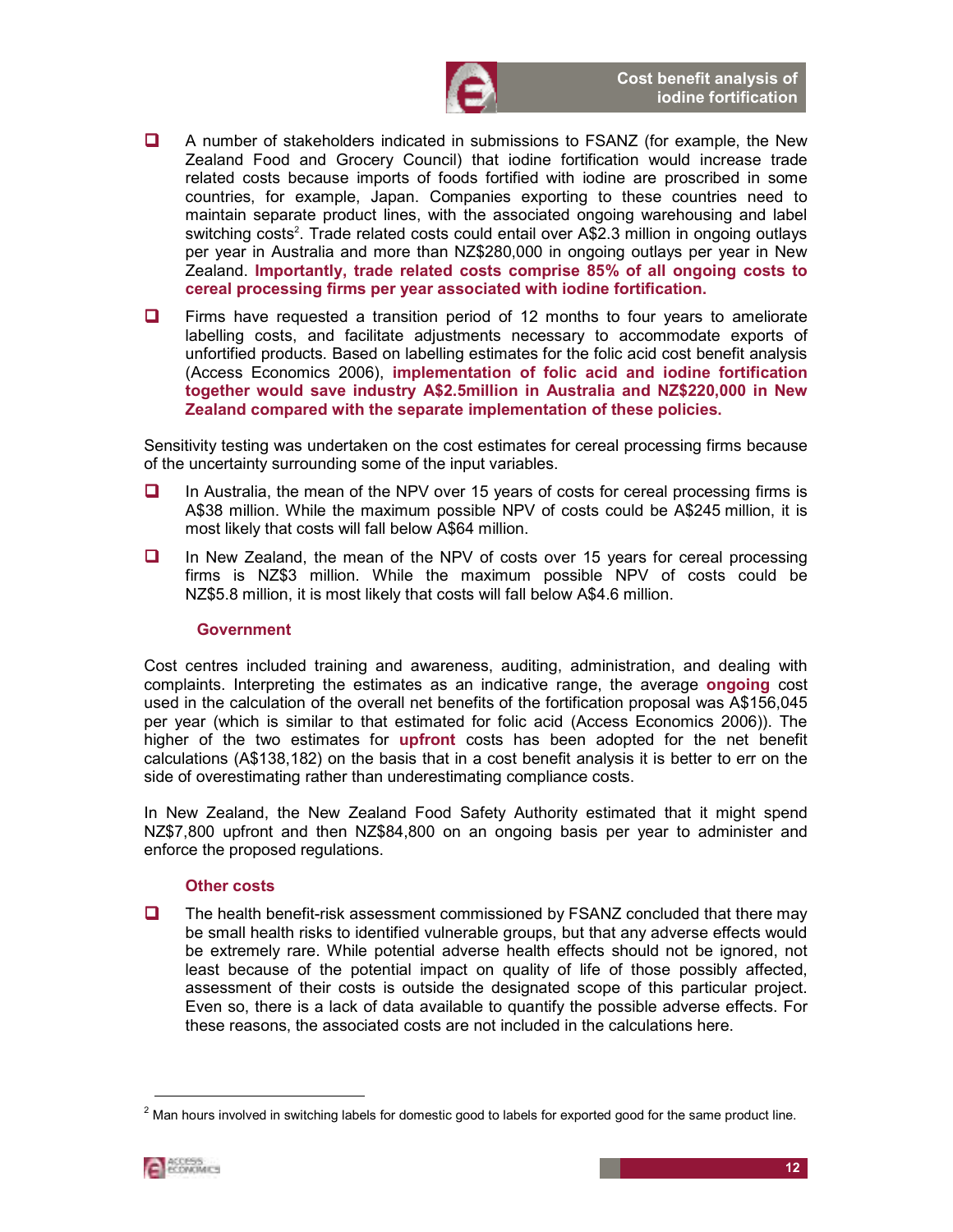- A number of stakeholders indicated in submissions to FSANZ (for example, the New Zealand Food and Grocery Council) that iodine fortification would increase trade related costs because imports of foods fortified with iodine are proscribed in some countries, for example, Japan. Companies exporting to these countries need to maintain separate product lines, with the associated ongoing warehousing and label switching costs[2]. Trade related costs could entail over A$2.3 million in ongoing outlays per year in Australia and more than NZ$280,000 in ongoing outlays per year in New Zealand. **Importantly, trade related costs comprise 85% of all ongoing costs to cereal processing firms per year associated with iodine fortification.**

- Firms have requested a transition period of 12 months to four years to ameliorate labelling costs, and facilitate adjustments necessary to accommodate exports of unfortified products. Based on labelling estimates for the folic acid cost benefit analysis (Access Economics 2006), **implementation of folic acid and iodine fortification together would save industry A$2.5million in Australia and NZ$220,000 in New Zealand compared with the separate implementation of these policies.**

Sensitivity testing was undertaken on the cost estimates for cereal processing firms because of the uncertainty surrounding some of the input variables.

- In Australia, the mean of the NPV over 15 years of costs for cereal processing firms is A$38 million. While the maximum possible NPV of costs could be A$245 million, it is most likely that costs will fall below A$64 million.

- In New Zealand, the mean of the NPV of costs over 15 years for cereal processing firms is NZ$3 million. While the maximum possible NPV of costs could be NZ$5.8 million, it is most likely that costs will fall below A$4.6 million.

### Government

Cost centres included training and awareness, auditing, administration, and dealing with complaints. Interpreting the estimates as an indicative range, the average **ongoing** cost used in the calculation of the overall net benefits of the fortification proposal was A$156,045 per year (which is similar to that estimated for folic acid (Access Economics 2006)). The higher of the two estimates for **upfront** costs has been adopted for the net benefit calculations (A$138,182) on the basis that in a cost benefit analysis it is better to err on the side of overestimating rather than underestimating compliance costs.

In New Zealand, the New Zealand Food Safety Authority estimated that it might spend NZ$7,800 upfront and then NZ$84,800 on an ongoing basis per year to administer and enforce the proposed regulations.

### Other costs

- The health benefit-risk assessment commissioned by FSANZ concluded that there may be small health risks to identified vulnerable groups, but that any adverse effects would be extremely rare. While potential adverse health effects should not be ignored, not least because of the potential impact on quality of life of those possibly affected, assessment of their costs is outside the designated scope of this particular project. Even so, there is a lack of data available to quantify the possible adverse effects. For these reasons, the associated costs are not included in the calculations here.

---

[2] Man hours involved in switching labels for domestic good to labels for exported good for the same product line.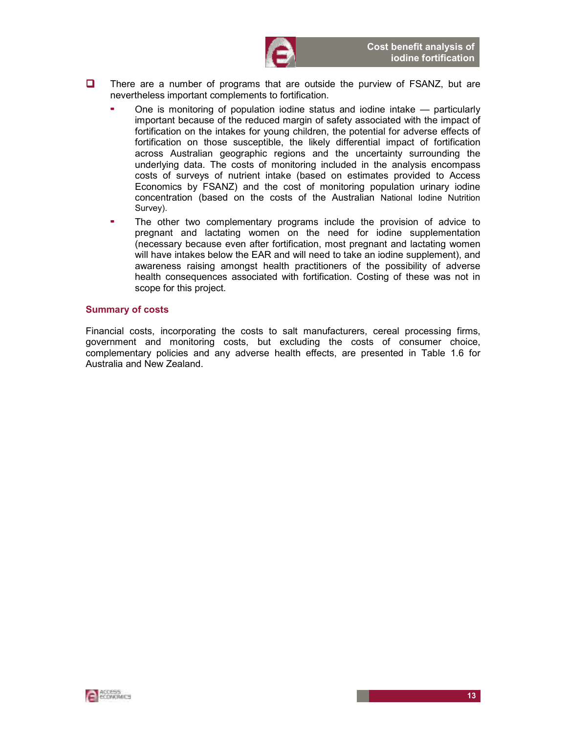- There are a number of programs that are outside the purview of FSANZ, but are nevertheless important complements to fortification.
  - One is monitoring of population iodine status and iodine intake — particularly important because of the reduced margin of safety associated with the impact of fortification on the intakes for young children, the potential for adverse effects of fortification on those susceptible, the likely differential impact of fortification across Australian geographic regions and the uncertainty surrounding the underlying data. The costs of monitoring included in the analysis encompass costs of surveys of nutrient intake (based on estimates provided to Access Economics by FSANZ) and the cost of monitoring population urinary iodine concentration (based on the costs of the Australian National Iodine Nutrition Survey).
  - The other two complementary programs include the provision of advice to pregnant and lactating women on the need for iodine supplementation (necessary because even after fortification, most pregnant and lactating women will have intakes below the EAR and will need to take an iodine supplement), and awareness raising amongst health practitioners of the possibility of adverse health consequences associated with fortification. Costing of these was not in scope for this project.

### Summary of costs

Financial costs, incorporating the costs to salt manufacturers, cereal processing firms, government and monitoring costs, but excluding the costs of consumer choice, complementary policies and any adverse health effects, are presented in Table 1.6 for Australia and New Zealand.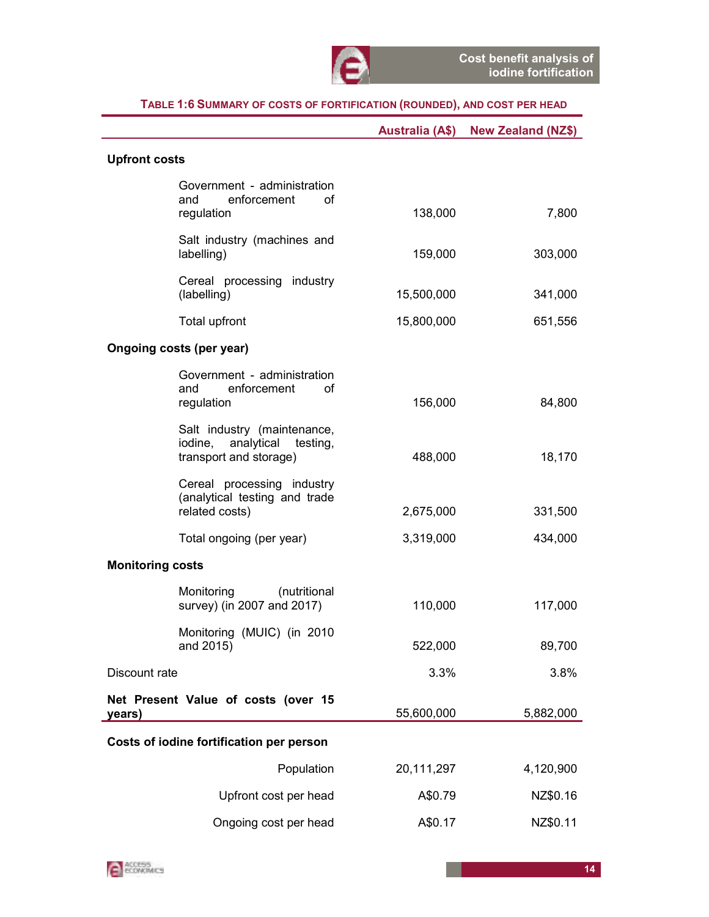**TABLE 1:6 SUMMARY OF COSTS OF FORTIFICATION (ROUNDED), AND COST PER HEAD**

| | Australia (A$) | New Zealand (NZ$) |
|---|---|---|
| **Upfront costs** | | |
| Government - administration and enforcement of regulation | 138,000 | 7,800 |
| Salt industry (machines and labelling) | 159,000 | 303,000 |
| Cereal processing industry (labelling) | 15,500,000 | 341,000 |
| Total upfront | 15,800,000 | 651,556 |
| **Ongoing costs (per year)** | | |
| Government - administration and enforcement of regulation | 156,000 | 84,800 |
| Salt industry (maintenance, iodine, analytical testing, transport and storage) | 488,000 | 18,170 |
| Cereal processing industry (analytical testing and trade related costs) | 2,675,000 | 331,500 |
| Total ongoing (per year) | 3,319,000 | 434,000 |
| **Monitoring costs** | | |
| Monitoring (nutritional survey) (in 2007 and 2017) | 110,000 | 117,000 |
| Monitoring (MUIC) (in 2010 and 2015) | 522,000 | 89,700 |
| Discount rate | 3.3% | 3.8% |
| **Net Present Value of costs (over 15 years)** | 55,600,000 | 5,882,000 |
| **Costs of iodine fortification per person** | | |
| Population | 20,111,297 | 4,120,900 |
| Upfront cost per head | A$0.79 | NZ$0.16 |
| Ongoing cost per head | A$0.17 | NZ$0.11 |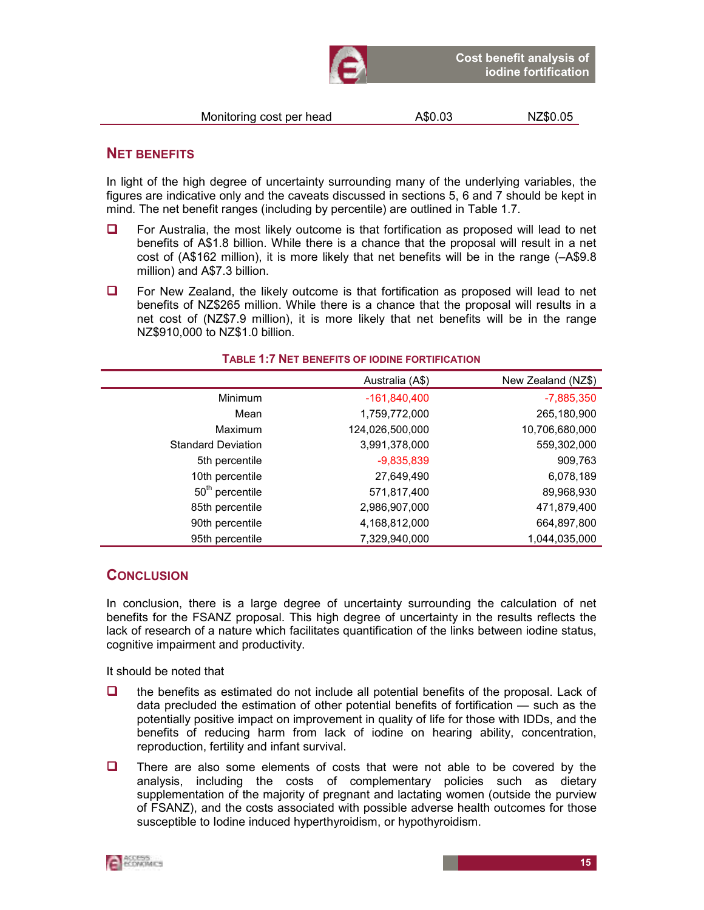| Monitoring cost per head | A$0.03 | NZ$0.05 |
| --- | --- | --- |

## NET BENEFITS

In light of the high degree of uncertainty surrounding many of the underlying variables, the figures are indicative only and the caveats discussed in sections 5, 6 and 7 should be kept in mind. The net benefit ranges (including by percentile) are outlined in Table 1.7.

- For Australia, the most likely outcome is that fortification as proposed will lead to net benefits of A$1.8 billion. While there is a chance that the proposal will result in a net cost of (A$162 million), it is more likely that net benefits will be in the range (–A$9.8 million) and A$7.3 billion.
- For New Zealand, the likely outcome is that fortification as proposed will lead to net benefits of NZ$265 million. While there is a chance that the proposal will results in a net cost of (NZ$7.9 million), it is more likely that net benefits will be in the range NZ$910,000 to NZ$1.0 billion.

**TABLE 1:7 NET BENEFITS OF IODINE FORTIFICATION**

| | Australia (A$) | New Zealand (NZ$) |
| --- | --- | --- |
| Minimum | -161,840,400 | -7,885,350 |
| Mean | 1,759,772,000 | 265,180,900 |
| Maximum | 124,026,500,000 | 10,706,680,000 |
| Standard Deviation | 3,991,378,000 | 559,302,000 |
| 5th percentile | -9,835,839 | 909,763 |
| 10th percentile | 27,649,490 | 6,078,189 |
| 50th percentile | 571,817,400 | 89,968,930 |
| 85th percentile | 2,986,907,000 | 471,879,400 |
| 90th percentile | 4,168,812,000 | 664,897,800 |
| 95th percentile | 7,329,940,000 | 1,044,035,000 |

## CONCLUSION

In conclusion, there is a large degree of uncertainty surrounding the calculation of net benefits for the FSANZ proposal. This high degree of uncertainty in the results reflects the lack of research of a nature which facilitates quantification of the links between iodine status, cognitive impairment and productivity.

It should be noted that

- the benefits as estimated do not include all potential benefits of the proposal. Lack of data precluded the estimation of other potential benefits of fortification — such as the potentially positive impact on improvement in quality of life for those with IDDs, and the benefits of reducing harm from lack of iodine on hearing ability, concentration, reproduction, fertility and infant survival.
- There are also some elements of costs that were not able to be covered by the analysis, including the costs of complementary policies such as dietary supplementation of the majority of pregnant and lactating women (outside the purview of FSANZ), and the costs associated with possible adverse health outcomes for those susceptible to Iodine induced hyperthyroidism, or hypothyroidism.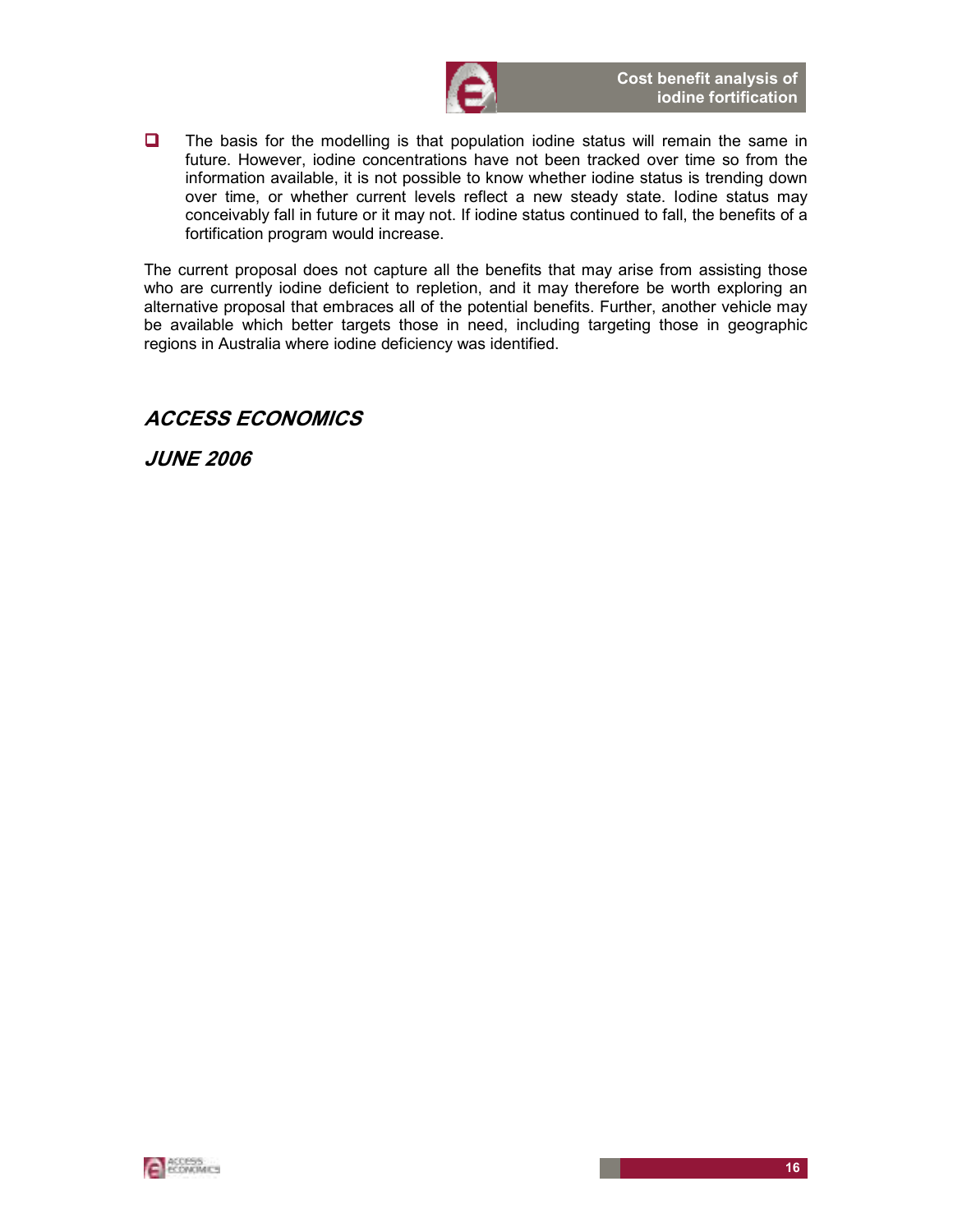- The basis for the modelling is that population iodine status will remain the same in future. However, iodine concentrations have not been tracked over time so from the information available, it is not possible to know whether iodine status is trending down over time, or whether current levels reflect a new steady state. Iodine status may conceivably fall in future or it may not. If iodine status continued to fall, the benefits of a fortification program would increase.

The current proposal does not capture all the benefits that may arise from assisting those who are currently iodine deficient to repletion, and it may therefore be worth exploring an alternative proposal that embraces all of the potential benefits. Further, another vehicle may be available which better targets those in need, including targeting those in geographic regions in Australia where iodine deficiency was identified.

***ACCESS ECONOMICS***

***JUNE 2006***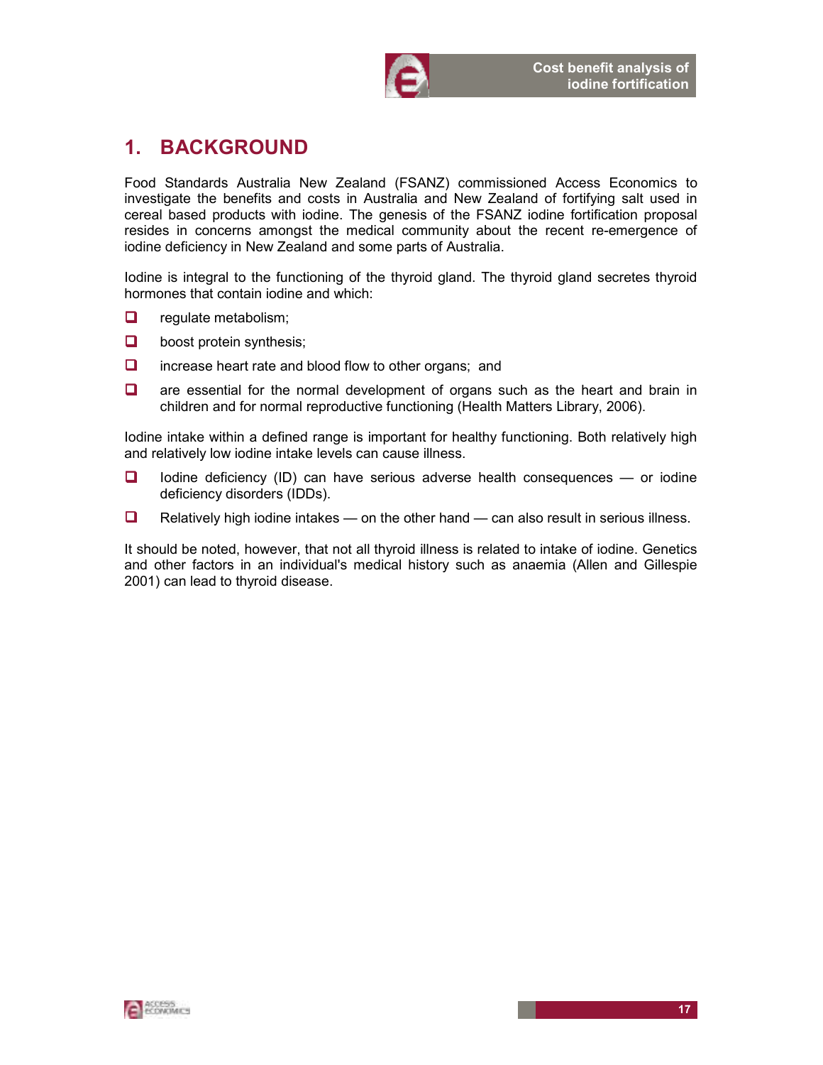# 1. BACKGROUND

Food Standards Australia New Zealand (FSANZ) commissioned Access Economics to investigate the benefits and costs in Australia and New Zealand of fortifying salt used in cereal based products with iodine. The genesis of the FSANZ iodine fortification proposal resides in concerns amongst the medical community about the recent re-emergence of iodine deficiency in New Zealand and some parts of Australia.

Iodine is integral to the functioning of the thyroid gland. The thyroid gland secretes thyroid hormones that contain iodine and which:

- regulate metabolism;
- boost protein synthesis;
- increase heart rate and blood flow to other organs; and
- are essential for the normal development of organs such as the heart and brain in children and for normal reproductive functioning (Health Matters Library, 2006).

Iodine intake within a defined range is important for healthy functioning. Both relatively high and relatively low iodine intake levels can cause illness.

- Iodine deficiency (ID) can have serious adverse health consequences — or iodine deficiency disorders (IDDs).
- Relatively high iodine intakes — on the other hand — can also result in serious illness.

It should be noted, however, that not all thyroid illness is related to intake of iodine. Genetics and other factors in an individual's medical history such as anaemia (Allen and Gillespie 2001) can lead to thyroid disease.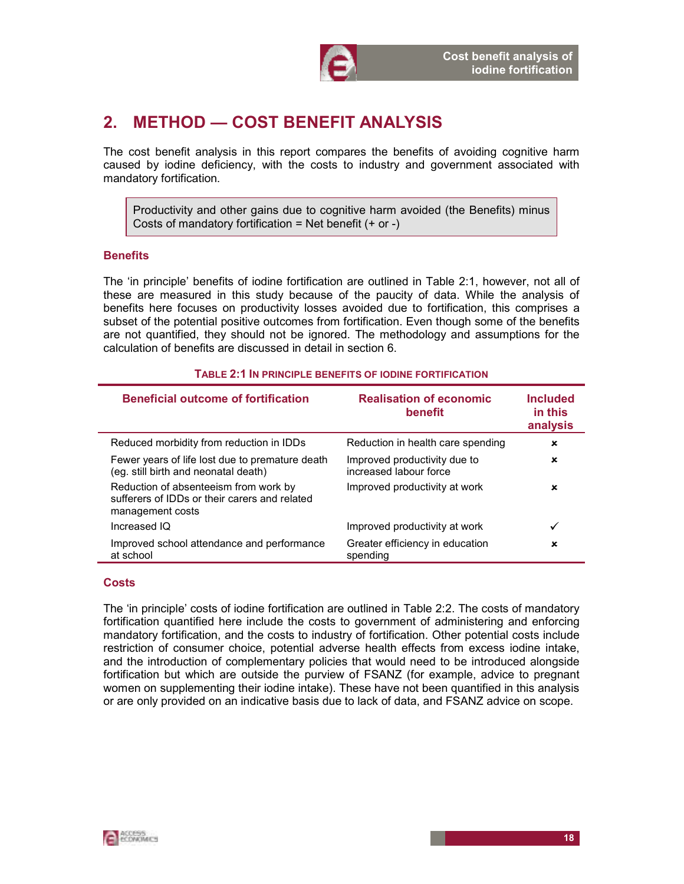# 2. METHOD — COST BENEFIT ANALYSIS

The cost benefit analysis in this report compares the benefits of avoiding cognitive harm caused by iodine deficiency, with the costs to industry and government associated with mandatory fortification.

> Productivity and other gains due to cognitive harm avoided (the Benefits) minus Costs of mandatory fortification = Net benefit (+ or -)

### Benefits

The 'in principle' benefits of iodine fortification are outlined in Table 2:1, however, not all of these are measured in this study because of the paucity of data. While the analysis of benefits here focuses on productivity losses avoided due to fortification, this comprises a subset of the potential positive outcomes from fortification. Even though some of the benefits are not quantified, they should not be ignored. The methodology and assumptions for the calculation of benefits are discussed in detail in section 6.

**TABLE 2:1 IN PRINCIPLE BENEFITS OF IODINE FORTIFICATION**

| Beneficial outcome of fortification | Realisation of economic benefit | Included in this analysis |
|---|---|---|
| Reduced morbidity from reduction in IDDs | Reduction in health care spending | ✗ |
| Fewer years of life lost due to premature death (eg. still birth and neonatal death) | Improved productivity due to increased labour force | ✗ |
| Reduction of absenteeism from work by sufferers of IDDs or their carers and related management costs | Improved productivity at work | ✗ |
| Increased IQ | Improved productivity at work | ✓ |
| Improved school attendance and performance at school | Greater efficiency in education spending | ✗ |

### Costs

The 'in principle' costs of iodine fortification are outlined in Table 2:2. The costs of mandatory fortification quantified here include the costs to government of administering and enforcing mandatory fortification, and the costs to industry of fortification. Other potential costs include restriction of consumer choice, potential adverse health effects from excess iodine intake, and the introduction of complementary policies that would need to be introduced alongside fortification but which are outside the purview of FSANZ (for example, advice to pregnant women on supplementing their iodine intake). These have not been quantified in this analysis or are only provided on an indicative basis due to lack of data, and FSANZ advice on scope.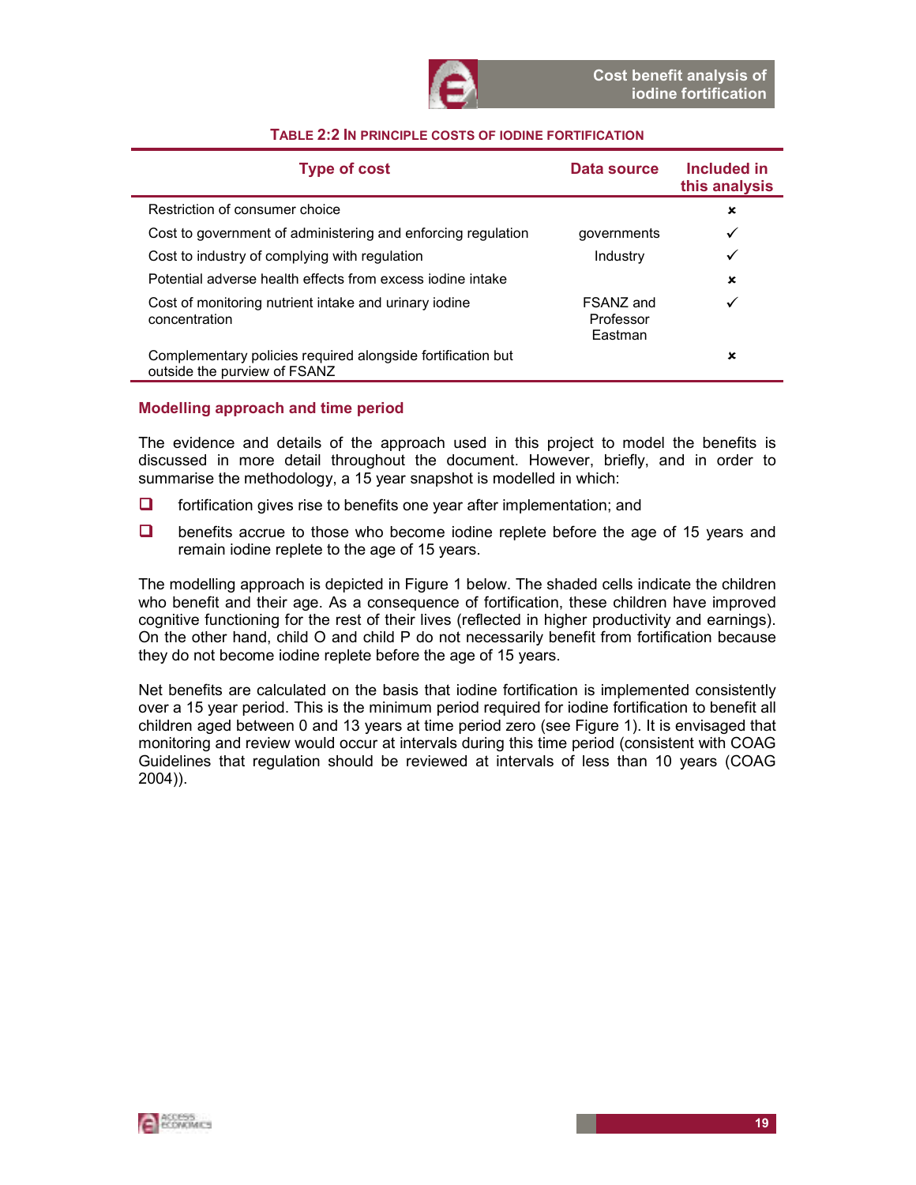**TABLE 2:2 IN PRINCIPLE COSTS OF IODINE FORTIFICATION**

| Type of cost | Data source | Included in this analysis |
|---|---|---|
| Restriction of consumer choice | | × |
| Cost to government of administering and enforcing regulation | governments | ✓ |
| Cost to industry of complying with regulation | Industry | ✓ |
| Potential adverse health effects from excess iodine intake | | × |
| Cost of monitoring nutrient intake and urinary iodine concentration | FSANZ and Professor Eastman | ✓ |
| Complementary policies required alongside fortification but outside the purview of FSANZ | | × |

## Modelling approach and time period

The evidence and details of the approach used in this project to model the benefits is discussed in more detail throughout the document. However, briefly, and in order to summarise the methodology, a 15 year snapshot is modelled in which:

- fortification gives rise to benefits one year after implementation; and
- benefits accrue to those who become iodine replete before the age of 15 years and remain iodine replete to the age of 15 years.

The modelling approach is depicted in Figure 1 below. The shaded cells indicate the children who benefit and their age. As a consequence of fortification, these children have improved cognitive functioning for the rest of their lives (reflected in higher productivity and earnings). On the other hand, child O and child P do not necessarily benefit from fortification because they do not become iodine replete before the age of 15 years.

Net benefits are calculated on the basis that iodine fortification is implemented consistently over a 15 year period. This is the minimum period required for iodine fortification to benefit all children aged between 0 and 13 years at time period zero (see Figure 1). It is envisaged that monitoring and review would occur at intervals during this time period (consistent with COAG Guidelines that regulation should be reviewed at intervals of less than 10 years (COAG 2004)).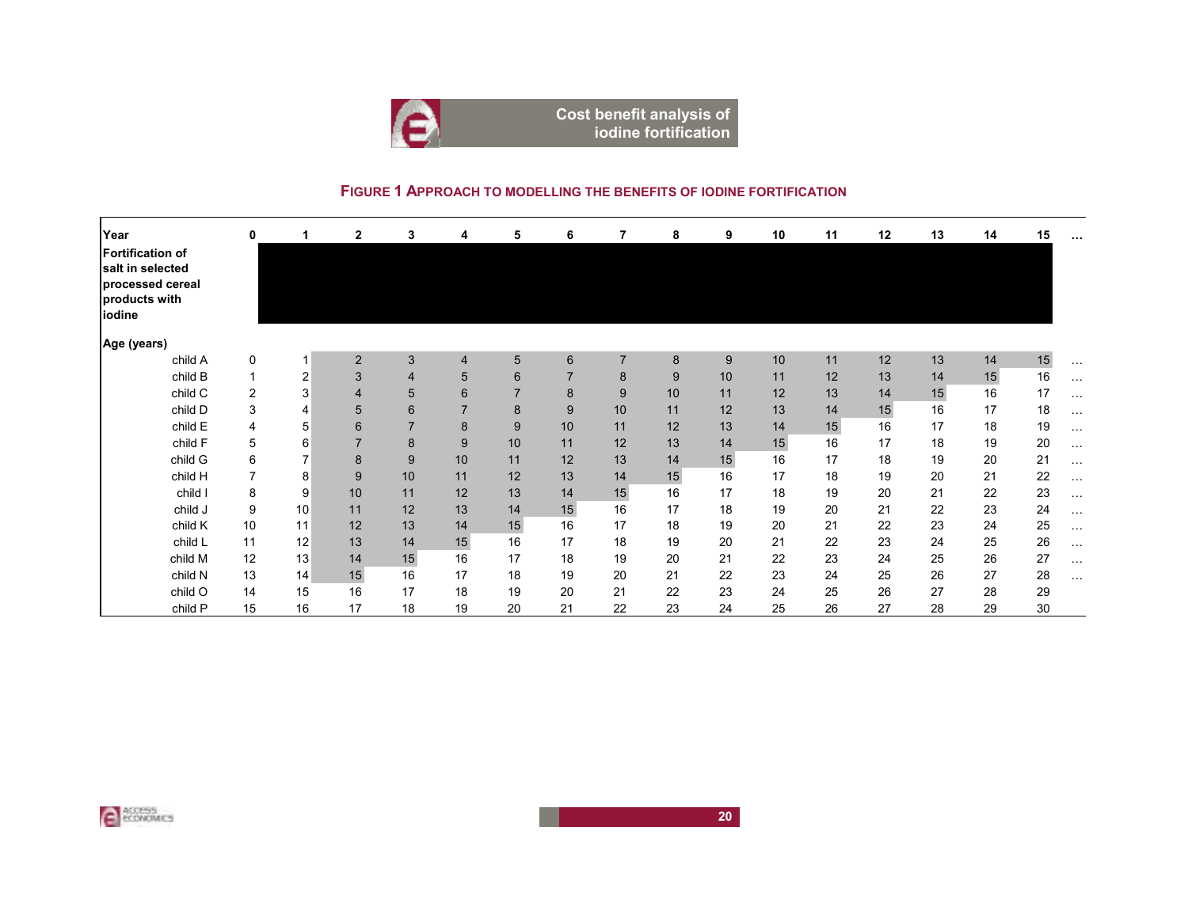**FIGURE 1 APPROACH TO MODELLING THE BENEFITS OF IODINE FORTIFICATION**

| Year | 0 | 1 | 2 | 3 | 4 | 5 | 6 | 7 | 8 | 9 | 10 | 11 | 12 | 13 | 14 | 15 | … |
|---|---|---|---|---|---|---|---|---|---|---|---|---|---|---|---|---|---|
| Fortification of salt in selected processed cereal products with iodine | | | | | | | | | | | | | | | | | |
| **Age (years)** | | | | | | | | | | | | | | | | | |
| child A | 0 | 1 | 2 | 3 | 4 | 5 | 6 | 7 | 8 | 9 | 10 | 11 | 12 | 13 | 14 | 15 | … |
| child B | 1 | 2 | 3 | 4 | 5 | 6 | 7 | 8 | 9 | 10 | 11 | 12 | 13 | 14 | 15 | 16 | … |
| child C | 2 | 3 | 4 | 5 | 6 | 7 | 8 | 9 | 10 | 11 | 12 | 13 | 14 | 15 | 16 | 17 | … |
| child D | 3 | 4 | 5 | 6 | 7 | 8 | 9 | 10 | 11 | 12 | 13 | 14 | 15 | 16 | 17 | 18 | … |
| child E | 4 | 5 | 6 | 7 | 8 | 9 | 10 | 11 | 12 | 13 | 14 | 15 | 16 | 17 | 18 | 19 | … |
| child F | 5 | 6 | 7 | 8 | 9 | 10 | 11 | 12 | 13 | 14 | 15 | 16 | 17 | 18 | 19 | 20 | … |
| child G | 6 | 7 | 8 | 9 | 10 | 11 | 12 | 13 | 14 | 15 | 16 | 17 | 18 | 19 | 20 | 21 | … |
| child H | 7 | 8 | 9 | 10 | 11 | 12 | 13 | 14 | 15 | 16 | 17 | 18 | 19 | 20 | 21 | 22 | … |
| child I | 8 | 9 | 10 | 11 | 12 | 13 | 14 | 15 | 16 | 17 | 18 | 19 | 20 | 21 | 22 | 23 | … |
| child J | 9 | 10 | 11 | 12 | 13 | 14 | 15 | 16 | 17 | 18 | 19 | 20 | 21 | 22 | 23 | 24 | … |
| child K | 10 | 11 | 12 | 13 | 14 | 15 | 16 | 17 | 18 | 19 | 20 | 21 | 22 | 23 | 24 | 25 | … |
| child L | 11 | 12 | 13 | 14 | 15 | 16 | 17 | 18 | 19 | 20 | 21 | 22 | 23 | 24 | 25 | 26 | … |
| child M | 12 | 13 | 14 | 15 | 16 | 17 | 18 | 19 | 20 | 21 | 22 | 23 | 24 | 25 | 26 | 27 | … |
| child N | 13 | 14 | 15 | 16 | 17 | 18 | 19 | 20 | 21 | 22 | 23 | 24 | 25 | 26 | 27 | 28 | … |
| child O | 14 | 15 | 16 | 17 | 18 | 19 | 20 | 21 | 22 | 23 | 24 | 25 | 26 | 27 | 28 | 29 | |
| child P | 15 | 16 | 17 | 18 | 19 | 20 | 21 | 22 | 23 | 24 | 25 | 26 | 27 | 28 | 29 | 30 | |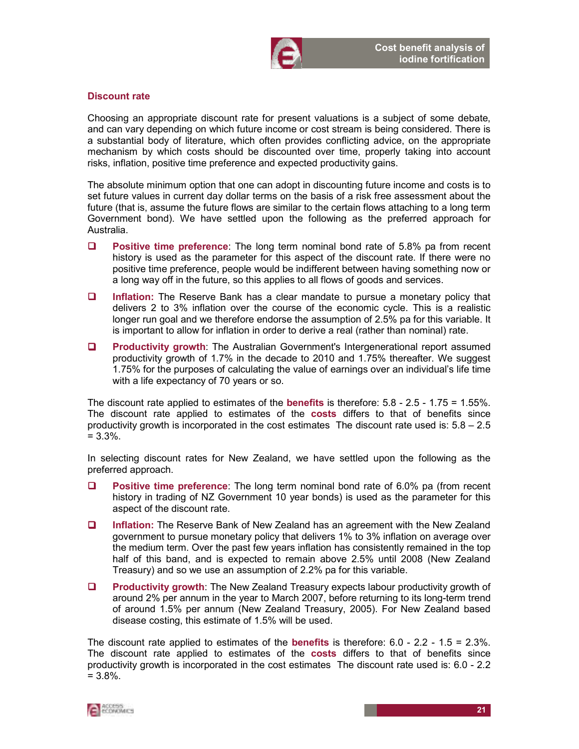## Discount rate

Choosing an appropriate discount rate for present valuations is a subject of some debate, and can vary depending on which future income or cost stream is being considered. There is a substantial body of literature, which often provides conflicting advice, on the appropriate mechanism by which costs should be discounted over time, properly taking into account risks, inflation, positive time preference and expected productivity gains.

The absolute minimum option that one can adopt in discounting future income and costs is to set future values in current day dollar terms on the basis of a risk free assessment about the future (that is, assume the future flows are similar to the certain flows attaching to a long term Government bond). We have settled upon the following as the preferred approach for Australia.

- **Positive time preference**: The long term nominal bond rate of 5.8% pa from recent history is used as the parameter for this aspect of the discount rate. If there were no positive time preference, people would be indifferent between having something now or a long way off in the future, so this applies to all flows of goods and services.
- **Inflation:** The Reserve Bank has a clear mandate to pursue a monetary policy that delivers 2 to 3% inflation over the course of the economic cycle. This is a realistic longer run goal and we therefore endorse the assumption of 2.5% pa for this variable. It is important to allow for inflation in order to derive a real (rather than nominal) rate.
- **Productivity growth**: The Australian Government's Intergenerational report assumed productivity growth of 1.7% in the decade to 2010 and 1.75% thereafter. We suggest 1.75% for the purposes of calculating the value of earnings over an individual's life time with a life expectancy of 70 years or so.

The discount rate applied to estimates of the **benefits** is therefore: 5.8 - 2.5 - 1.75 = 1.55%. The discount rate applied to estimates of the **costs** differs to that of benefits since productivity growth is incorporated in the cost estimates The discount rate used is: 5.8 – 2.5 = 3.3%.

In selecting discount rates for New Zealand, we have settled upon the following as the preferred approach.

- **Positive time preference**: The long term nominal bond rate of 6.0% pa (from recent history in trading of NZ Government 10 year bonds) is used as the parameter for this aspect of the discount rate.
- **Inflation:** The Reserve Bank of New Zealand has an agreement with the New Zealand government to pursue monetary policy that delivers 1% to 3% inflation on average over the medium term. Over the past few years inflation has consistently remained in the top half of this band, and is expected to remain above 2.5% until 2008 (New Zealand Treasury) and so we use an assumption of 2.2% pa for this variable.
- **Productivity growth**: The New Zealand Treasury expects labour productivity growth of around 2% per annum in the year to March 2007, before returning to its long-term trend of around 1.5% per annum (New Zealand Treasury, 2005). For New Zealand based disease costing, this estimate of 1.5% will be used.

The discount rate applied to estimates of the **benefits** is therefore: 6.0 - 2.2 - 1.5 = 2.3%. The discount rate applied to estimates of the **costs** differs to that of benefits since productivity growth is incorporated in the cost estimates The discount rate used is: 6.0 - 2.2 = 3.8%.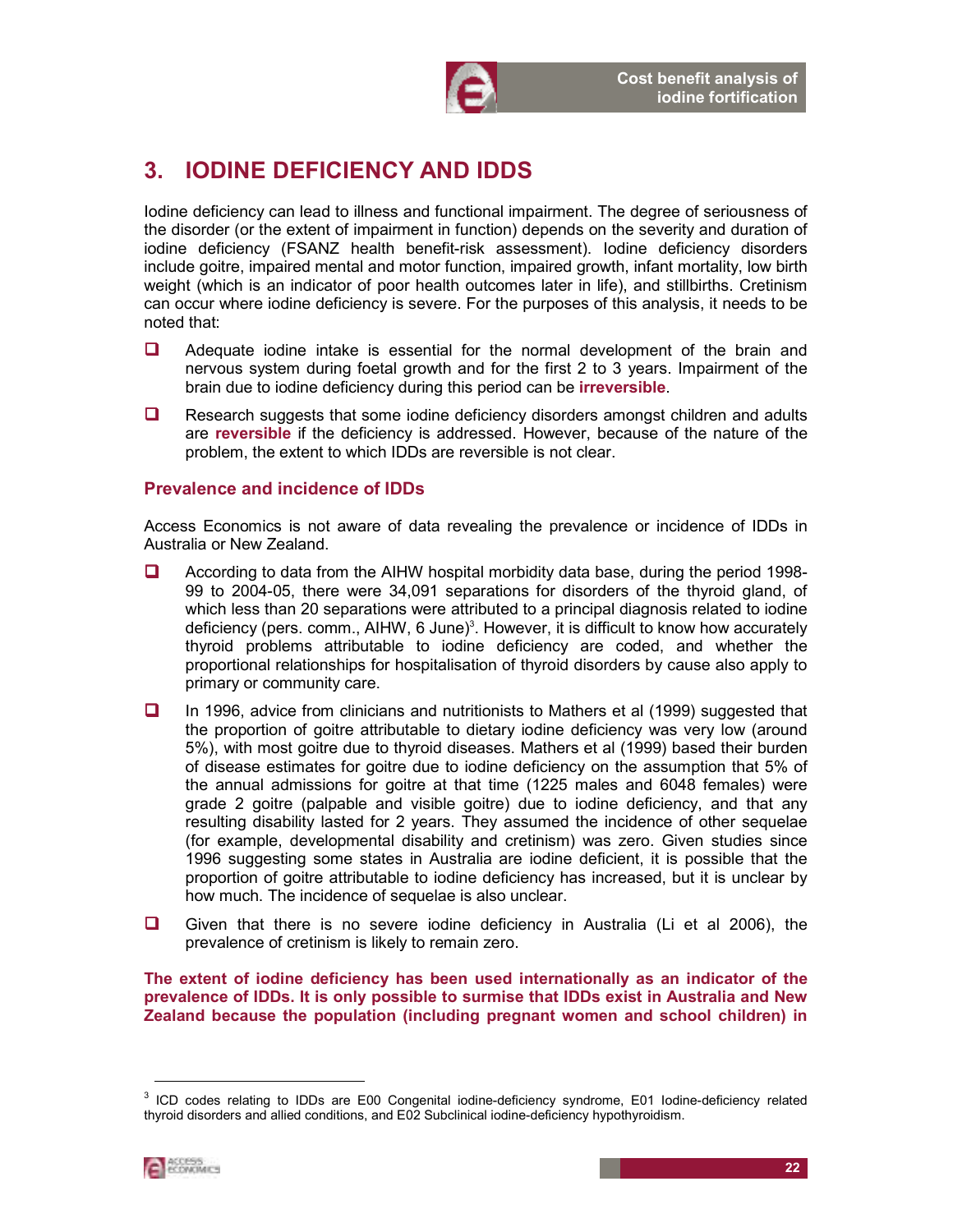# 3. IODINE DEFICIENCY AND IDDS

Iodine deficiency can lead to illness and functional impairment. The degree of seriousness of the disorder (or the extent of impairment in function) depends on the severity and duration of iodine deficiency (FSANZ health benefit-risk assessment). Iodine deficiency disorders include goitre, impaired mental and motor function, impaired growth, infant mortality, low birth weight (which is an indicator of poor health outcomes later in life), and stillbirths. Cretinism can occur where iodine deficiency is severe. For the purposes of this analysis, it needs to be noted that:

- Adequate iodine intake is essential for the normal development of the brain and nervous system during foetal growth and for the first 2 to 3 years. Impairment of the brain due to iodine deficiency during this period can be **irreversible**.
- Research suggests that some iodine deficiency disorders amongst children and adults are **reversible** if the deficiency is addressed. However, because of the nature of the problem, the extent to which IDDs are reversible is not clear.

### Prevalence and incidence of IDDs

Access Economics is not aware of data revealing the prevalence or incidence of IDDs in Australia or New Zealand.

- According to data from the AIHW hospital morbidity data base, during the period 1998-99 to 2004-05, there were 34,091 separations for disorders of the thyroid gland, of which less than 20 separations were attributed to a principal diagnosis related to iodine deficiency (pers. comm., AIHW, 6 June)[3]. However, it is difficult to know how accurately thyroid problems attributable to iodine deficiency are coded, and whether the proportional relationships for hospitalisation of thyroid disorders by cause also apply to primary or community care.
- In 1996, advice from clinicians and nutritionists to Mathers et al (1999) suggested that the proportion of goitre attributable to dietary iodine deficiency was very low (around 5%), with most goitre due to thyroid diseases. Mathers et al (1999) based their burden of disease estimates for goitre due to iodine deficiency on the assumption that 5% of the annual admissions for goitre at that time (1225 males and 6048 females) were grade 2 goitre (palpable and visible goitre) due to iodine deficiency, and that any resulting disability lasted for 2 years. They assumed the incidence of other sequelae (for example, developmental disability and cretinism) was zero. Given studies since 1996 suggesting some states in Australia are iodine deficient, it is possible that the proportion of goitre attributable to iodine deficiency has increased, but it is unclear by how much. The incidence of sequelae is also unclear.
- Given that there is no severe iodine deficiency in Australia (Li et al 2006), the prevalence of cretinism is likely to remain zero.

**The extent of iodine deficiency has been used internationally as an indicator of the prevalence of IDDs. It is only possible to surmise that IDDs exist in Australia and New Zealand because the population (including pregnant women and school children) in**

[3] ICD codes relating to IDDs are E00 Congenital iodine-deficiency syndrome, E01 Iodine-deficiency related thyroid disorders and allied conditions, and E02 Subclinical iodine-deficiency hypothyroidism.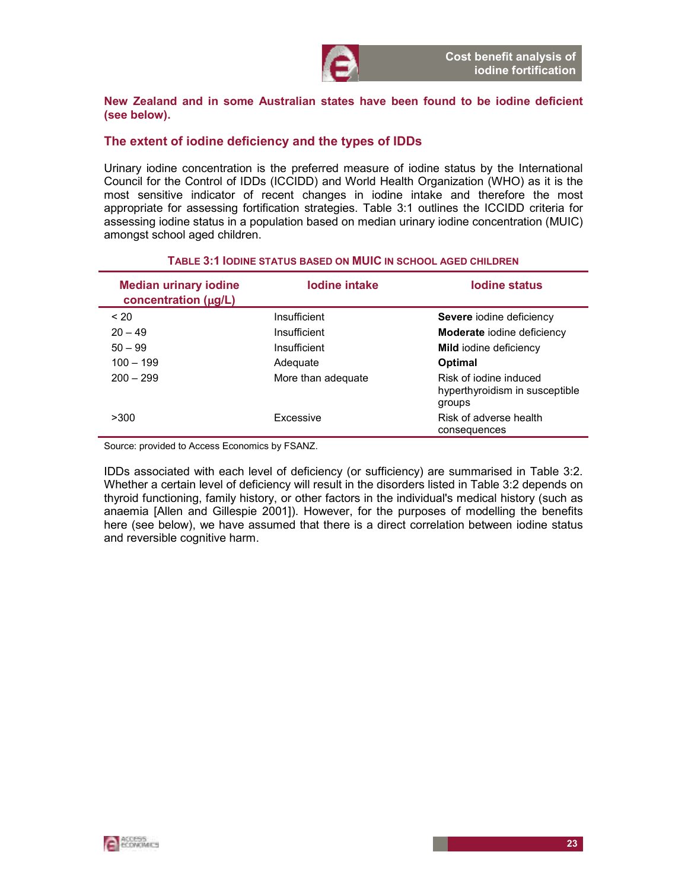**New Zealand and in some Australian states have been found to be iodine deficient (see below).**

## The extent of iodine deficiency and the types of IDDs

Urinary iodine concentration is the preferred measure of iodine status by the International Council for the Control of IDDs (ICCIDD) and World Health Organization (WHO) as it is the most sensitive indicator of recent changes in iodine intake and therefore the most appropriate for assessing fortification strategies. Table 3:1 outlines the ICCIDD criteria for assessing iodine status in a population based on median urinary iodine concentration (MUIC) amongst school aged children.

**TABLE 3:1 IODINE STATUS BASED ON MUIC IN SCHOOL AGED CHILDREN**

| Median urinary iodine concentration (μg/L) | Iodine intake | Iodine status |
|---|---|---|
| < 20 | Insufficient | **Severe** iodine deficiency |
| 20 – 49 | Insufficient | **Moderate** iodine deficiency |
| 50 – 99 | Insufficient | **Mild** iodine deficiency |
| 100 – 199 | Adequate | **Optimal** |
| 200 – 299 | More than adequate | Risk of iodine induced hyperthyroidism in susceptible groups |
| >300 | Excessive | Risk of adverse health consequences |

Source: provided to Access Economics by FSANZ.

IDDs associated with each level of deficiency (or sufficiency) are summarised in Table 3:2. Whether a certain level of deficiency will result in the disorders listed in Table 3:2 depends on thyroid functioning, family history, or other factors in the individual's medical history (such as anaemia [Allen and Gillespie 2001]). However, for the purposes of modelling the benefits here (see below), we have assumed that there is a direct correlation between iodine status and reversible cognitive harm.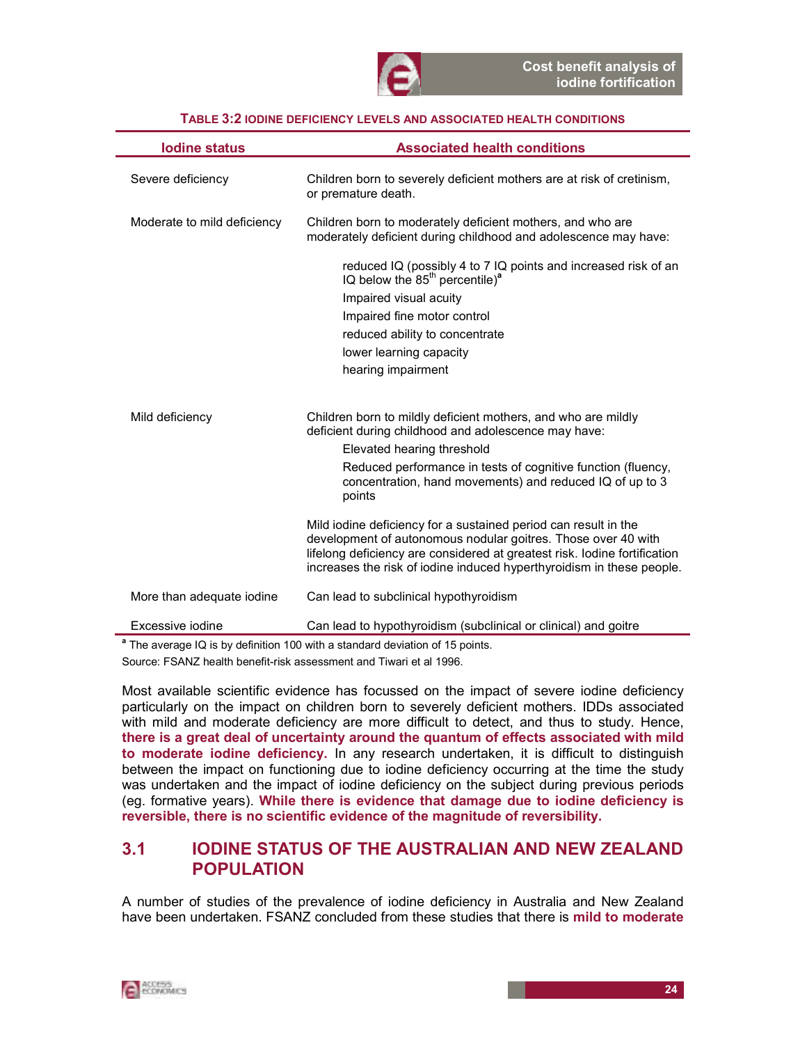**Table 3:2 Iodine deficiency levels and associated health conditions**

| Iodine status | Associated health conditions |
|---|---|
| Severe deficiency | Children born to severely deficient mothers are at risk of cretinism, or premature death. |
| Moderate to mild deficiency | Children born to moderately deficient mothers, and who are moderately deficient during childhood and adolescence may have:<br>reduced IQ (possibly 4 to 7 IQ points and increased risk of an IQ below the 85th percentile)[a]<br>Impaired visual acuity<br>Impaired fine motor control<br>reduced ability to concentrate<br>lower learning capacity<br>hearing impairment |
| Mild deficiency | Children born to mildly deficient mothers, and who are mildly deficient during childhood and adolescence may have:<br>Elevated hearing threshold<br>Reduced performance in tests of cognitive function (fluency, concentration, hand movements) and reduced IQ of up to 3 points<br><br>Mild iodine deficiency for a sustained period can result in the development of autonomous nodular goitres. Those over 40 with lifelong deficiency are considered at greatest risk. Iodine fortification increases the risk of iodine induced hyperthyroidism in these people. |
| More than adequate iodine | Can lead to subclinical hypothyroidism |
| Excessive iodine | Can lead to hypothyroidism (subclinical or clinical) and goitre |

[a] The average IQ is by definition 100 with a standard deviation of 15 points.

Source: FSANZ health benefit-risk assessment and Tiwari et al 1996.

Most available scientific evidence has focussed on the impact of severe iodine deficiency particularly on the impact on children born to severely deficient mothers. IDDs associated with mild and moderate deficiency are more difficult to detect, and thus to study. Hence, **there is a great deal of uncertainty around the quantum of effects associated with mild to moderate iodine deficiency.** In any research undertaken, it is difficult to distinguish between the impact on functioning due to iodine deficiency occurring at the time the study was undertaken and the impact of iodine deficiency on the subject during previous periods (eg. formative years). **While there is evidence that damage due to iodine deficiency is reversible, there is no scientific evidence of the magnitude of reversibility.**

## 3.1 Iodine status of the Australian and New Zealand population

A number of studies of the prevalence of iodine deficiency in Australia and New Zealand have been undertaken. FSANZ concluded from these studies that there is **mild to moderate**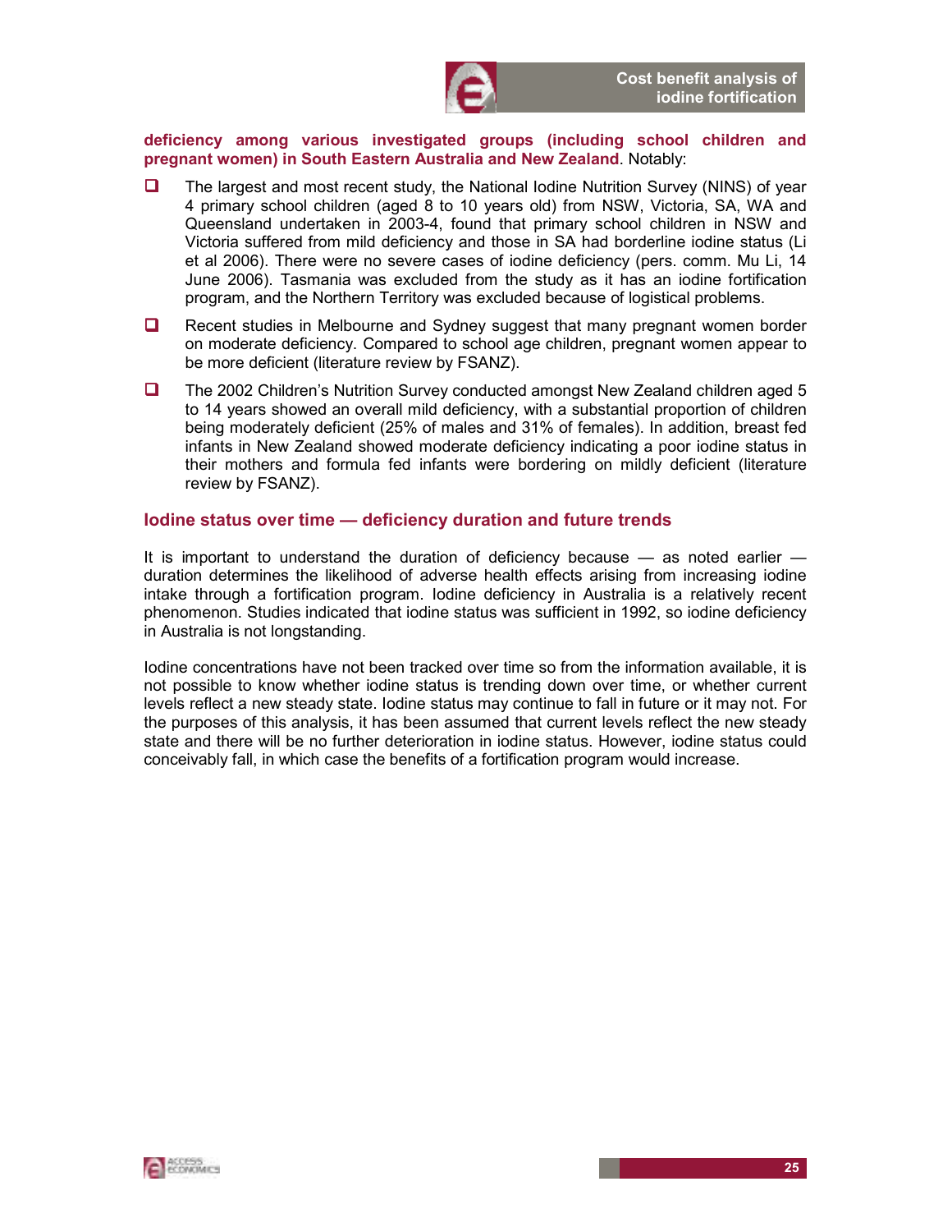**deficiency among various investigated groups (including school children and pregnant women) in South Eastern Australia and New Zealand**. Notably:

- The largest and most recent study, the National Iodine Nutrition Survey (NINS) of year 4 primary school children (aged 8 to 10 years old) from NSW, Victoria, SA, WA and Queensland undertaken in 2003-4, found that primary school children in NSW and Victoria suffered from mild deficiency and those in SA had borderline iodine status (Li et al 2006). There were no severe cases of iodine deficiency (pers. comm. Mu Li, 14 June 2006). Tasmania was excluded from the study as it has an iodine fortification program, and the Northern Territory was excluded because of logistical problems.
- Recent studies in Melbourne and Sydney suggest that many pregnant women border on moderate deficiency. Compared to school age children, pregnant women appear to be more deficient (literature review by FSANZ).
- The 2002 Children's Nutrition Survey conducted amongst New Zealand children aged 5 to 14 years showed an overall mild deficiency, with a substantial proportion of children being moderately deficient (25% of males and 31% of females). In addition, breast fed infants in New Zealand showed moderate deficiency indicating a poor iodine status in their mothers and formula fed infants were bordering on mildly deficient (literature review by FSANZ).

### Iodine status over time — deficiency duration and future trends

It is important to understand the duration of deficiency because — as noted earlier — duration determines the likelihood of adverse health effects arising from increasing iodine intake through a fortification program. Iodine deficiency in Australia is a relatively recent phenomenon. Studies indicated that iodine status was sufficient in 1992, so iodine deficiency in Australia is not longstanding.

Iodine concentrations have not been tracked over time so from the information available, it is not possible to know whether iodine status is trending down over time, or whether current levels reflect a new steady state. Iodine status may continue to fall in future or it may not. For the purposes of this analysis, it has been assumed that current levels reflect the new steady state and there will be no further deterioration in iodine status. However, iodine status could conceivably fall, in which case the benefits of a fortification program would increase.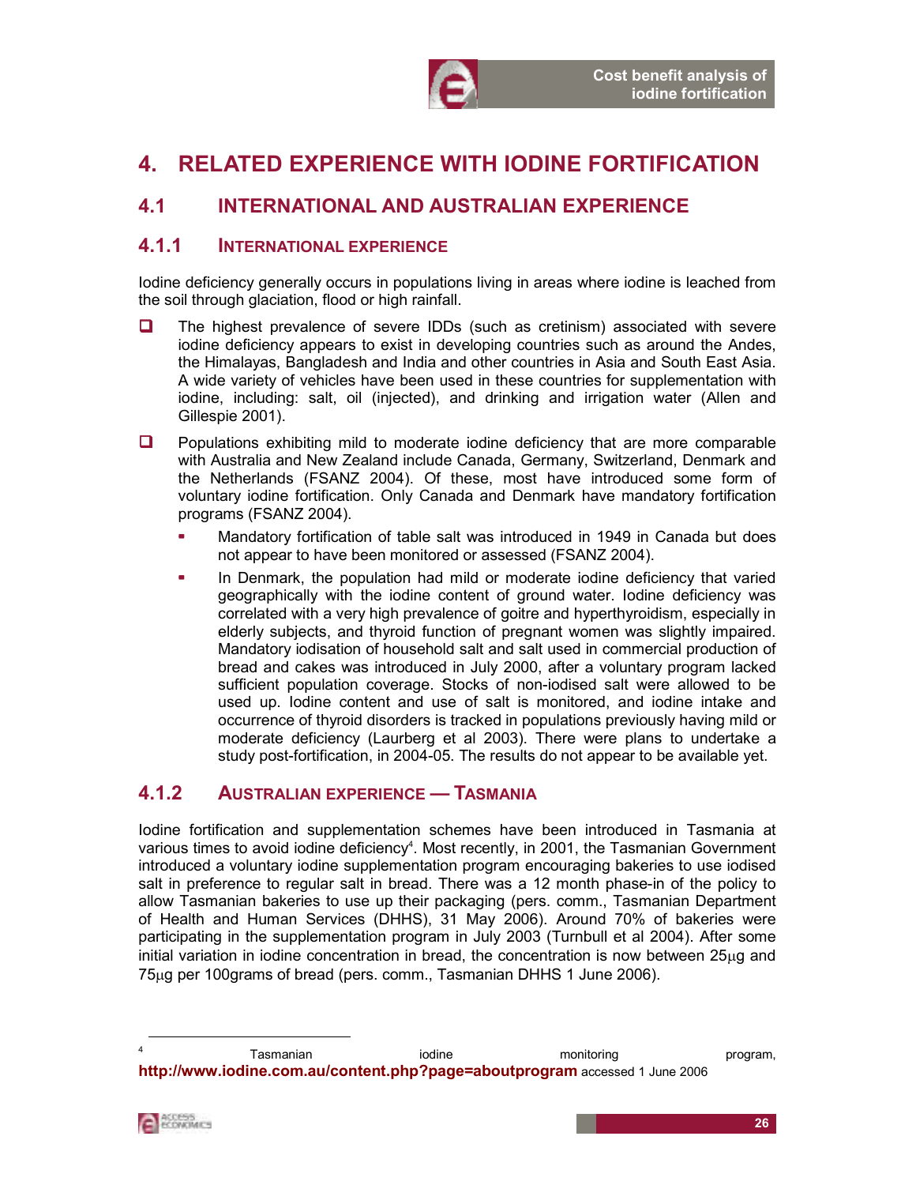# 4. RELATED EXPERIENCE WITH IODINE FORTIFICATION

## 4.1 INTERNATIONAL AND AUSTRALIAN EXPERIENCE

### 4.1.1 INTERNATIONAL EXPERIENCE

Iodine deficiency generally occurs in populations living in areas where iodine is leached from the soil through glaciation, flood or high rainfall.

- The highest prevalence of severe IDDs (such as cretinism) associated with severe iodine deficiency appears to exist in developing countries such as around the Andes, the Himalayas, Bangladesh and India and other countries in Asia and South East Asia. A wide variety of vehicles have been used in these countries for supplementation with iodine, including: salt, oil (injected), and drinking and irrigation water (Allen and Gillespie 2001).
- Populations exhibiting mild to moderate iodine deficiency that are more comparable with Australia and New Zealand include Canada, Germany, Switzerland, Denmark and the Netherlands (FSANZ 2004). Of these, most have introduced some form of voluntary iodine fortification. Only Canada and Denmark have mandatory fortification programs (FSANZ 2004).
  - Mandatory fortification of table salt was introduced in 1949 in Canada but does not appear to have been monitored or assessed (FSANZ 2004).
  - In Denmark, the population had mild or moderate iodine deficiency that varied geographically with the iodine content of ground water. Iodine deficiency was correlated with a very high prevalence of goitre and hyperthyroidism, especially in elderly subjects, and thyroid function of pregnant women was slightly impaired. Mandatory iodisation of household salt and salt used in commercial production of bread and cakes was introduced in July 2000, after a voluntary program lacked sufficient population coverage. Stocks of non-iodised salt were allowed to be used up. Iodine content and use of salt is monitored, and iodine intake and occurrence of thyroid disorders is tracked in populations previously having mild or moderate deficiency (Laurberg et al 2003). There were plans to undertake a study post-fortification, in 2004-05. The results do not appear to be available yet.

### 4.1.2 AUSTRALIAN EXPERIENCE — TASMANIA

Iodine fortification and supplementation schemes have been introduced in Tasmania at various times to avoid iodine deficiency[4]. Most recently, in 2001, the Tasmanian Government introduced a voluntary iodine supplementation program encouraging bakeries to use iodised salt in preference to regular salt in bread. There was a 12 month phase-in of the policy to allow Tasmanian bakeries to use up their packaging (pers. comm., Tasmanian Department of Health and Human Services (DHHS), 31 May 2006). Around 70% of bakeries were participating in the supplementation program in July 2003 (Turnbull et al 2004). After some initial variation in iodine concentration in bread, the concentration is now between 25μg and 75μg per 100grams of bread (pers. comm., Tasmanian DHHS 1 June 2006).

[4] Tasmanian iodine monitoring program, **http://www.iodine.com.au/content.php?page=aboutprogram** accessed 1 June 2006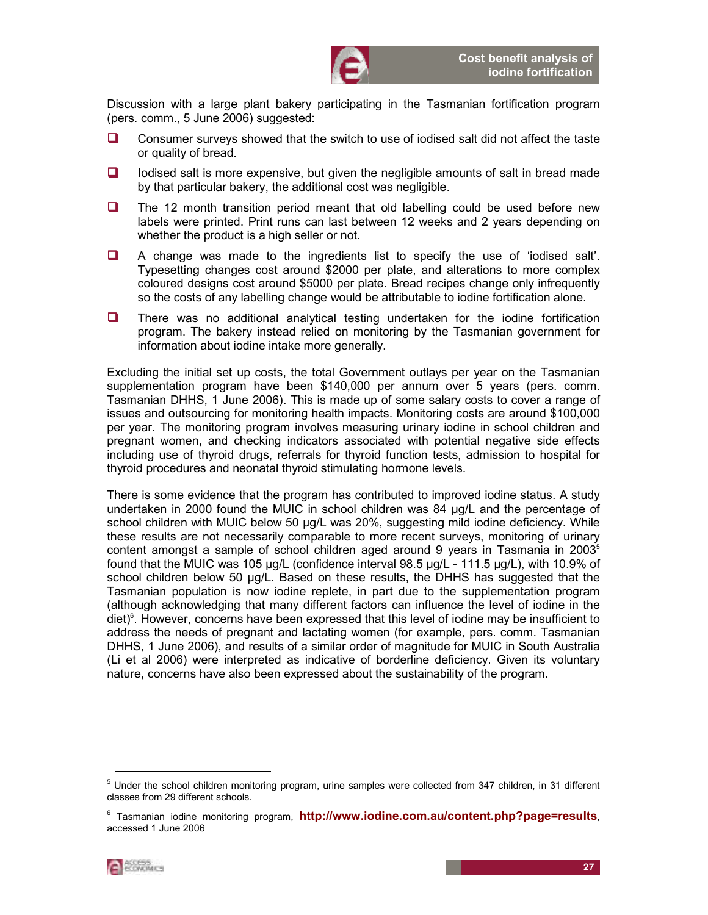Discussion with a large plant bakery participating in the Tasmanian fortification program (pers. comm., 5 June 2006) suggested:

- Consumer surveys showed that the switch to use of iodised salt did not affect the taste or quality of bread.
- Iodised salt is more expensive, but given the negligible amounts of salt in bread made by that particular bakery, the additional cost was negligible.
- The 12 month transition period meant that old labelling could be used before new labels were printed. Print runs can last between 12 weeks and 2 years depending on whether the product is a high seller or not.
- A change was made to the ingredients list to specify the use of 'iodised salt'. Typesetting changes cost around $2000 per plate, and alterations to more complex coloured designs cost around $5000 per plate. Bread recipes change only infrequently so the costs of any labelling change would be attributable to iodine fortification alone.
- There was no additional analytical testing undertaken for the iodine fortification program. The bakery instead relied on monitoring by the Tasmanian government for information about iodine intake more generally.

Excluding the initial set up costs, the total Government outlays per year on the Tasmanian supplementation program have been $140,000 per annum over 5 years (pers. comm. Tasmanian DHHS, 1 June 2006). This is made up of some salary costs to cover a range of issues and outsourcing for monitoring health impacts. Monitoring costs are around $100,000 per year. The monitoring program involves measuring urinary iodine in school children and pregnant women, and checking indicators associated with potential negative side effects including use of thyroid drugs, referrals for thyroid function tests, admission to hospital for thyroid procedures and neonatal thyroid stimulating hormone levels.

There is some evidence that the program has contributed to improved iodine status. A study undertaken in 2000 found the MUIC in school children was 84 μg/L and the percentage of school children with MUIC below 50 μg/L was 20%, suggesting mild iodine deficiency. While these results are not necessarily comparable to more recent surveys, monitoring of urinary content amongst a sample of school children aged around 9 years in Tasmania in 2003[5] found that the MUIC was 105 μg/L (confidence interval 98.5 μg/L - 111.5 μg/L), with 10.9% of school children below 50 μg/L. Based on these results, the DHHS has suggested that the Tasmanian population is now iodine replete, in part due to the supplementation program (although acknowledging that many different factors can influence the level of iodine in the diet)[6]. However, concerns have been expressed that this level of iodine may be insufficient to address the needs of pregnant and lactating women (for example, pers. comm. Tasmanian DHHS, 1 June 2006), and results of a similar order of magnitude for MUIC in South Australia (Li et al 2006) were interpreted as indicative of borderline deficiency. Given its voluntary nature, concerns have also been expressed about the sustainability of the program.

---

[5] Under the school children monitoring program, urine samples were collected from 347 children, in 31 different classes from 29 different schools.

[6] Tasmanian iodine monitoring program, **http://www.iodine.com.au/content.php?page=results**, accessed 1 June 2006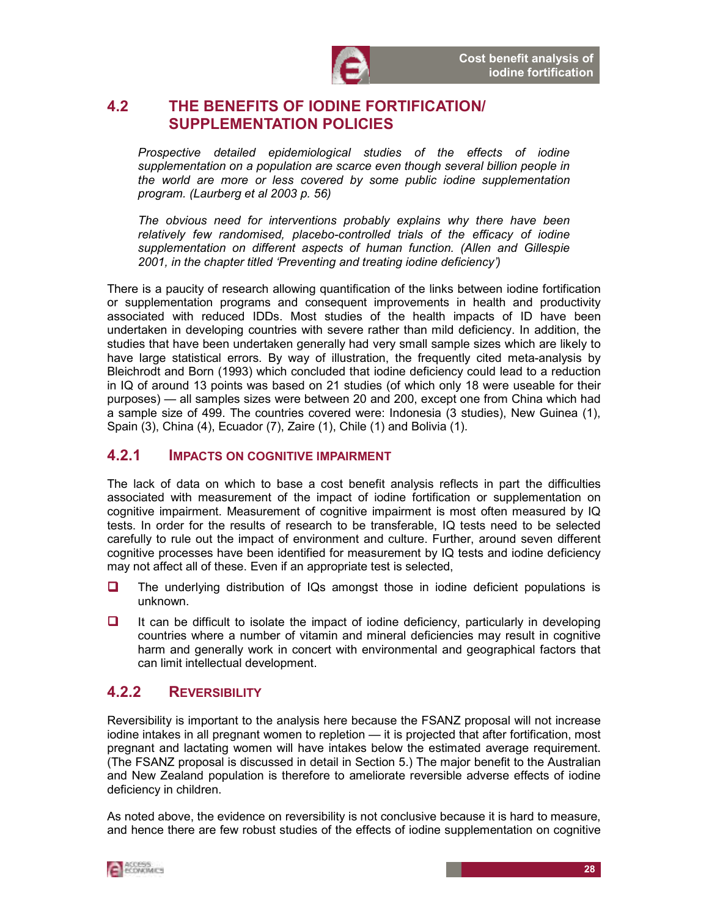## 4.2 THE BENEFITS OF IODINE FORTIFICATION/ SUPPLEMENTATION POLICIES

*Prospective detailed epidemiological studies of the effects of iodine supplementation on a population are scarce even though several billion people in the world are more or less covered by some public iodine supplementation program. (Laurberg et al 2003 p. 56)*

*The obvious need for interventions probably explains why there have been relatively few randomised, placebo-controlled trials of the efficacy of iodine supplementation on different aspects of human function. (Allen and Gillespie 2001, in the chapter titled 'Preventing and treating iodine deficiency')*

There is a paucity of research allowing quantification of the links between iodine fortification or supplementation programs and consequent improvements in health and productivity associated with reduced IDDs. Most studies of the health impacts of ID have been undertaken in developing countries with severe rather than mild deficiency. In addition, the studies that have been undertaken generally had very small sample sizes which are likely to have large statistical errors. By way of illustration, the frequently cited meta-analysis by Bleichrodt and Born (1993) which concluded that iodine deficiency could lead to a reduction in IQ of around 13 points was based on 21 studies (of which only 18 were useable for their purposes) — all samples sizes were between 20 and 200, except one from China which had a sample size of 499. The countries covered were: Indonesia (3 studies), New Guinea (1), Spain (3), China (4), Ecuador (7), Zaire (1), Chile (1) and Bolivia (1).

### 4.2.1 IMPACTS ON COGNITIVE IMPAIRMENT

The lack of data on which to base a cost benefit analysis reflects in part the difficulties associated with measurement of the impact of iodine fortification or supplementation on cognitive impairment. Measurement of cognitive impairment is most often measured by IQ tests. In order for the results of research to be transferable, IQ tests need to be selected carefully to rule out the impact of environment and culture. Further, around seven different cognitive processes have been identified for measurement by IQ tests and iodine deficiency may not affect all of these. Even if an appropriate test is selected,

- The underlying distribution of IQs amongst those in iodine deficient populations is unknown.
- It can be difficult to isolate the impact of iodine deficiency, particularly in developing countries where a number of vitamin and mineral deficiencies may result in cognitive harm and generally work in concert with environmental and geographical factors that can limit intellectual development.

### 4.2.2 REVERSIBILITY

Reversibility is important to the analysis here because the FSANZ proposal will not increase iodine intakes in all pregnant women to repletion — it is projected that after fortification, most pregnant and lactating women will have intakes below the estimated average requirement. (The FSANZ proposal is discussed in detail in Section 5.) The major benefit to the Australian and New Zealand population is therefore to ameliorate reversible adverse effects of iodine deficiency in children.

As noted above, the evidence on reversibility is not conclusive because it is hard to measure, and hence there are few robust studies of the effects of iodine supplementation on cognitive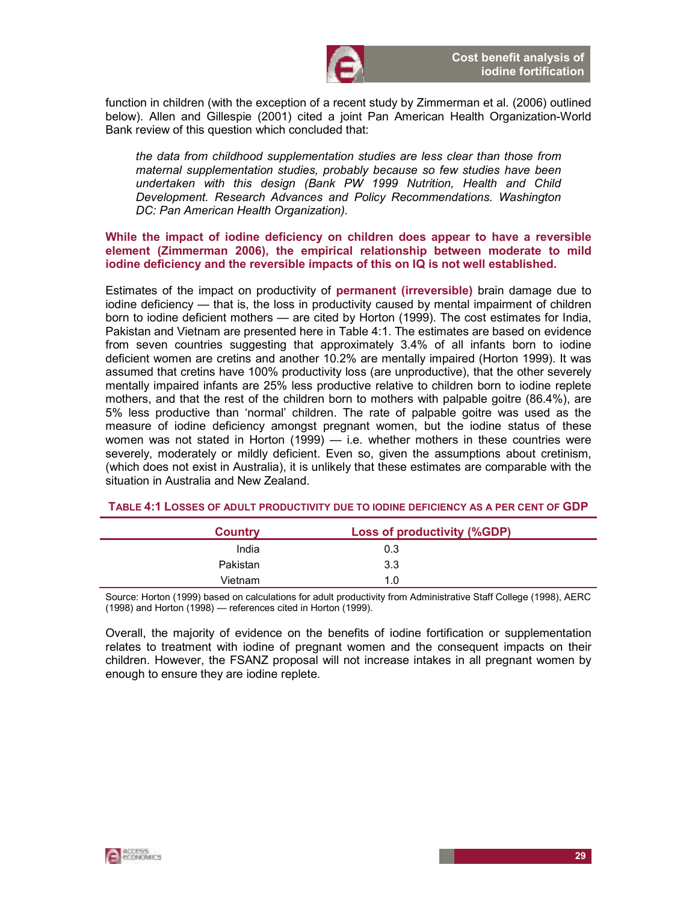function in children (with the exception of a recent study by Zimmerman et al. (2006) outlined below). Allen and Gillespie (2001) cited a joint Pan American Health Organization-World Bank review of this question which concluded that:

> *the data from childhood supplementation studies are less clear than those from maternal supplementation studies, probably because so few studies have been undertaken with this design (Bank PW 1999 Nutrition, Health and Child Development. Research Advances and Policy Recommendations. Washington DC: Pan American Health Organization).*

**While the impact of iodine deficiency on children does appear to have a reversible element (Zimmerman 2006), the empirical relationship between moderate to mild iodine deficiency and the reversible impacts of this on IQ is not well established.**

Estimates of the impact on productivity of **permanent (irreversible)** brain damage due to iodine deficiency — that is, the loss in productivity caused by mental impairment of children born to iodine deficient mothers — are cited by Horton (1999). The cost estimates for India, Pakistan and Vietnam are presented here in Table 4:1. The estimates are based on evidence from seven countries suggesting that approximately 3.4% of all infants born to iodine deficient women are cretins and another 10.2% are mentally impaired (Horton 1999). It was assumed that cretins have 100% productivity loss (are unproductive), that the other severely mentally impaired infants are 25% less productive relative to children born to iodine replete mothers, and that the rest of the children born to mothers with palpable goitre (86.4%), are 5% less productive than 'normal' children. The rate of palpable goitre was used as the measure of iodine deficiency amongst pregnant women, but the iodine status of these women was not stated in Horton (1999) — i.e. whether mothers in these countries were severely, moderately or mildly deficient. Even so, given the assumptions about cretinism, (which does not exist in Australia), it is unlikely that these estimates are comparable with the situation in Australia and New Zealand.

**TABLE 4:1 LOSSES OF ADULT PRODUCTIVITY DUE TO IODINE DEFICIENCY AS A PER CENT OF GDP**

| Country | Loss of productivity (%GDP) |
|---:|:---:|
| India | 0.3 |
| Pakistan | 3.3 |
| Vietnam | 1.0 |

Source: Horton (1999) based on calculations for adult productivity from Administrative Staff College (1998), AERC (1998) and Horton (1998) — references cited in Horton (1999).

Overall, the majority of evidence on the benefits of iodine fortification or supplementation relates to treatment with iodine of pregnant women and the consequent impacts on their children. However, the FSANZ proposal will not increase intakes in all pregnant women by enough to ensure they are iodine replete.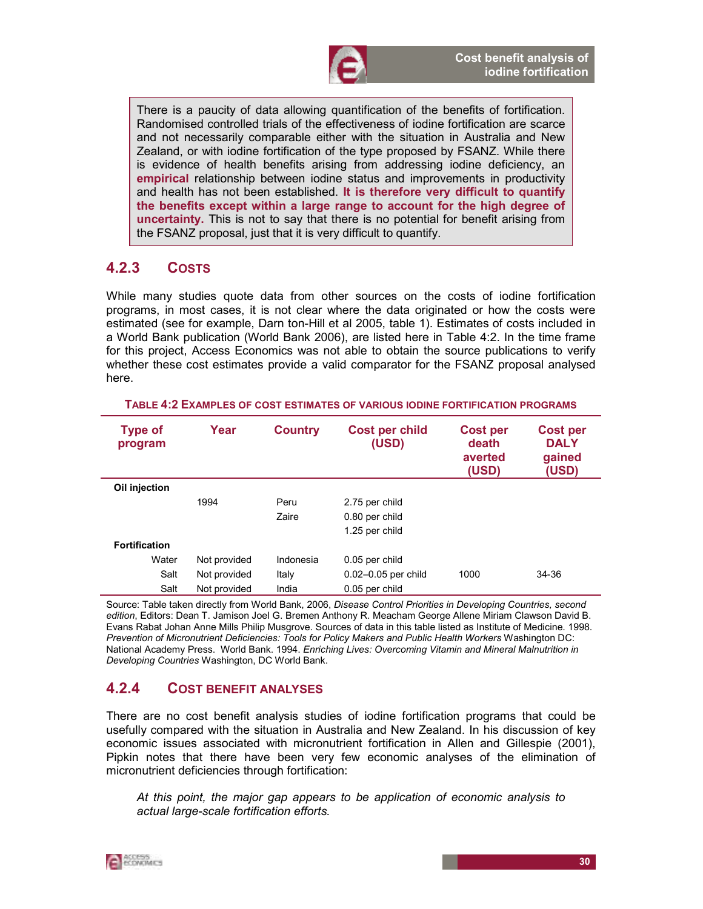There is a paucity of data allowing quantification of the benefits of fortification. Randomised controlled trials of the effectiveness of iodine fortification are scarce and not necessarily comparable either with the situation in Australia and New Zealand, or with iodine fortification of the type proposed by FSANZ. While there is evidence of health benefits arising from addressing iodine deficiency, an **empirical** relationship between iodine status and improvements in productivity and health has not been established. **It is therefore very difficult to quantify the benefits except within a large range to account for the high degree of uncertainty.** This is not to say that there is no potential for benefit arising from the FSANZ proposal, just that it is very difficult to quantify.

### 4.2.3 Costs

While many studies quote data from other sources on the costs of iodine fortification programs, in most cases, it is not clear where the data originated or how the costs were estimated (see for example, Darn ton-Hill et al 2005, table 1). Estimates of costs included in a World Bank publication (World Bank 2006), are listed here in Table 4:2. In the time frame for this project, Access Economics was not able to obtain the source publications to verify whether these cost estimates provide a valid comparator for the FSANZ proposal analysed here.

**Table 4:2 Examples of cost estimates of various iodine fortification programs**

| Type of program | Year | Country | Cost per child (USD) | Cost per death averted (USD) | Cost per DALY gained (USD) |
|---|---|---|---|---|---|
| **Oil injection** | | | | | |
| | 1994 | Peru | 2.75 per child | | |
| | | Zaire | 0.80 per child | | |
| | | | 1.25 per child | | |
| **Fortification** | | | | | |
| Water | Not provided | Indonesia | 0.05 per child | | |
| Salt | Not provided | Italy | 0.02–0.05 per child | 1000 | 34-36 |
| Salt | Not provided | India | 0.05 per child | | |

Source: Table taken directly from World Bank, 2006, *Disease Control Priorities in Developing Countries, second edition*, Editors: Dean T. Jamison Joel G. Bremen Anthony R. Meacham George Allene Miriam Clawson David B. Evans Rabat Johan Anne Mills Philip Musgrove. Sources of data in this table listed as Institute of Medicine. 1998. *Prevention of Micronutrient Deficiencies: Tools for Policy Makers and Public Health Workers* Washington DC: National Academy Press. World Bank. 1994. *Enriching Lives: Overcoming Vitamin and Mineral Malnutrition in Developing Countries* Washington, DC World Bank.

### 4.2.4 Cost benefit analyses

There are no cost benefit analysis studies of iodine fortification programs that could be usefully compared with the situation in Australia and New Zealand. In his discussion of key economic issues associated with micronutrient fortification in Allen and Gillespie (2001), Pipkin notes that there have been very few economic analyses of the elimination of micronutrient deficiencies through fortification:

> *At this point, the major gap appears to be application of economic analysis to actual large-scale fortification efforts.*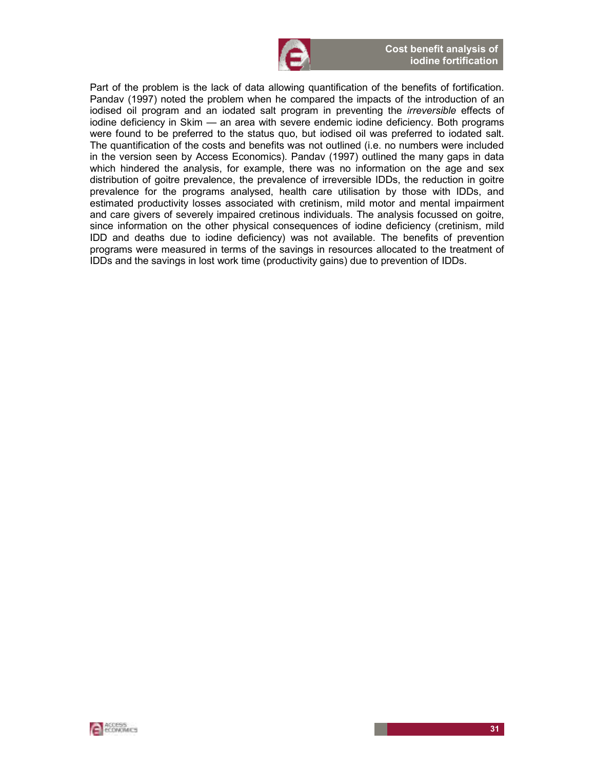Part of the problem is the lack of data allowing quantification of the benefits of fortification. Pandav (1997) noted the problem when he compared the impacts of the introduction of an iodised oil program and an iodated salt program in preventing the *irreversible* effects of iodine deficiency in Skim — an area with severe endemic iodine deficiency. Both programs were found to be preferred to the status quo, but iodised oil was preferred to iodated salt. The quantification of the costs and benefits was not outlined (i.e. no numbers were included in the version seen by Access Economics). Pandav (1997) outlined the many gaps in data which hindered the analysis, for example, there was no information on the age and sex distribution of goitre prevalence, the prevalence of irreversible IDDs, the reduction in goitre prevalence for the programs analysed, health care utilisation by those with IDDs, and estimated productivity losses associated with cretinism, mild motor and mental impairment and care givers of severely impaired cretinous individuals. The analysis focussed on goitre, since information on the other physical consequences of iodine deficiency (cretinism, mild IDD and deaths due to iodine deficiency) was not available. The benefits of prevention programs were measured in terms of the savings in resources allocated to the treatment of IDDs and the savings in lost work time (productivity gains) due to prevention of IDDs.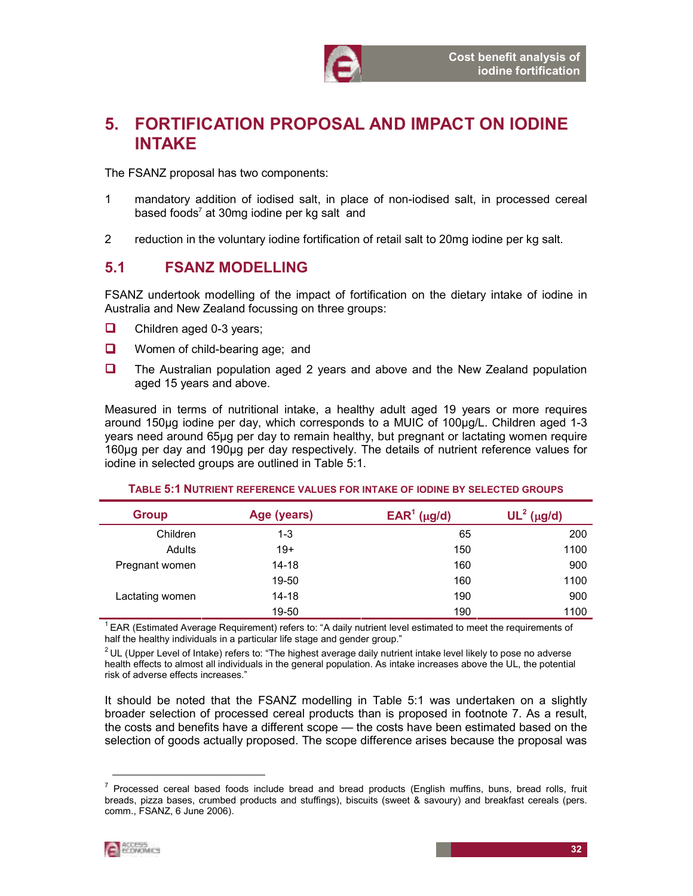// 5. FORTIFICATION PROPOSAL AND IMPACT ON IODINE INTAKE

The FSANZ proposal has two components:

1. mandatory addition of iodised salt, in place of non-iodised salt, in processed cereal based foods[7] at 30mg iodine per kg salt and

2. reduction in the voluntary iodine fortification of retail salt to 20mg iodine per kg salt.

## 5.1 FSANZ MODELLING

FSANZ undertook modelling of the impact of fortification on the dietary intake of iodine in Australia and New Zealand focussing on three groups:

- Children aged 0-3 years;
- Women of child-bearing age; and
- The Australian population aged 2 years and above and the New Zealand population aged 15 years and above.

Measured in terms of nutritional intake, a healthy adult aged 19 years or more requires around 150µg iodine per day, which corresponds to a MUIC of 100µg/L. Children aged 1-3 years need around 65µg per day to remain healthy, but pregnant or lactating women require 160µg per day and 190µg per day respectively. The details of nutrient reference values for iodine in selected groups are outlined in Table 5:1.

**TABLE 5:1 NUTRIENT REFERENCE VALUES FOR INTAKE OF IODINE BY SELECTED GROUPS**

| Group | Age (years) | EAR[1] (µg/d) | UL[2] (µg/d) |
|---|---|---|---|
| Children | 1-3 | 65 | 200 |
| Adults | 19+ | 150 | 1100 |
| Pregnant women | 14-18 | 160 | 900 |
| | 19-50 | 160 | 1100 |
| Lactating women | 14-18 | 190 | 900 |
| | 19-50 | 190 | 1100 |

[1] EAR (Estimated Average Requirement) refers to: "A daily nutrient level estimated to meet the requirements of half the healthy individuals in a particular life stage and gender group."

[2] UL (Upper Level of Intake) refers to: "The highest average daily nutrient intake level likely to pose no adverse health effects to almost all individuals in the general population. As intake increases above the UL, the potential risk of adverse effects increases."

It should be noted that the FSANZ modelling in Table 5:1 was undertaken on a slightly broader selection of processed cereal products than is proposed in footnote 7. As a result, the costs and benefits have a different scope — the costs have been estimated based on the selection of goods actually proposed. The scope difference arises because the proposal was

[7] Processed cereal based foods include bread and bread products (English muffins, buns, bread rolls, fruit breads, pizza bases, crumbed products and stuffings), biscuits (sweet & savoury) and breakfast cereals (pers. comm., FSANZ, 6 June 2006).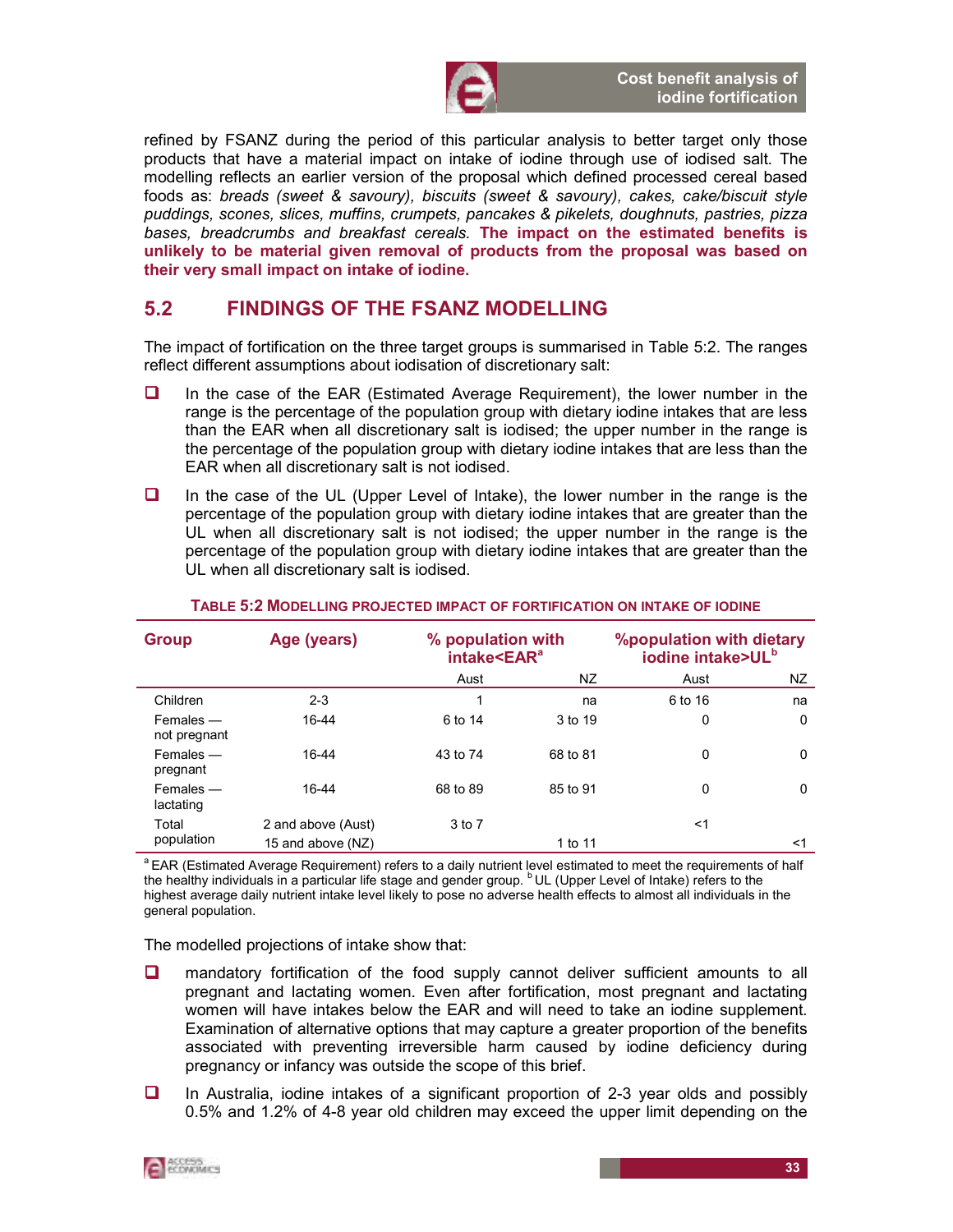refined by FSANZ during the period of this particular analysis to better target only those products that have a material impact on intake of iodine through use of iodised salt. The modelling reflects an earlier version of the proposal which defined processed cereal based foods as: *breads (sweet & savoury), biscuits (sweet & savoury), cakes, cake/biscuit style puddings, scones, slices, muffins, crumpets, pancakes & pikelets, doughnuts, pastries, pizza bases, breadcrumbs and breakfast cereals.* **The impact on the estimated benefits is unlikely to be material given removal of products from the proposal was based on their very small impact on intake of iodine.**

## 5.2 FINDINGS OF THE FSANZ MODELLING

The impact of fortification on the three target groups is summarised in Table 5:2. The ranges reflect different assumptions about iodisation of discretionary salt:

- In the case of the EAR (Estimated Average Requirement), the lower number in the range is the percentage of the population group with dietary iodine intakes that are less than the EAR when all discretionary salt is iodised; the upper number in the range is the percentage of the population group with dietary iodine intakes that are less than the EAR when all discretionary salt is not iodised.
- In the case of the UL (Upper Level of Intake), the lower number in the range is the percentage of the population group with dietary iodine intakes that are greater than the UL when all discretionary salt is not iodised; the upper number in the range is the percentage of the population group with dietary iodine intakes that are greater than the UL when all discretionary salt is iodised.

**TABLE 5:2 MODELLING PROJECTED IMPACT OF FORTIFICATION ON INTAKE OF IODINE**

| Group | Age (years) | % population with intake<EAR[a] | | %population with dietary iodine intake>UL[b] | |
|---|---|---|---|---|---|
| | | Aust | NZ | Aust | NZ |
| Children | 2-3 | 1 | na | 6 to 16 | na |
| Females — not pregnant | 16-44 | 6 to 14 | 3 to 19 | 0 | 0 |
| Females — pregnant | 16-44 | 43 to 74 | 68 to 81 | 0 | 0 |
| Females — lactating | 16-44 | 68 to 89 | 85 to 91 | 0 | 0 |
| Total population | 2 and above (Aust) | 3 to 7 | | <1 | |
| | 15 and above (NZ) | | 1 to 11 | | <1 |

[a] EAR (Estimated Average Requirement) refers to a daily nutrient level estimated to meet the requirements of half the healthy individuals in a particular life stage and gender group. [b] UL (Upper Level of Intake) refers to the highest average daily nutrient intake level likely to pose no adverse health effects to almost all individuals in the general population.

The modelled projections of intake show that:

- mandatory fortification of the food supply cannot deliver sufficient amounts to all pregnant and lactating women. Even after fortification, most pregnant and lactating women will have intakes below the EAR and will need to take an iodine supplement. Examination of alternative options that may capture a greater proportion of the benefits associated with preventing irreversible harm caused by iodine deficiency during pregnancy or infancy was outside the scope of this brief.
- In Australia, iodine intakes of a significant proportion of 2-3 year olds and possibly 0.5% and 1.2% of 4-8 year old children may exceed the upper limit depending on the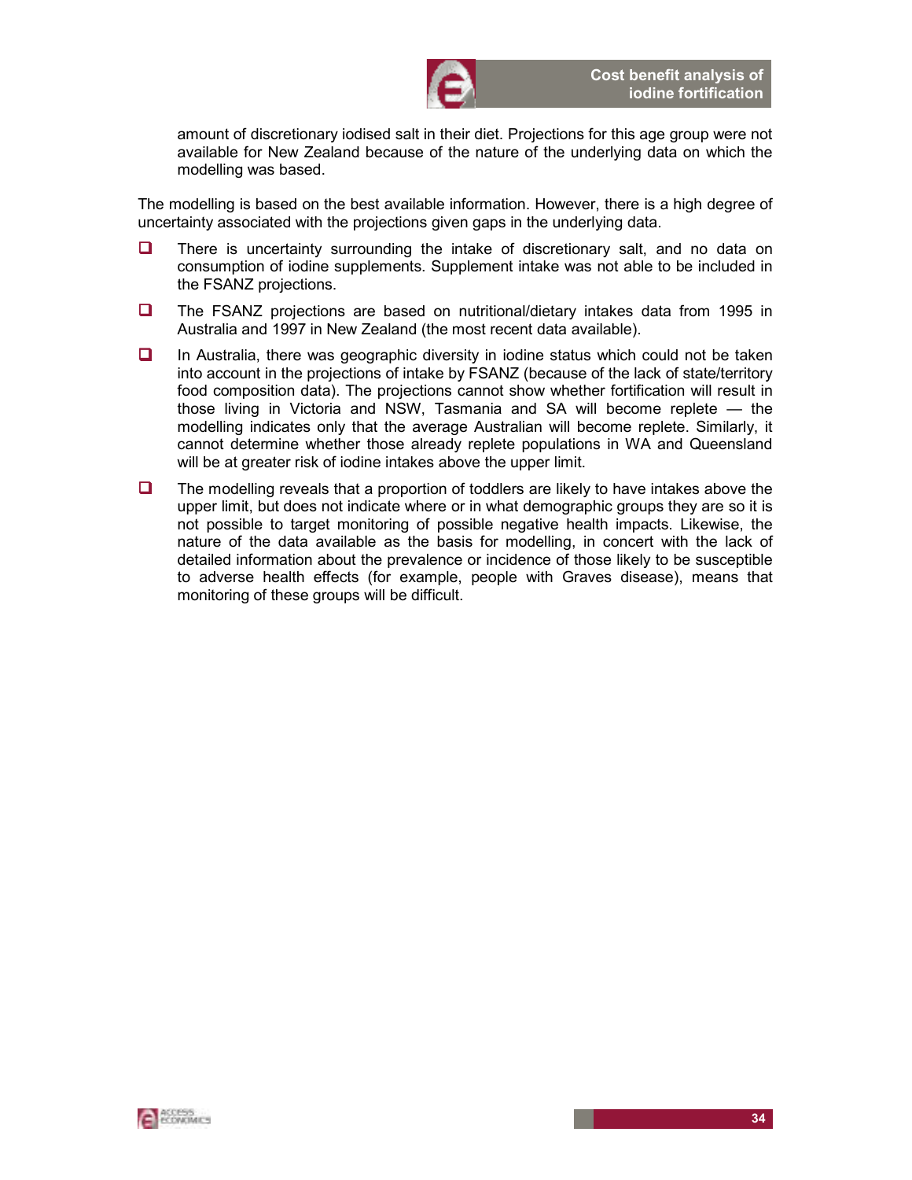amount of discretionary iodised salt in their diet. Projections for this age group were not available for New Zealand because of the nature of the underlying data on which the modelling was based.

The modelling is based on the best available information. However, there is a high degree of uncertainty associated with the projections given gaps in the underlying data.

- There is uncertainty surrounding the intake of discretionary salt, and no data on consumption of iodine supplements. Supplement intake was not able to be included in the FSANZ projections.
- The FSANZ projections are based on nutritional/dietary intakes data from 1995 in Australia and 1997 in New Zealand (the most recent data available).
- In Australia, there was geographic diversity in iodine status which could not be taken into account in the projections of intake by FSANZ (because of the lack of state/territory food composition data). The projections cannot show whether fortification will result in those living in Victoria and NSW, Tasmania and SA will become replete — the modelling indicates only that the average Australian will become replete. Similarly, it cannot determine whether those already replete populations in WA and Queensland will be at greater risk of iodine intakes above the upper limit.
- The modelling reveals that a proportion of toddlers are likely to have intakes above the upper limit, but does not indicate where or in what demographic groups they are so it is not possible to target monitoring of possible negative health impacts. Likewise, the nature of the data available as the basis for modelling, in concert with the lack of detailed information about the prevalence or incidence of those likely to be susceptible to adverse health effects (for example, people with Graves disease), means that monitoring of these groups will be difficult.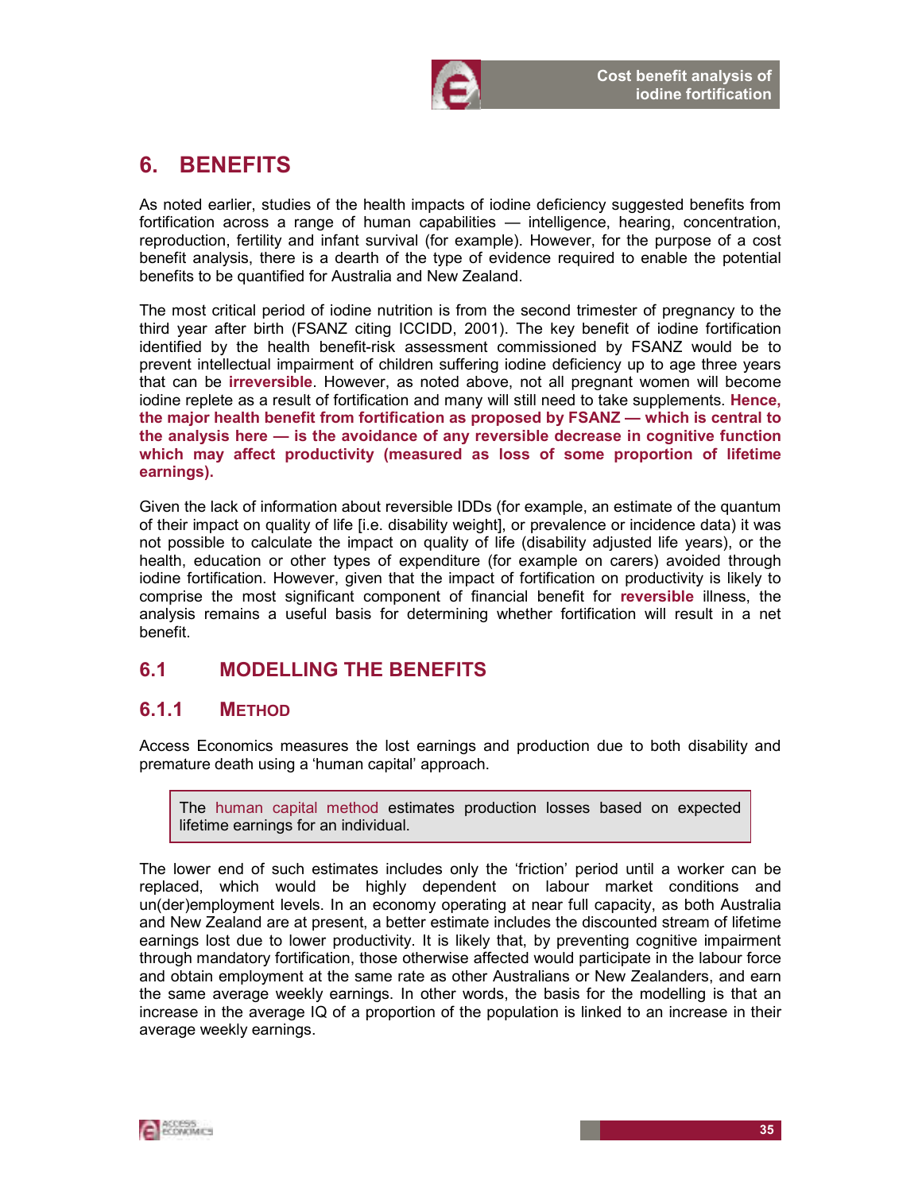# 6. BENEFITS

As noted earlier, studies of the health impacts of iodine deficiency suggested benefits from fortification across a range of human capabilities — intelligence, hearing, concentration, reproduction, fertility and infant survival (for example). However, for the purpose of a cost benefit analysis, there is a dearth of the type of evidence required to enable the potential benefits to be quantified for Australia and New Zealand.

The most critical period of iodine nutrition is from the second trimester of pregnancy to the third year after birth (FSANZ citing ICCIDD, 2001). The key benefit of iodine fortification identified by the health benefit-risk assessment commissioned by FSANZ would be to prevent intellectual impairment of children suffering iodine deficiency up to age three years that can be **irreversible**. However, as noted above, not all pregnant women will become iodine replete as a result of fortification and many will still need to take supplements. **Hence, the major health benefit from fortification as proposed by FSANZ — which is central to the analysis here — is the avoidance of any reversible decrease in cognitive function which may affect productivity (measured as loss of some proportion of lifetime earnings).**

Given the lack of information about reversible IDDs (for example, an estimate of the quantum of their impact on quality of life [i.e. disability weight], or prevalence or incidence data) it was not possible to calculate the impact on quality of life (disability adjusted life years), or the health, education or other types of expenditure (for example on carers) avoided through iodine fortification. However, given that the impact of fortification on productivity is likely to comprise the most significant component of financial benefit for **reversible** illness, the analysis remains a useful basis for determining whether fortification will result in a net benefit.

## 6.1 MODELLING THE BENEFITS

### 6.1.1 METHOD

Access Economics measures the lost earnings and production due to both disability and premature death using a 'human capital' approach.

> The human capital method estimates production losses based on expected lifetime earnings for an individual.

The lower end of such estimates includes only the 'friction' period until a worker can be replaced, which would be highly dependent on labour market conditions and un(der)employment levels. In an economy operating at near full capacity, as both Australia and New Zealand are at present, a better estimate includes the discounted stream of lifetime earnings lost due to lower productivity. It is likely that, by preventing cognitive impairment through mandatory fortification, those otherwise affected would participate in the labour force and obtain employment at the same rate as other Australians or New Zealanders, and earn the same average weekly earnings. In other words, the basis for the modelling is that an increase in the average IQ of a proportion of the population is linked to an increase in their average weekly earnings.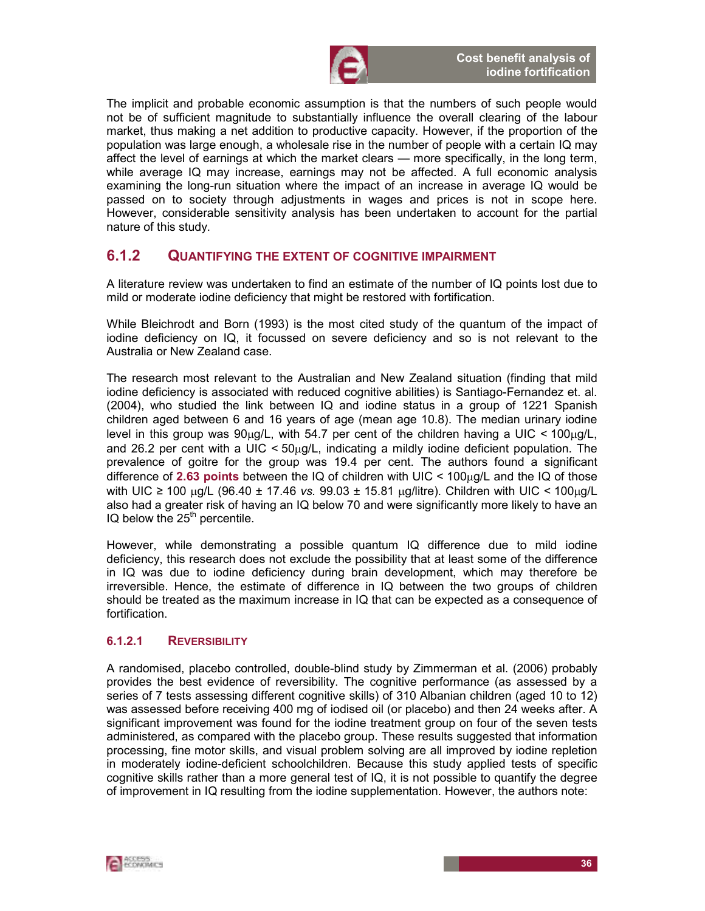The implicit and probable economic assumption is that the numbers of such people would not be of sufficient magnitude to substantially influence the overall clearing of the labour market, thus making a net addition to productive capacity. However, if the proportion of the population was large enough, a wholesale rise in the number of people with a certain IQ may affect the level of earnings at which the market clears — more specifically, in the long term, while average IQ may increase, earnings may not be affected. A full economic analysis examining the long-run situation where the impact of an increase in average IQ would be passed on to society through adjustments in wages and prices is not in scope here. However, considerable sensitivity analysis has been undertaken to account for the partial nature of this study.

## 6.1.2 Quantifying the extent of cognitive impairment

A literature review was undertaken to find an estimate of the number of IQ points lost due to mild or moderate iodine deficiency that might be restored with fortification.

While Bleichrodt and Born (1993) is the most cited study of the quantum of the impact of iodine deficiency on IQ, it focussed on severe deficiency and so is not relevant to the Australia or New Zealand case.

The research most relevant to the Australian and New Zealand situation (finding that mild iodine deficiency is associated with reduced cognitive abilities) is Santiago-Fernandez et. al. (2004), who studied the link between IQ and iodine status in a group of 1221 Spanish children aged between 6 and 16 years of age (mean age 10.8). The median urinary iodine level in this group was 90µg/L, with 54.7 per cent of the children having a UIC < 100µg/L, and 26.2 per cent with a UIC < 50µg/L, indicating a mildly iodine deficient population. The prevalence of goitre for the group was 19.4 per cent. The authors found a significant difference of **2.63 points** between the IQ of children with UIC < 100µg/L and the IQ of those with UIC ≥ 100 µg/L (96.40 ± 17.46 *vs.* 99.03 ± 15.81 µg/litre). Children with UIC < 100µg/L also had a greater risk of having an IQ below 70 and were significantly more likely to have an IQ below the 25th percentile.

However, while demonstrating a possible quantum IQ difference due to mild iodine deficiency, this research does not exclude the possibility that at least some of the difference in IQ was due to iodine deficiency during brain development, which may therefore be irreversible. Hence, the estimate of difference in IQ between the two groups of children should be treated as the maximum increase in IQ that can be expected as a consequence of fortification.

### 6.1.2.1 Reversibility

A randomised, placebo controlled, double-blind study by Zimmerman et al. (2006) probably provides the best evidence of reversibility. The cognitive performance (as assessed by a series of 7 tests assessing different cognitive skills) of 310 Albanian children (aged 10 to 12) was assessed before receiving 400 mg of iodised oil (or placebo) and then 24 weeks after. A significant improvement was found for the iodine treatment group on four of the seven tests administered, as compared with the placebo group. These results suggested that information processing, fine motor skills, and visual problem solving are all improved by iodine repletion in moderately iodine-deficient schoolchildren. Because this study applied tests of specific cognitive skills rather than a more general test of IQ, it is not possible to quantify the degree of improvement in IQ resulting from the iodine supplementation. However, the authors note: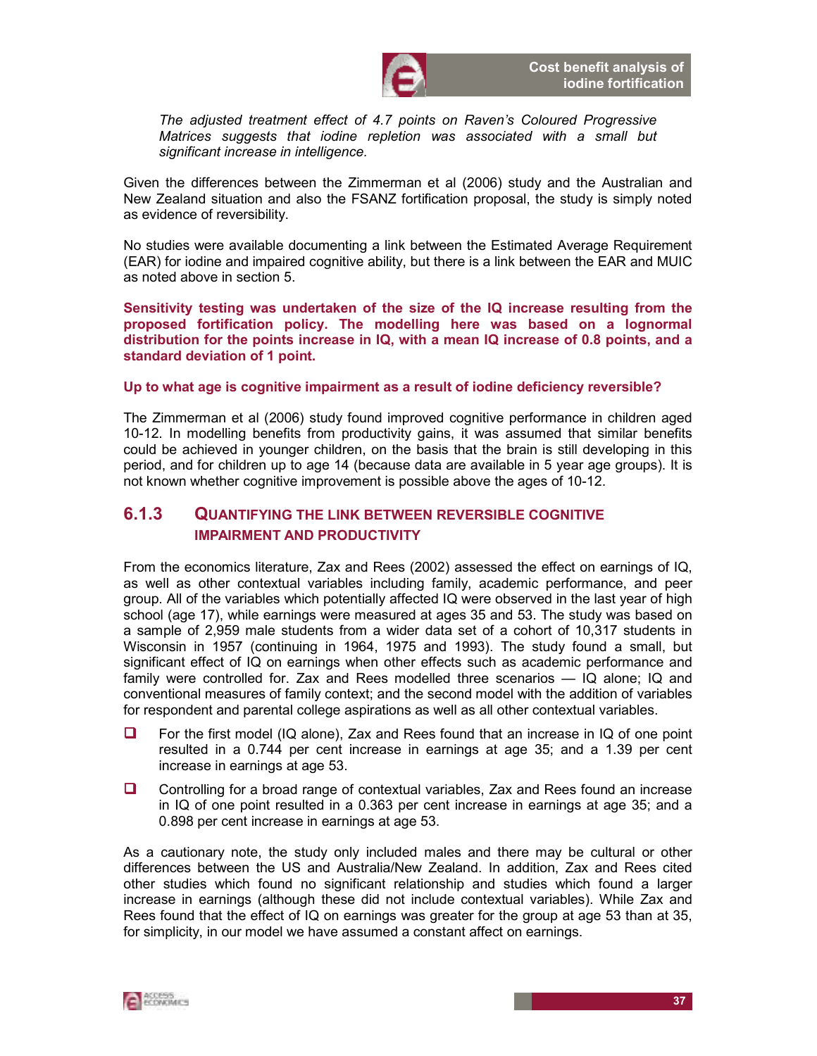*The adjusted treatment effect of 4.7 points on Raven's Coloured Progressive Matrices suggests that iodine repletion was associated with a small but significant increase in intelligence.*

Given the differences between the Zimmerman et al (2006) study and the Australian and New Zealand situation and also the FSANZ fortification proposal, the study is simply noted as evidence of reversibility.

No studies were available documenting a link between the Estimated Average Requirement (EAR) for iodine and impaired cognitive ability, but there is a link between the EAR and MUIC as noted above in section 5.

**Sensitivity testing was undertaken of the size of the IQ increase resulting from the proposed fortification policy. The modelling here was based on a lognormal distribution for the points increase in IQ, with a mean IQ increase of 0.8 points, and a standard deviation of 1 point.**

**Up to what age is cognitive impairment as a result of iodine deficiency reversible?**

The Zimmerman et al (2006) study found improved cognitive performance in children aged 10-12. In modelling benefits from productivity gains, it was assumed that similar benefits could be achieved in younger children, on the basis that the brain is still developing in this period, and for children up to age 14 (because data are available in 5 year age groups). It is not known whether cognitive improvement is possible above the ages of 10-12.

### 6.1.3 Quantifying the link between reversible cognitive impairment and productivity

From the economics literature, Zax and Rees (2002) assessed the effect on earnings of IQ, as well as other contextual variables including family, academic performance, and peer group. All of the variables which potentially affected IQ were observed in the last year of high school (age 17), while earnings were measured at ages 35 and 53. The study was based on a sample of 2,959 male students from a wider data set of a cohort of 10,317 students in Wisconsin in 1957 (continuing in 1964, 1975 and 1993). The study found a small, but significant effect of IQ on earnings when other effects such as academic performance and family were controlled for. Zax and Rees modelled three scenarios — IQ alone; IQ and conventional measures of family context; and the second model with the addition of variables for respondent and parental college aspirations as well as all other contextual variables.

- For the first model (IQ alone), Zax and Rees found that an increase in IQ of one point resulted in a 0.744 per cent increase in earnings at age 35; and a 1.39 per cent increase in earnings at age 53.
- Controlling for a broad range of contextual variables, Zax and Rees found an increase in IQ of one point resulted in a 0.363 per cent increase in earnings at age 35; and a 0.898 per cent increase in earnings at age 53.

As a cautionary note, the study only included males and there may be cultural or other differences between the US and Australia/New Zealand. In addition, Zax and Rees cited other studies which found no significant relationship and studies which found a larger increase in earnings (although these did not include contextual variables). While Zax and Rees found that the effect of IQ on earnings was greater for the group at age 53 than at 35, for simplicity, in our model we have assumed a constant affect on earnings.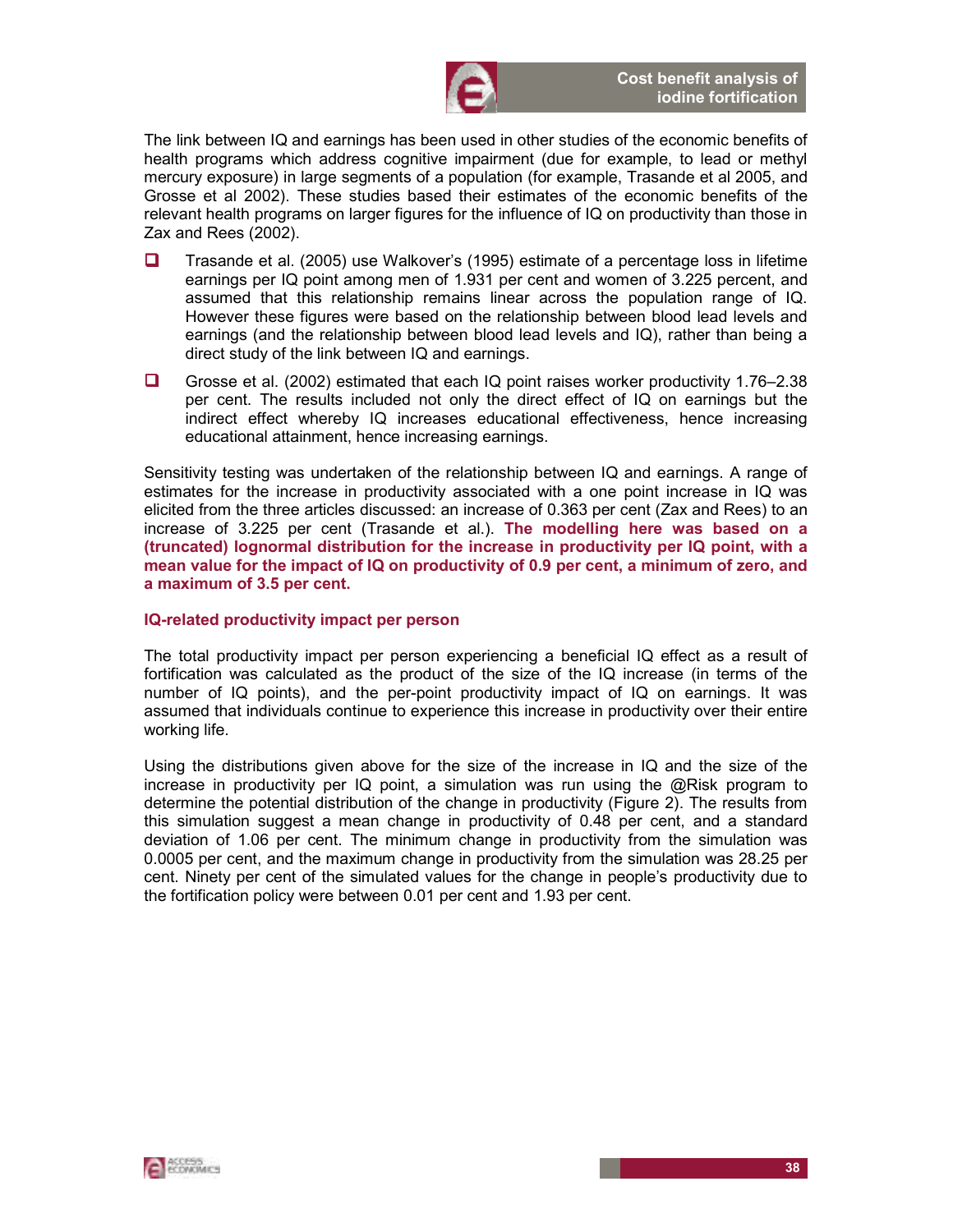The link between IQ and earnings has been used in other studies of the economic benefits of health programs which address cognitive impairment (due for example, to lead or methyl mercury exposure) in large segments of a population (for example, Trasande et al 2005, and Grosse et al 2002). These studies based their estimates of the economic benefits of the relevant health programs on larger figures for the influence of IQ on productivity than those in Zax and Rees (2002).

- Trasande et al. (2005) use Walkover's (1995) estimate of a percentage loss in lifetime earnings per IQ point among men of 1.931 per cent and women of 3.225 percent, and assumed that this relationship remains linear across the population range of IQ. However these figures were based on the relationship between blood lead levels and earnings (and the relationship between blood lead levels and IQ), rather than being a direct study of the link between IQ and earnings.
- Grosse et al. (2002) estimated that each IQ point raises worker productivity 1.76–2.38 per cent. The results included not only the direct effect of IQ on earnings but the indirect effect whereby IQ increases educational effectiveness, hence increasing educational attainment, hence increasing earnings.

Sensitivity testing was undertaken of the relationship between IQ and earnings. A range of estimates for the increase in productivity associated with a one point increase in IQ was elicited from the three articles discussed: an increase of 0.363 per cent (Zax and Rees) to an increase of 3.225 per cent (Trasande et al.). **The modelling here was based on a (truncated) lognormal distribution for the increase in productivity per IQ point, with a mean value for the impact of IQ on productivity of 0.9 per cent, a minimum of zero, and a maximum of 3.5 per cent.**

### IQ-related productivity impact per person

The total productivity impact per person experiencing a beneficial IQ effect as a result of fortification was calculated as the product of the size of the IQ increase (in terms of the number of IQ points), and the per-point productivity impact of IQ on earnings. It was assumed that individuals continue to experience this increase in productivity over their entire working life.

Using the distributions given above for the size of the increase in IQ and the size of the increase in productivity per IQ point, a simulation was run using the @Risk program to determine the potential distribution of the change in productivity (Figure 2). The results from this simulation suggest a mean change in productivity of 0.48 per cent, and a standard deviation of 1.06 per cent. The minimum change in productivity from the simulation was 0.0005 per cent, and the maximum change in productivity from the simulation was 28.25 per cent. Ninety per cent of the simulated values for the change in people's productivity due to the fortification policy were between 0.01 per cent and 1.93 per cent.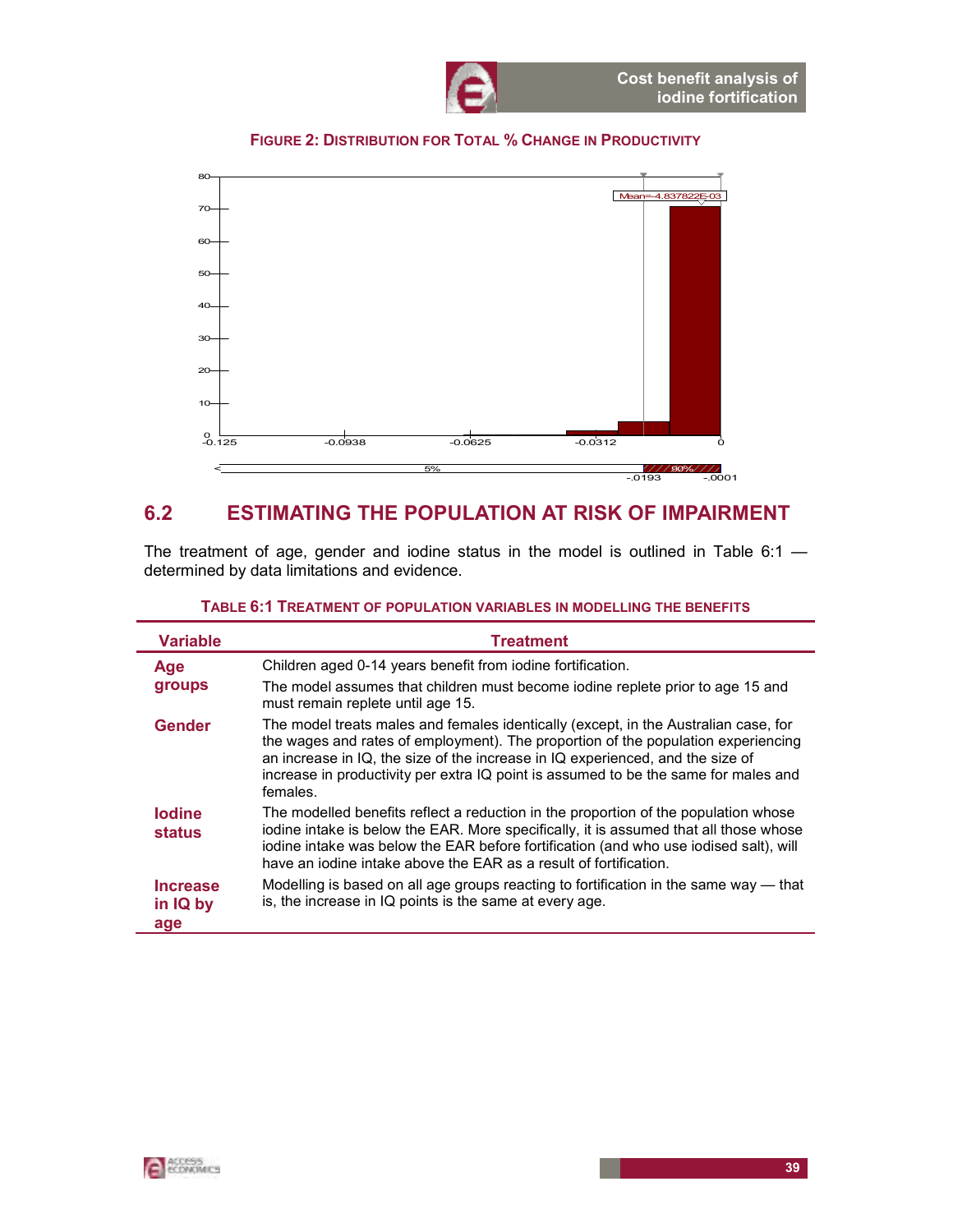**FIGURE 2: DISTRIBUTION FOR TOTAL % CHANGE IN PRODUCTIVITY**

## 6.2 ESTIMATING THE POPULATION AT RISK OF IMPAIRMENT

The treatment of age, gender and iodine status in the model is outlined in Table 6:1 — determined by data limitations and evidence.

**TABLE 6:1 TREATMENT OF POPULATION VARIABLES IN MODELLING THE BENEFITS**

| Variable | Treatment |
|---|---|
| **Age groups** | Children aged 0-14 years benefit from iodine fortification. The model assumes that children must become iodine replete prior to age 15 and must remain replete until age 15. |
| **Gender** | The model treats males and females identically (except, in the Australian case, for the wages and rates of employment). The proportion of the population experiencing an increase in IQ, the size of the increase in IQ experienced, and the size of increase in productivity per extra IQ point is assumed to be the same for males and females. |
| **Iodine status** | The modelled benefits reflect a reduction in the proportion of the population whose iodine intake is below the EAR. More specifically, it is assumed that all those whose iodine intake was below the EAR before fortification (and who use iodised salt), will have an iodine intake above the EAR as a result of fortification. |
| **Increase in IQ by age** | Modelling is based on all age groups reacting to fortification in the same way — that is, the increase in IQ points is the same at every age. |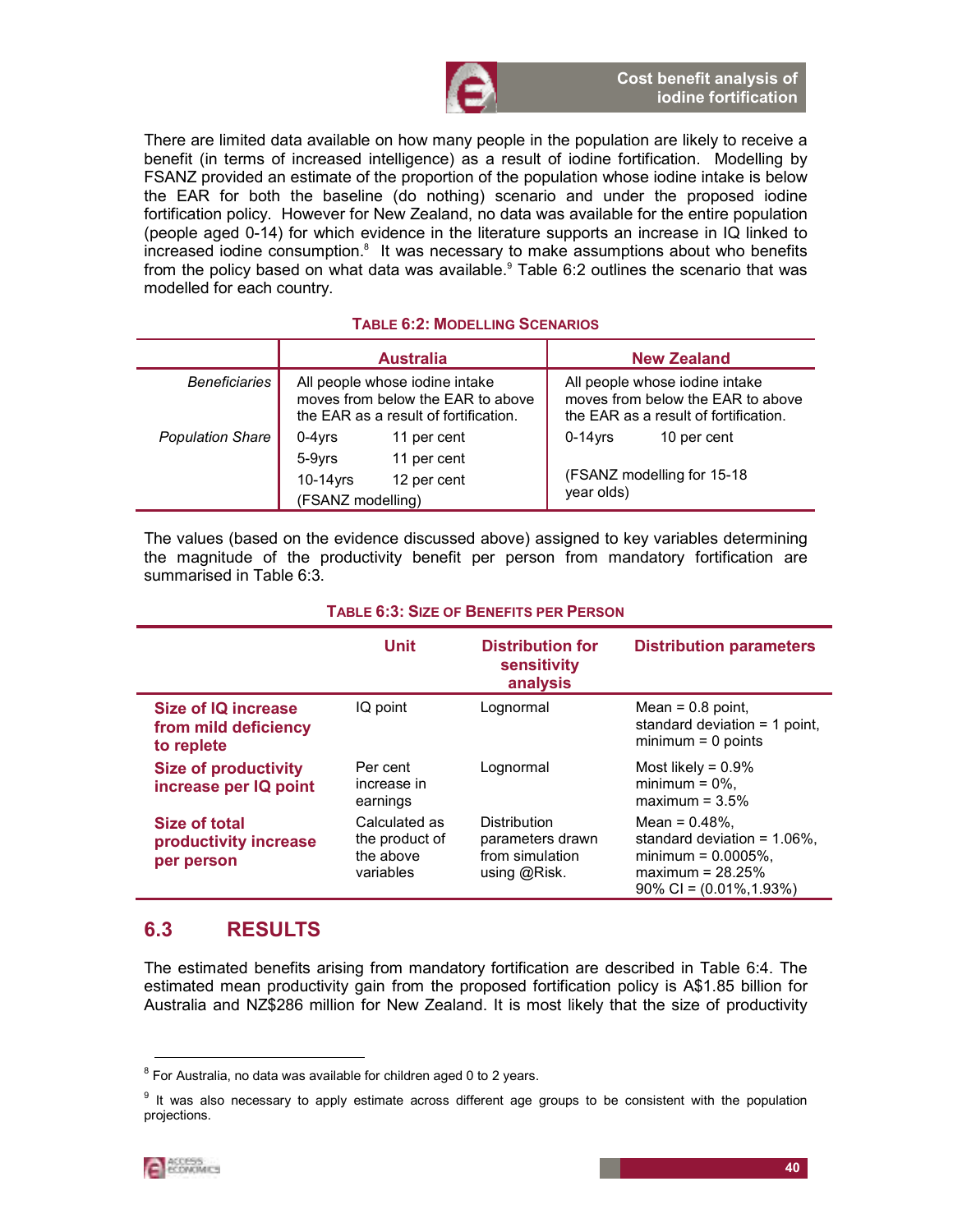There are limited data available on how many people in the population are likely to receive a benefit (in terms of increased intelligence) as a result of iodine fortification. Modelling by FSANZ provided an estimate of the proportion of the population whose iodine intake is below the EAR for both the baseline (do nothing) scenario and under the proposed iodine fortification policy. However for New Zealand, no data was available for the entire population (people aged 0-14) for which evidence in the literature supports an increase in IQ linked to increased iodine consumption.[8] It was necessary to make assumptions about who benefits from the policy based on what data was available.[9] Table 6:2 outlines the scenario that was modelled for each country.

**Table 6:2: Modelling Scenarios**

| | Australia | | New Zealand | |
|---|---|---|---|---|
| *Beneficiaries* | All people whose iodine intake moves from below the EAR to above the EAR as a result of fortification. | | All people whose iodine intake moves from below the EAR to above the EAR as a result of fortification. | |
| *Population Share* | 0-4yrs | 11 per cent | 0-14yrs | 10 per cent |
| | 5-9yrs | 11 per cent | | |
| | 10-14yrs | 12 per cent | (FSANZ modelling for 15-18 year olds) | |
| | (FSANZ modelling) | | | |

The values (based on the evidence discussed above) assigned to key variables determining the magnitude of the productivity benefit per person from mandatory fortification are summarised in Table 6:3.

**Table 6:3: Size of Benefits per Person**

| | Unit | Distribution for sensitivity analysis | Distribution parameters |
|---|---|---|---|
| **Size of IQ increase from mild deficiency to replete** | IQ point | Lognormal | Mean = 0.8 point, standard deviation = 1 point, minimum = 0 points |
| **Size of productivity increase per IQ point** | Per cent increase in earnings | Lognormal | Most likely = 0.9% minimum = 0%, maximum = 3.5% |
| **Size of total productivity increase per person** | Calculated as the product of the above variables | Distribution parameters drawn from simulation using @Risk. | Mean = 0.48%, standard deviation = 1.06%, minimum = 0.0005%, maximum = 28.25% 90% CI = (0.01%,1.93%) |

## 6.3 RESULTS

The estimated benefits arising from mandatory fortification are described in Table 6:4. The estimated mean productivity gain from the proposed fortification policy is A$1.85 billion for Australia and NZ$286 million for New Zealand. It is most likely that the size of productivity

[8] For Australia, no data was available for children aged 0 to 2 years.

[9] It was also necessary to apply estimate across different age groups to be consistent with the population projections.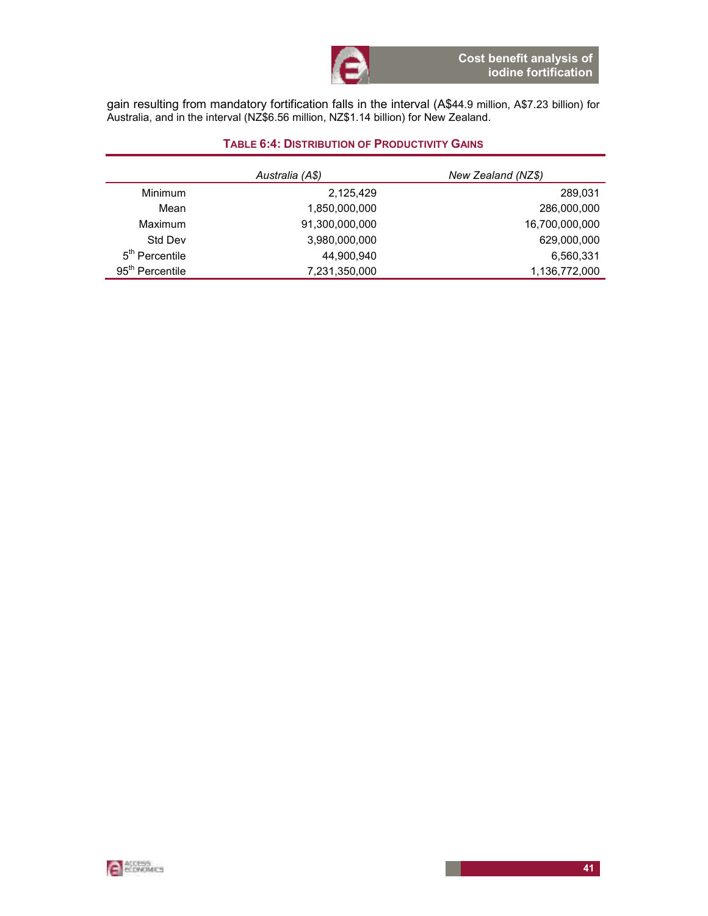gain resulting from mandatory fortification falls in the interval (A$44.9 million, A$7.23 billion) for Australia, and in the interval (NZ$6.56 million, NZ$1.14 billion) for New Zealand.

**TABLE 6:4: DISTRIBUTION OF PRODUCTIVITY GAINS**

| | *Australia (A$)* | *New Zealand (NZ$)* |
|---|---|---|
| Minimum | 2,125,429 | 289,031 |
| Mean | 1,850,000,000 | 286,000,000 |
| Maximum | 91,300,000,000 | 16,700,000,000 |
| Std Dev | 3,980,000,000 | 629,000,000 |
| 5th Percentile | 44,900,940 | 6,560,331 |
| 95th Percentile | 7,231,350,000 | 1,136,772,000 |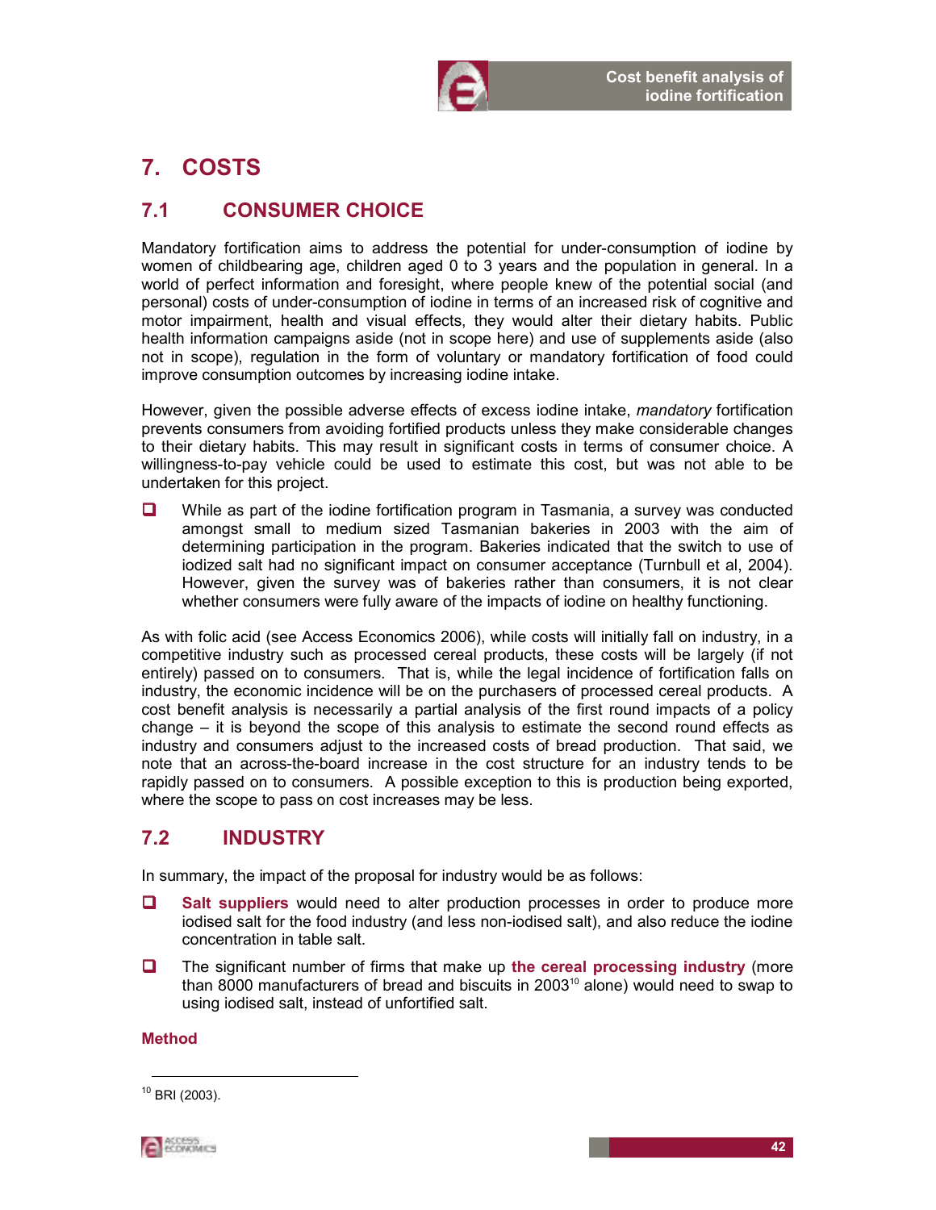# 7. COSTS

## 7.1 CONSUMER CHOICE

Mandatory fortification aims to address the potential for under-consumption of iodine by women of childbearing age, children aged 0 to 3 years and the population in general. In a world of perfect information and foresight, where people knew of the potential social (and personal) costs of under-consumption of iodine in terms of an increased risk of cognitive and motor impairment, health and visual effects, they would alter their dietary habits. Public health information campaigns aside (not in scope here) and use of supplements aside (also not in scope), regulation in the form of voluntary or mandatory fortification of food could improve consumption outcomes by increasing iodine intake.

However, given the possible adverse effects of excess iodine intake, *mandatory* fortification prevents consumers from avoiding fortified products unless they make considerable changes to their dietary habits. This may result in significant costs in terms of consumer choice. A willingness-to-pay vehicle could be used to estimate this cost, but was not able to be undertaken for this project.

- While as part of the iodine fortification program in Tasmania, a survey was conducted amongst small to medium sized Tasmanian bakeries in 2003 with the aim of determining participation in the program. Bakeries indicated that the switch to use of iodized salt had no significant impact on consumer acceptance (Turnbull et al, 2004). However, given the survey was of bakeries rather than consumers, it is not clear whether consumers were fully aware of the impacts of iodine on healthy functioning.

As with folic acid (see Access Economics 2006), while costs will initially fall on industry, in a competitive industry such as processed cereal products, these costs will be largely (if not entirely) passed on to consumers. That is, while the legal incidence of fortification falls on industry, the economic incidence will be on the purchasers of processed cereal products. A cost benefit analysis is necessarily a partial analysis of the first round impacts of a policy change – it is beyond the scope of this analysis to estimate the second round effects as industry and consumers adjust to the increased costs of bread production. That said, we note that an across-the-board increase in the cost structure for an industry tends to be rapidly passed on to consumers. A possible exception to this is production being exported, where the scope to pass on cost increases may be less.

## 7.2 INDUSTRY

In summary, the impact of the proposal for industry would be as follows:

- **Salt suppliers** would need to alter production processes in order to produce more iodised salt for the food industry (and less non-iodised salt), and also reduce the iodine concentration in table salt.
- The significant number of firms that make up **the cereal processing industry** (more than 8000 manufacturers of bread and biscuits in 2003[10] alone) would need to swap to using iodised salt, instead of unfortified salt.

### Method

[10] BRI (2003).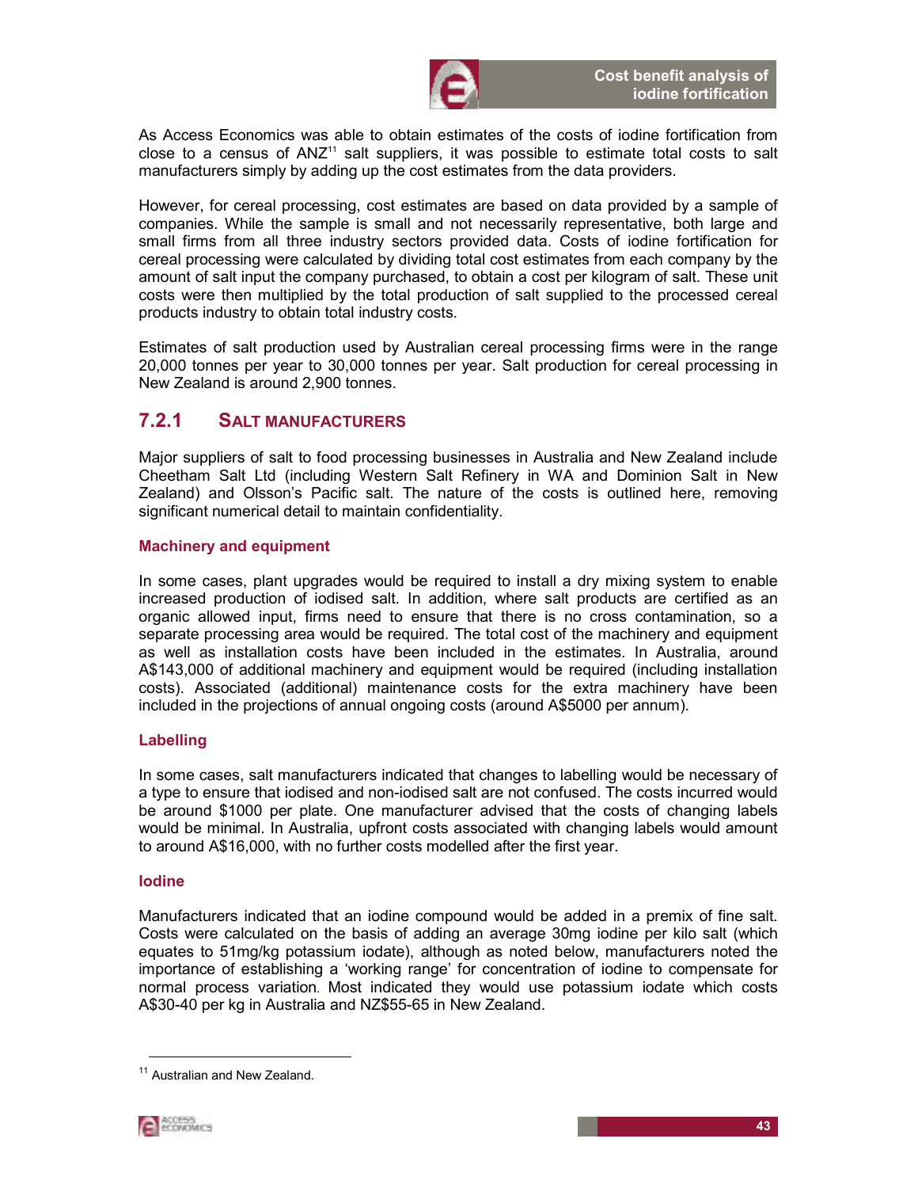As Access Economics was able to obtain estimates of the costs of iodine fortification from close to a census of ANZ[11] salt suppliers, it was possible to estimate total costs to salt manufacturers simply by adding up the cost estimates from the data providers.

However, for cereal processing, cost estimates are based on data provided by a sample of companies. While the sample is small and not necessarily representative, both large and small firms from all three industry sectors provided data. Costs of iodine fortification for cereal processing were calculated by dividing total cost estimates from each company by the amount of salt input the company purchased, to obtain a cost per kilogram of salt. These unit costs were then multiplied by the total production of salt supplied to the processed cereal products industry to obtain total industry costs.

Estimates of salt production used by Australian cereal processing firms were in the range 20,000 tonnes per year to 30,000 tonnes per year. Salt production for cereal processing in New Zealand is around 2,900 tonnes.

## 7.2.1 Salt manufacturers

Major suppliers of salt to food processing businesses in Australia and New Zealand include Cheetham Salt Ltd (including Western Salt Refinery in WA and Dominion Salt in New Zealand) and Olsson's Pacific salt. The nature of the costs is outlined here, removing significant numerical detail to maintain confidentiality.

### Machinery and equipment

In some cases, plant upgrades would be required to install a dry mixing system to enable increased production of iodised salt. In addition, where salt products are certified as an organic allowed input, firms need to ensure that there is no cross contamination, so a separate processing area would be required. The total cost of the machinery and equipment as well as installation costs have been included in the estimates. In Australia, around A$143,000 of additional machinery and equipment would be required (including installation costs). Associated (additional) maintenance costs for the extra machinery have been included in the projections of annual ongoing costs (around A$5000 per annum).

### Labelling

In some cases, salt manufacturers indicated that changes to labelling would be necessary of a type to ensure that iodised and non-iodised salt are not confused. The costs incurred would be around $1000 per plate. One manufacturer advised that the costs of changing labels would be minimal. In Australia, upfront costs associated with changing labels would amount to around A$16,000, with no further costs modelled after the first year.

### Iodine

Manufacturers indicated that an iodine compound would be added in a premix of fine salt. Costs were calculated on the basis of adding an average 30mg iodine per kilo salt (which equates to 51mg/kg potassium iodate), although as noted below, manufacturers noted the importance of establishing a 'working range' for concentration of iodine to compensate for normal process variation. Most indicated they would use potassium iodate which costs A$30-40 per kg in Australia and NZ$55-65 in New Zealand.

[11] Australian and New Zealand.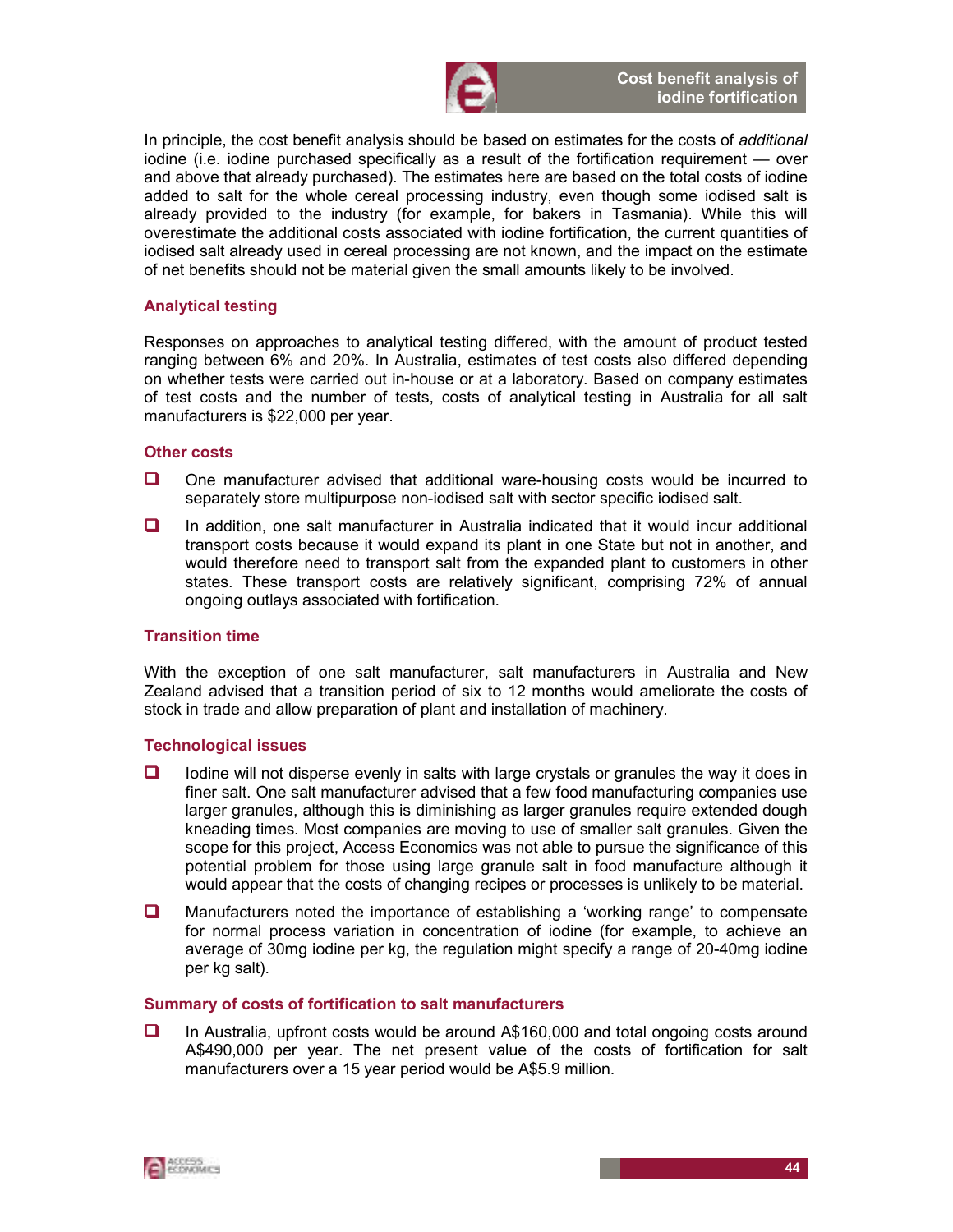In principle, the cost benefit analysis should be based on estimates for the costs of *additional* iodine (i.e. iodine purchased specifically as a result of the fortification requirement — over and above that already purchased). The estimates here are based on the total costs of iodine added to salt for the whole cereal processing industry, even though some iodised salt is already provided to the industry (for example, for bakers in Tasmania). While this will overestimate the additional costs associated with iodine fortification, the current quantities of iodised salt already used in cereal processing are not known, and the impact on the estimate of net benefits should not be material given the small amounts likely to be involved.

### Analytical testing

Responses on approaches to analytical testing differed, with the amount of product tested ranging between 6% and 20%. In Australia, estimates of test costs also differed depending on whether tests were carried out in-house or at a laboratory. Based on company estimates of test costs and the number of tests, costs of analytical testing in Australia for all salt manufacturers is $22,000 per year.

### Other costs

- One manufacturer advised that additional ware-housing costs would be incurred to separately store multipurpose non-iodised salt with sector specific iodised salt.
- In addition, one salt manufacturer in Australia indicated that it would incur additional transport costs because it would expand its plant in one State but not in another, and would therefore need to transport salt from the expanded plant to customers in other states. These transport costs are relatively significant, comprising 72% of annual ongoing outlays associated with fortification.

### Transition time

With the exception of one salt manufacturer, salt manufacturers in Australia and New Zealand advised that a transition period of six to 12 months would ameliorate the costs of stock in trade and allow preparation of plant and installation of machinery.

### Technological issues

- Iodine will not disperse evenly in salts with large crystals or granules the way it does in finer salt. One salt manufacturer advised that a few food manufacturing companies use larger granules, although this is diminishing as larger granules require extended dough kneading times. Most companies are moving to use of smaller salt granules. Given the scope for this project, Access Economics was not able to pursue the significance of this potential problem for those using large granule salt in food manufacture although it would appear that the costs of changing recipes or processes is unlikely to be material.
- Manufacturers noted the importance of establishing a 'working range' to compensate for normal process variation in concentration of iodine (for example, to achieve an average of 30mg iodine per kg, the regulation might specify a range of 20-40mg iodine per kg salt).

### Summary of costs of fortification to salt manufacturers

- In Australia, upfront costs would be around A$160,000 and total ongoing costs around A$490,000 per year. The net present value of the costs of fortification for salt manufacturers over a 15 year period would be A$5.9 million.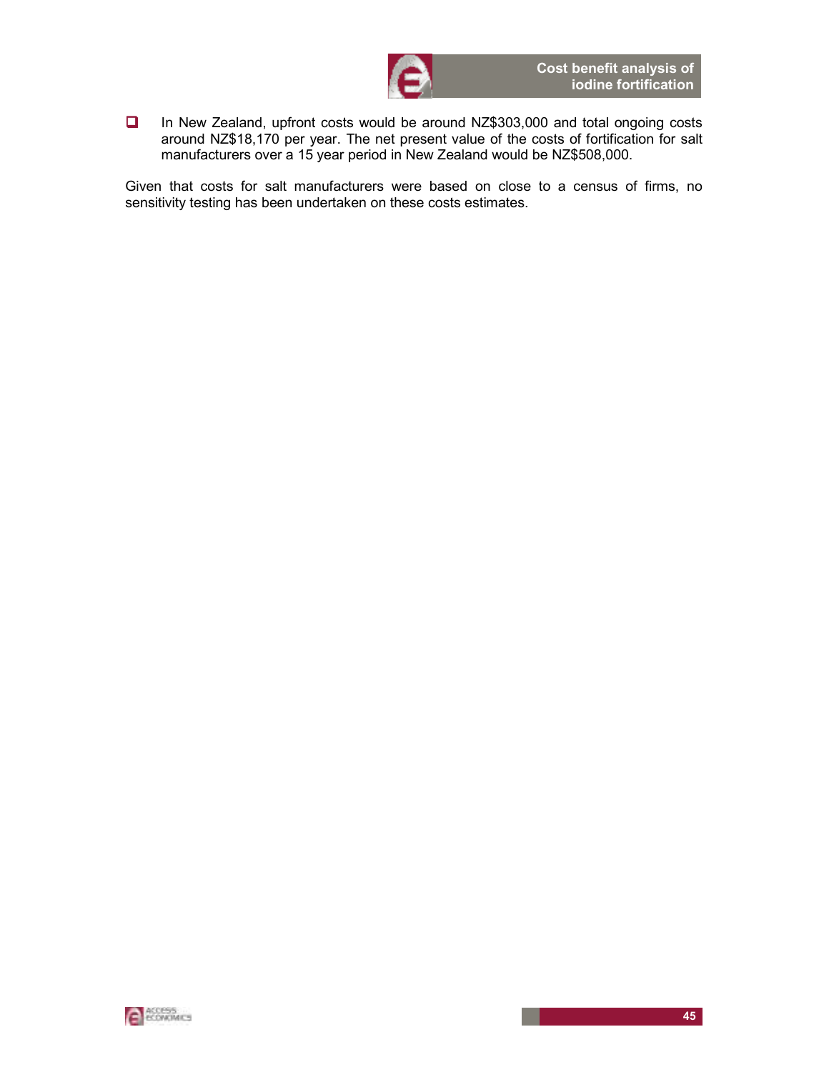- In New Zealand, upfront costs would be around NZ$303,000 and total ongoing costs around NZ$18,170 per year. The net present value of the costs of fortification for salt manufacturers over a 15 year period in New Zealand would be NZ$508,000.

Given that costs for salt manufacturers were based on close to a census of firms, no sensitivity testing has been undertaken on these costs estimates.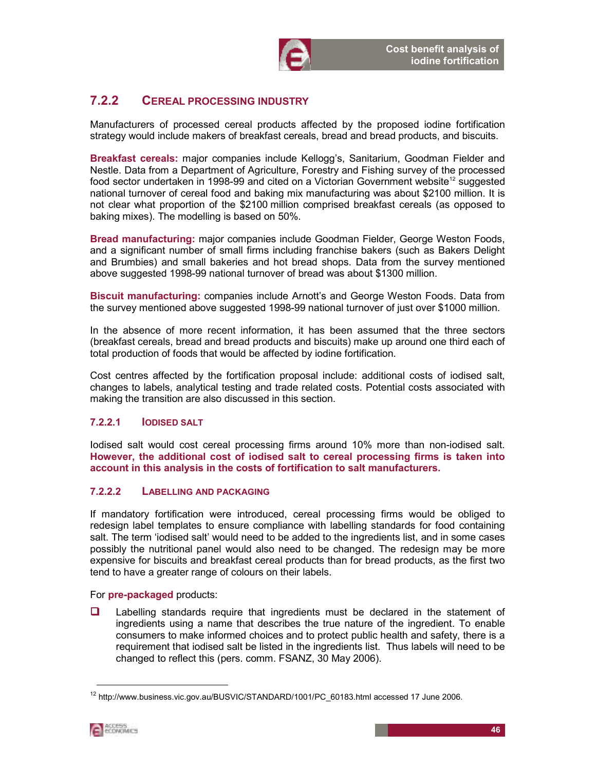### 7.2.2 Cereal processing industry

Manufacturers of processed cereal products affected by the proposed iodine fortification strategy would include makers of breakfast cereals, bread and bread products, and biscuits.

**Breakfast cereals:** major companies include Kellogg's, Sanitarium, Goodman Fielder and Nestle. Data from a Department of Agriculture, Forestry and Fishing survey of the processed food sector undertaken in 1998-99 and cited on a Victorian Government website[12] suggested national turnover of cereal food and baking mix manufacturing was about $2100 million. It is not clear what proportion of the $2100 million comprised breakfast cereals (as opposed to baking mixes). The modelling is based on 50%.

**Bread manufacturing:** major companies include Goodman Fielder, George Weston Foods, and a significant number of small firms including franchise bakers (such as Bakers Delight and Brumbies) and small bakeries and hot bread shops. Data from the survey mentioned above suggested 1998-99 national turnover of bread was about $1300 million.

**Biscuit manufacturing:** companies include Arnott's and George Weston Foods. Data from the survey mentioned above suggested 1998-99 national turnover of just over $1000 million.

In the absence of more recent information, it has been assumed that the three sectors (breakfast cereals, bread and bread products and biscuits) make up around one third each of total production of foods that would be affected by iodine fortification.

Cost centres affected by the fortification proposal include: additional costs of iodised salt, changes to labels, analytical testing and trade related costs. Potential costs associated with making the transition are also discussed in this section.

#### 7.2.2.1 Iodised salt

Iodised salt would cost cereal processing firms around 10% more than non-iodised salt. **However, the additional cost of iodised salt to cereal processing firms is taken into account in this analysis in the costs of fortification to salt manufacturers.**

#### 7.2.2.2 Labelling and packaging

If mandatory fortification were introduced, cereal processing firms would be obliged to redesign label templates to ensure compliance with labelling standards for food containing salt. The term 'iodised salt' would need to be added to the ingredients list, and in some cases possibly the nutritional panel would also need to be changed. The redesign may be more expensive for biscuits and breakfast cereal products than for bread products, as the first two tend to have a greater range of colours on their labels.

For **pre-packaged** products:

- Labelling standards require that ingredients must be declared in the statement of ingredients using a name that describes the true nature of the ingredient. To enable consumers to make informed choices and to protect public health and safety, there is a requirement that iodised salt be listed in the ingredients list. Thus labels will need to be changed to reflect this (pers. comm. FSANZ, 30 May 2006).

[12] http://www.business.vic.gov.au/BUSVIC/STANDARD/1001/PC_60183.html accessed 17 June 2006.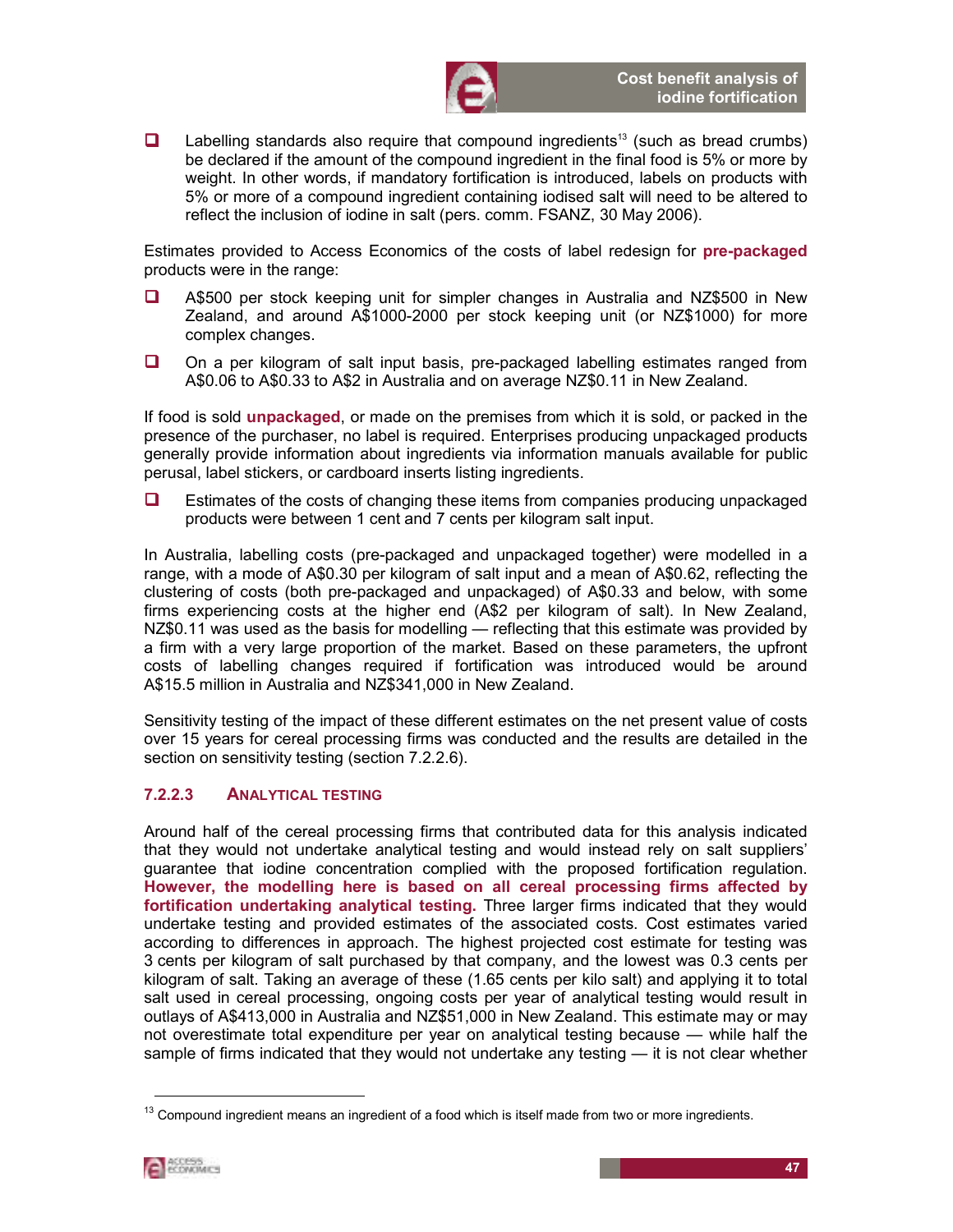- Labelling standards also require that compound ingredients[13] (such as bread crumbs) be declared if the amount of the compound ingredient in the final food is 5% or more by weight. In other words, if mandatory fortification is introduced, labels on products with 5% or more of a compound ingredient containing iodised salt will need to be altered to reflect the inclusion of iodine in salt (pers. comm. FSANZ, 30 May 2006).

Estimates provided to Access Economics of the costs of label redesign for **pre-packaged** products were in the range:

- A$500 per stock keeping unit for simpler changes in Australia and NZ$500 in New Zealand, and around A$1000-2000 per stock keeping unit (or NZ$1000) for more complex changes.
- On a per kilogram of salt input basis, pre-packaged labelling estimates ranged from A$0.06 to A$0.33 to A$2 in Australia and on average NZ$0.11 in New Zealand.

If food is sold **unpackaged**, or made on the premises from which it is sold, or packed in the presence of the purchaser, no label is required. Enterprises producing unpackaged products generally provide information about ingredients via information manuals available for public perusal, label stickers, or cardboard inserts listing ingredients.

- Estimates of the costs of changing these items from companies producing unpackaged products were between 1 cent and 7 cents per kilogram salt input.

In Australia, labelling costs (pre-packaged and unpackaged together) were modelled in a range, with a mode of A$0.30 per kilogram of salt input and a mean of A$0.62, reflecting the clustering of costs (both pre-packaged and unpackaged) of A$0.33 and below, with some firms experiencing costs at the higher end (A$2 per kilogram of salt). In New Zealand, NZ$0.11 was used as the basis for modelling — reflecting that this estimate was provided by a firm with a very large proportion of the market. Based on these parameters, the upfront costs of labelling changes required if fortification was introduced would be around A$15.5 million in Australia and NZ$341,000 in New Zealand.

Sensitivity testing of the impact of these different estimates on the net present value of costs over 15 years for cereal processing firms was conducted and the results are detailed in the section on sensitivity testing (section 7.2.2.6).

#### 7.2.2.3 Analytical testing

Around half of the cereal processing firms that contributed data for this analysis indicated that they would not undertake analytical testing and would instead rely on salt suppliers' guarantee that iodine concentration complied with the proposed fortification regulation. **However, the modelling here is based on all cereal processing firms affected by fortification undertaking analytical testing.** Three larger firms indicated that they would undertake testing and provided estimates of the associated costs. Cost estimates varied according to differences in approach. The highest projected cost estimate for testing was 3 cents per kilogram of salt purchased by that company, and the lowest was 0.3 cents per kilogram of salt. Taking an average of these (1.65 cents per kilo salt) and applying it to total salt used in cereal processing, ongoing costs per year of analytical testing would result in outlays of A$413,000 in Australia and NZ$51,000 in New Zealand. This estimate may or may not overestimate total expenditure per year on analytical testing because — while half the sample of firms indicated that they would not undertake any testing — it is not clear whether

[13] Compound ingredient means an ingredient of a food which is itself made from two or more ingredients.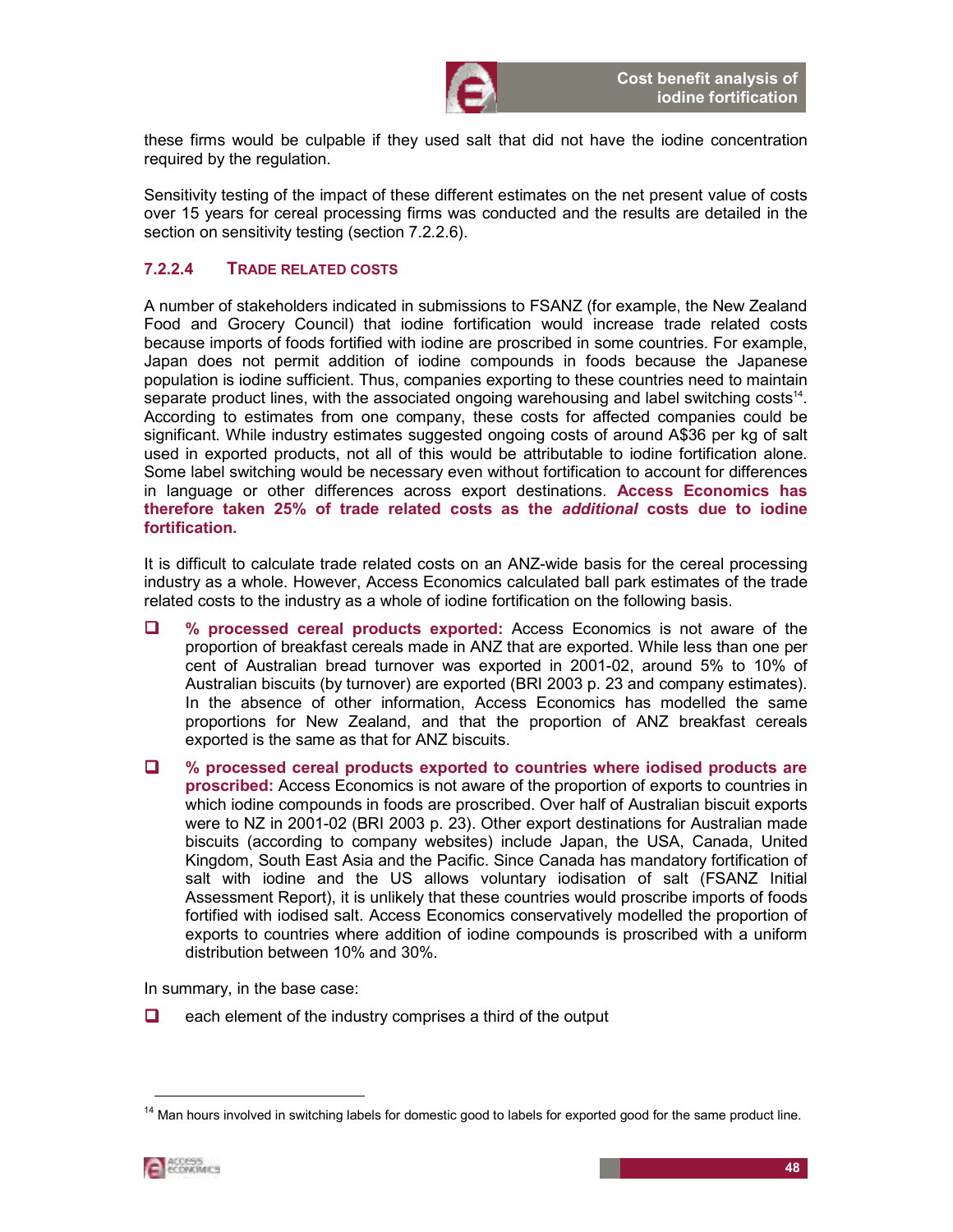these firms would be culpable if they used salt that did not have the iodine concentration required by the regulation.

Sensitivity testing of the impact of these different estimates on the net present value of costs over 15 years for cereal processing firms was conducted and the results are detailed in the section on sensitivity testing (section 7.2.2.6).

#### 7.2.2.4 TRADE RELATED COSTS

A number of stakeholders indicated in submissions to FSANZ (for example, the New Zealand Food and Grocery Council) that iodine fortification would increase trade related costs because imports of foods fortified with iodine are proscribed in some countries. For example, Japan does not permit addition of iodine compounds in foods because the Japanese population is iodine sufficient. Thus, companies exporting to these countries need to maintain separate product lines, with the associated ongoing warehousing and label switching costs[14]. According to estimates from one company, these costs for affected companies could be significant. While industry estimates suggested ongoing costs of around A$36 per kg of salt used in exported products, not all of this would be attributable to iodine fortification alone. Some label switching would be necessary even without fortification to account for differences in language or other differences across export destinations. **Access Economics has therefore taken 25% of trade related costs as the *additional* costs due to iodine fortification.**

It is difficult to calculate trade related costs on an ANZ-wide basis for the cereal processing industry as a whole. However, Access Economics calculated ball park estimates of the trade related costs to the industry as a whole of iodine fortification on the following basis.

- **% processed cereal products exported:** Access Economics is not aware of the proportion of breakfast cereals made in ANZ that are exported. While less than one per cent of Australian bread turnover was exported in 2001-02, around 5% to 10% of Australian biscuits (by turnover) are exported (BRI 2003 p. 23 and company estimates). In the absence of other information, Access Economics has modelled the same proportions for New Zealand, and that the proportion of ANZ breakfast cereals exported is the same as that for ANZ biscuits.
- **% processed cereal products exported to countries where iodised products are proscribed:** Access Economics is not aware of the proportion of exports to countries in which iodine compounds in foods are proscribed. Over half of Australian biscuit exports were to NZ in 2001-02 (BRI 2003 p. 23). Other export destinations for Australian made biscuits (according to company websites) include Japan, the USA, Canada, United Kingdom, South East Asia and the Pacific. Since Canada has mandatory fortification of salt with iodine and the US allows voluntary iodisation of salt (FSANZ Initial Assessment Report), it is unlikely that these countries would proscribe imports of foods fortified with iodised salt. Access Economics conservatively modelled the proportion of exports to countries where addition of iodine compounds is proscribed with a uniform distribution between 10% and 30%.

In summary, in the base case:

- each element of the industry comprises a third of the output

[14] Man hours involved in switching labels for domestic good to labels for exported good for the same product line.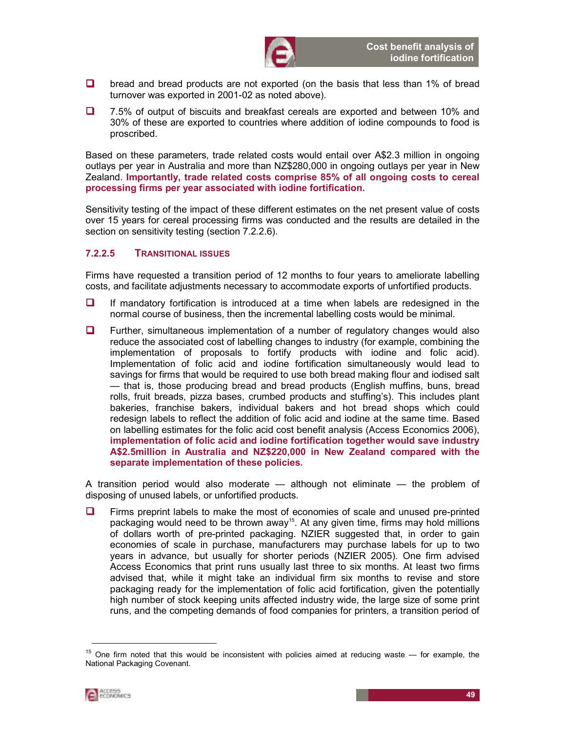- bread and bread products are not exported (on the basis that less than 1% of bread turnover was exported in 2001-02 as noted above).
- 7.5% of output of biscuits and breakfast cereals are exported and between 10% and 30% of these are exported to countries where addition of iodine compounds to food is proscribed.

Based on these parameters, trade related costs would entail over A$2.3 million in ongoing outlays per year in Australia and more than NZ$280,000 in ongoing outlays per year in New Zealand. **Importantly, trade related costs comprise 85% of all ongoing costs to cereal processing firms per year associated with iodine fortification.**

Sensitivity testing of the impact of these different estimates on the net present value of costs over 15 years for cereal processing firms was conducted and the results are detailed in the section on sensitivity testing (section 7.2.2.6).

#### 7.2.2.5 Transitional issues

Firms have requested a transition period of 12 months to four years to ameliorate labelling costs, and facilitate adjustments necessary to accommodate exports of unfortified products.

- If mandatory fortification is introduced at a time when labels are redesigned in the normal course of business, then the incremental labelling costs would be minimal.
- Further, simultaneous implementation of a number of regulatory changes would also reduce the associated cost of labelling changes to industry (for example, combining the implementation of proposals to fortify products with iodine and folic acid). Implementation of folic acid and iodine fortification simultaneously would lead to savings for firms that would be required to use both bread making flour and iodised salt — that is, those producing bread and bread products (English muffins, buns, bread rolls, fruit breads, pizza bases, crumbed products and stuffing's). This includes plant bakeries, franchise bakers, individual bakers and hot bread shops which could redesign labels to reflect the addition of folic acid and iodine at the same time. Based on labelling estimates for the folic acid cost benefit analysis (Access Economics 2006), **implementation of folic acid and iodine fortification together would save industry A$2.5million in Australia and NZ$220,000 in New Zealand compared with the separate implementation of these policies.**

A transition period would also moderate — although not eliminate — the problem of disposing of unused labels, or unfortified products.

- Firms preprint labels to make the most of economies of scale and unused pre-printed packaging would need to be thrown away[15]. At any given time, firms may hold millions of dollars worth of pre-printed packaging. NZIER suggested that, in order to gain economies of scale in purchase, manufacturers may purchase labels for up to two years in advance, but usually for shorter periods (NZIER 2005). One firm advised Access Economics that print runs usually last three to six months. At least two firms advised that, while it might take an individual firm six months to revise and store packaging ready for the implementation of folic acid fortification, given the potentially high number of stock keeping units affected industry wide, the large size of some print runs, and the competing demands of food companies for printers, a transition period of

[15] One firm noted that this would be inconsistent with policies aimed at reducing waste — for example, the National Packaging Covenant.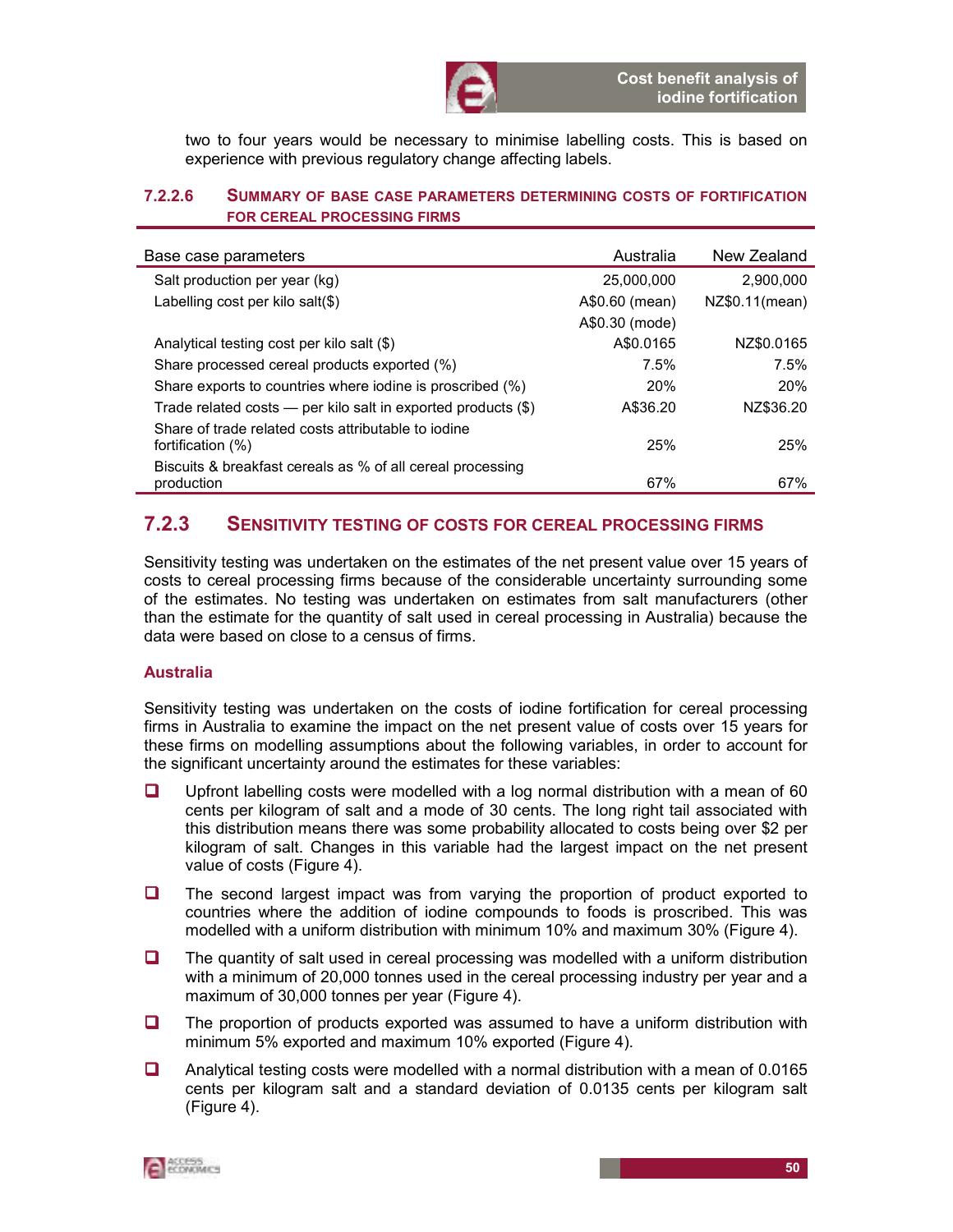two to four years would be necessary to minimise labelling costs. This is based on experience with previous regulatory change affecting labels.

#### 7.2.2.6 Summary of base case parameters determining costs of fortification for cereal processing firms

| Base case parameters | Australia | New Zealand |
|---|---|---|
| Salt production per year (kg) | 25,000,000 | 2,900,000 |
| Labelling cost per kilo salt($) | A$0.60 (mean)<br>A$0.30 (mode) | NZ$0.11(mean) |
| Analytical testing cost per kilo salt ($) | A$0.0165 | NZ$0.0165 |
| Share processed cereal products exported (%) | 7.5% | 7.5% |
| Share exports to countries where iodine is proscribed (%) | 20% | 20% |
| Trade related costs — per kilo salt in exported products ($) | A$36.20 | NZ$36.20 |
| Share of trade related costs attributable to iodine fortification (%) | 25% | 25% |
| Biscuits & breakfast cereals as % of all cereal processing production | 67% | 67% |

### 7.2.3 Sensitivity testing of costs for cereal processing firms

Sensitivity testing was undertaken on the estimates of the net present value over 15 years of costs to cereal processing firms because of the considerable uncertainty surrounding some of the estimates. No testing was undertaken on estimates from salt manufacturers (other than the estimate for the quantity of salt used in cereal processing in Australia) because the data were based on close to a census of firms.

**Australia**

Sensitivity testing was undertaken on the costs of iodine fortification for cereal processing firms in Australia to examine the impact on the net present value of costs over 15 years for these firms on modelling assumptions about the following variables, in order to account for the significant uncertainty around the estimates for these variables:

- Upfront labelling costs were modelled with a log normal distribution with a mean of 60 cents per kilogram of salt and a mode of 30 cents. The long right tail associated with this distribution means there was some probability allocated to costs being over $2 per kilogram of salt. Changes in this variable had the largest impact on the net present value of costs (Figure 4).
- The second largest impact was from varying the proportion of product exported to countries where the addition of iodine compounds to foods is proscribed. This was modelled with a uniform distribution with minimum 10% and maximum 30% (Figure 4).
- The quantity of salt used in cereal processing was modelled with a uniform distribution with a minimum of 20,000 tonnes used in the cereal processing industry per year and a maximum of 30,000 tonnes per year (Figure 4).
- The proportion of products exported was assumed to have a uniform distribution with minimum 5% exported and maximum 10% exported (Figure 4).
- Analytical testing costs were modelled with a normal distribution with a mean of 0.0165 cents per kilogram salt and a standard deviation of 0.0135 cents per kilogram salt (Figure 4).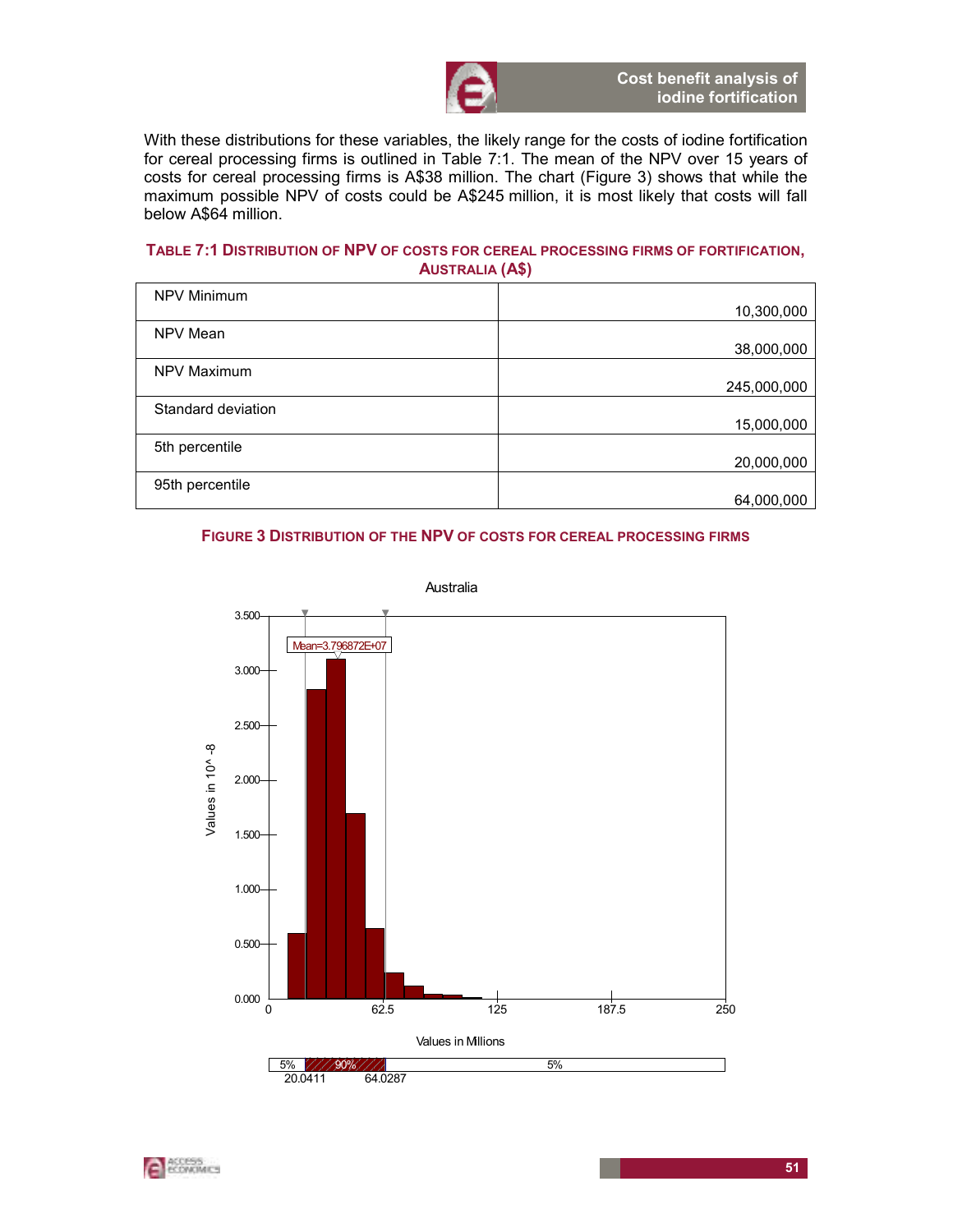With these distributions for these variables, the likely range for the costs of iodine fortification for cereal processing firms is outlined in Table 7:1. The mean of the NPV over 15 years of costs for cereal processing firms is A$38 million. The chart (Figure 3) shows that while the maximum possible NPV of costs could be A$245 million, it is most likely that costs will fall below A$64 million.

**TABLE 7:1 DISTRIBUTION OF NPV OF COSTS FOR CEREAL PROCESSING FIRMS OF FORTIFICATION, AUSTRALIA (A$)**

| | |
|---|---:|
| NPV Minimum | 10,300,000 |
| NPV Mean | 38,000,000 |
| NPV Maximum | 245,000,000 |
| Standard deviation | 15,000,000 |
| 5th percentile | 20,000,000 |
| 95th percentile | 64,000,000 |

**FIGURE 3 DISTRIBUTION OF THE NPV OF COSTS FOR CEREAL PROCESSING FIRMS**

Australia

Mean=3.796872E+07

Values in 10^ -8

Values in Millions

5% | 90% | 5%

20.0411 | 64.0287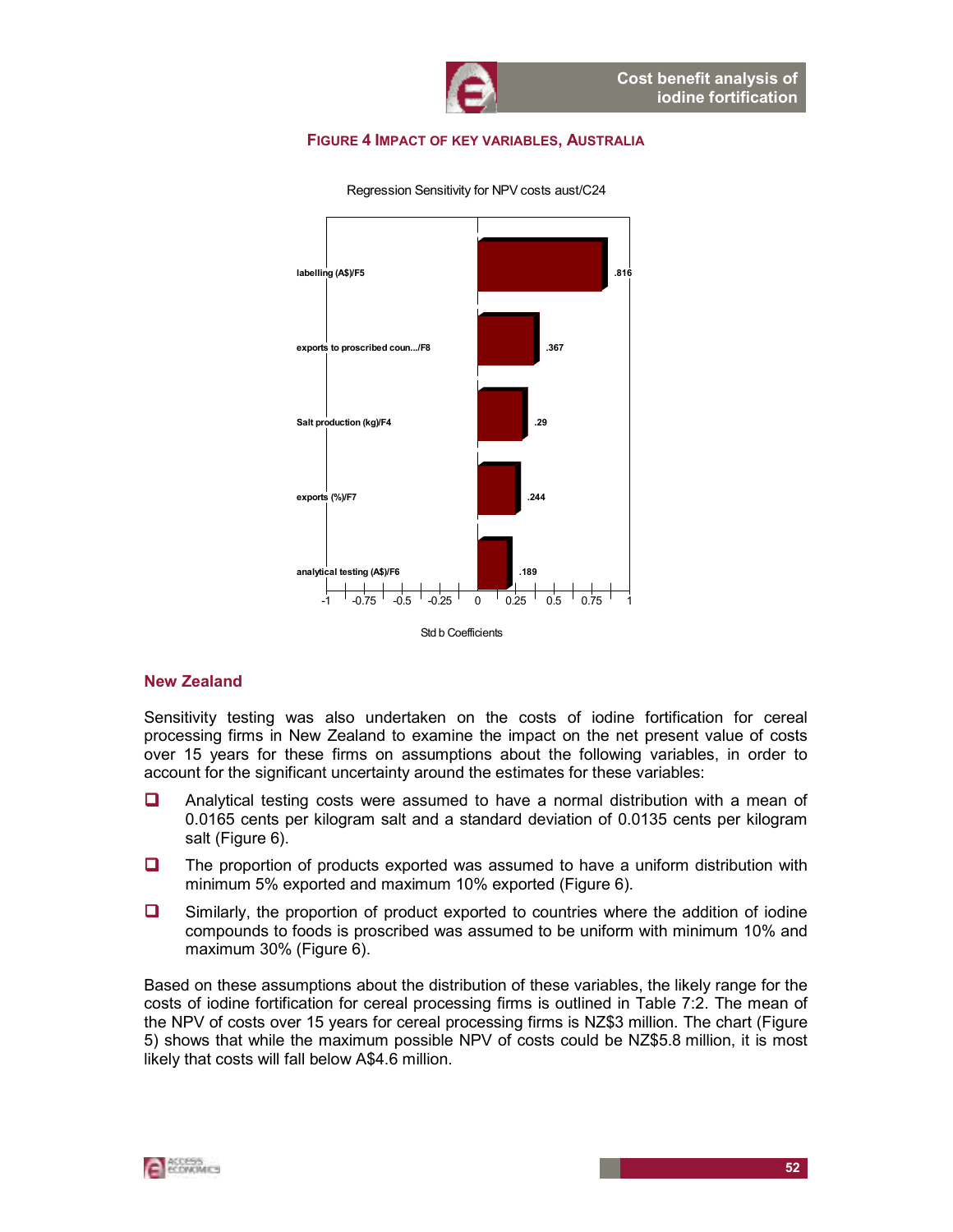**Figure 4 Impact of key variables, Australia**

Regression Sensitivity for NPV costs aust/C24

| Variable | Std b Coefficient |
|---|---|
| labelling (A$)/F5 | .816 |
| exports to proscribed coun.../F8 | .367 |
| Salt production (kg)/F4 | .29 |
| exports (%)/F7 | .244 |
| analytical testing (A$)/F6 | .189 |

Std b Coefficients

## New Zealand

Sensitivity testing was also undertaken on the costs of iodine fortification for cereal processing firms in New Zealand to examine the impact on the net present value of costs over 15 years for these firms on assumptions about the following variables, in order to account for the significant uncertainty around the estimates for these variables:

- Analytical testing costs were assumed to have a normal distribution with a mean of 0.0165 cents per kilogram salt and a standard deviation of 0.0135 cents per kilogram salt (Figure 6).
- The proportion of products exported was assumed to have a uniform distribution with minimum 5% exported and maximum 10% exported (Figure 6).
- Similarly, the proportion of product exported to countries where the addition of iodine compounds to foods is proscribed was assumed to be uniform with minimum 10% and maximum 30% (Figure 6).

Based on these assumptions about the distribution of these variables, the likely range for the costs of iodine fortification for cereal processing firms is outlined in Table 7:2. The mean of the NPV of costs over 15 years for cereal processing firms is NZ$3 million. The chart (Figure 5) shows that while the maximum possible NPV of costs could be NZ$5.8 million, it is most likely that costs will fall below A$4.6 million.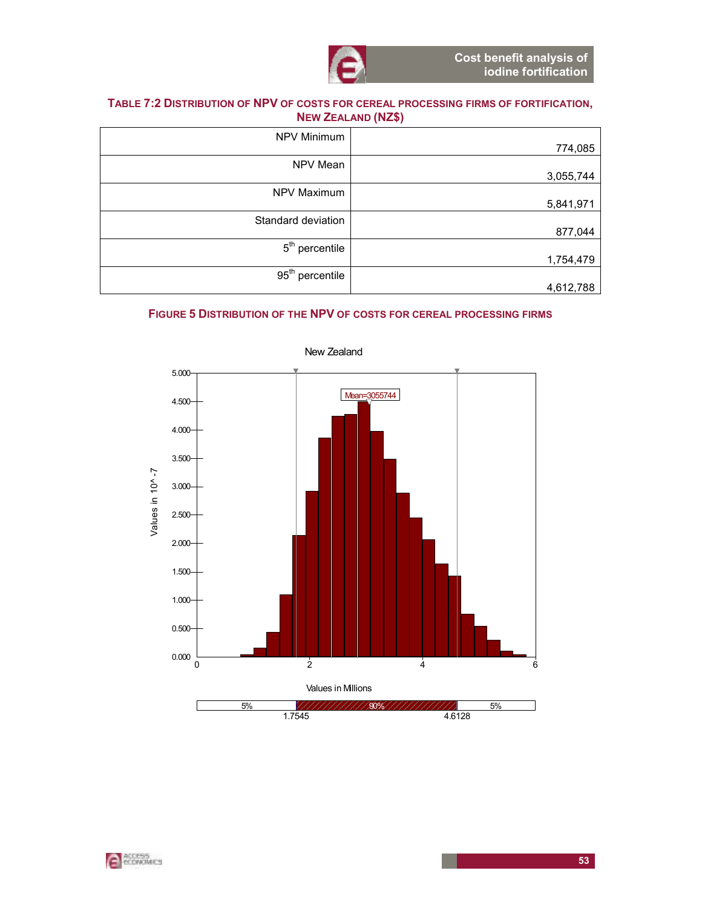**Table 7:2 Distribution of NPV of costs for cereal processing firms of fortification, New Zealand (NZ$)**

| | |
|---|---|
| NPV Minimum | 774,085 |
| NPV Mean | 3,055,744 |
| NPV Maximum | 5,841,971 |
| Standard deviation | 877,044 |
| 5th percentile | 1,754,479 |
| 95th percentile | 4,612,788 |

**Figure 5 Distribution of the NPV of costs for cereal processing firms**

New Zealand

Values in 10^-7

Mean=3055744

Values in Millions

5% | 90% | 5%

1.7545 | 4.6128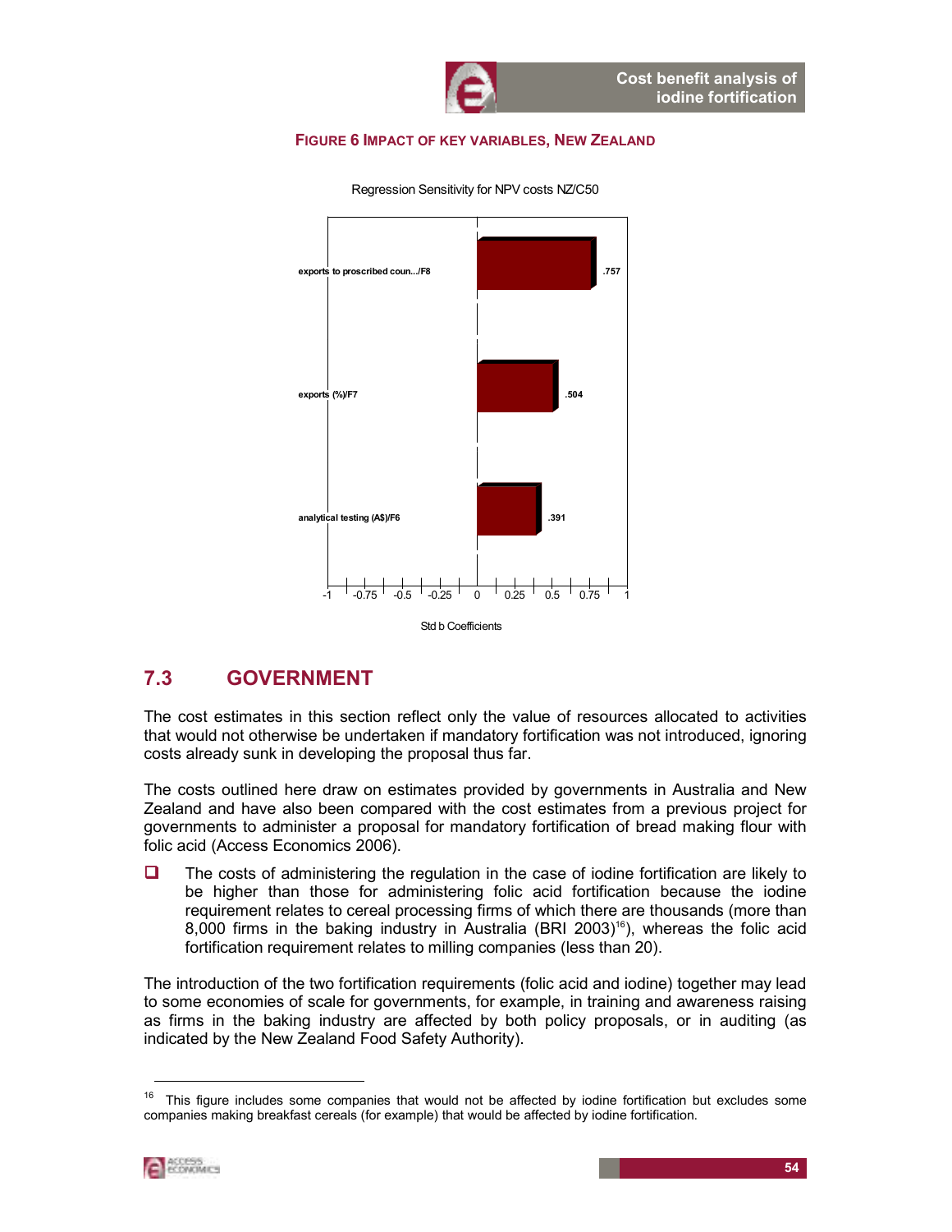**FIGURE 6 IMPACT OF KEY VARIABLES, NEW ZEALAND**

Regression Sensitivity for NPV costs NZ/C50

| Variable | Std b Coefficients |
| --- | --- |
| exports to proscribed coun.../F8 | .757 |
| exports (%)/F7 | .504 |
| analytical testing (A$)/F6 | .391 |

Std b Coefficients

## 7.3 GOVERNMENT

The cost estimates in this section reflect only the value of resources allocated to activities that would not otherwise be undertaken if mandatory fortification was not introduced, ignoring costs already sunk in developing the proposal thus far.

The costs outlined here draw on estimates provided by governments in Australia and New Zealand and have also been compared with the cost estimates from a previous project for governments to administer a proposal for mandatory fortification of bread making flour with folic acid (Access Economics 2006).

- The costs of administering the regulation in the case of iodine fortification are likely to be higher than those for administering folic acid fortification because the iodine requirement relates to cereal processing firms of which there are thousands (more than 8,000 firms in the baking industry in Australia (BRI 2003)[16]), whereas the folic acid fortification requirement relates to milling companies (less than 20).

The introduction of the two fortification requirements (folic acid and iodine) together may lead to some economies of scale for governments, for example, in training and awareness raising as firms in the baking industry are affected by both policy proposals, or in auditing (as indicated by the New Zealand Food Safety Authority).

[16] This figure includes some companies that would not be affected by iodine fortification but excludes some companies making breakfast cereals (for example) that would be affected by iodine fortification.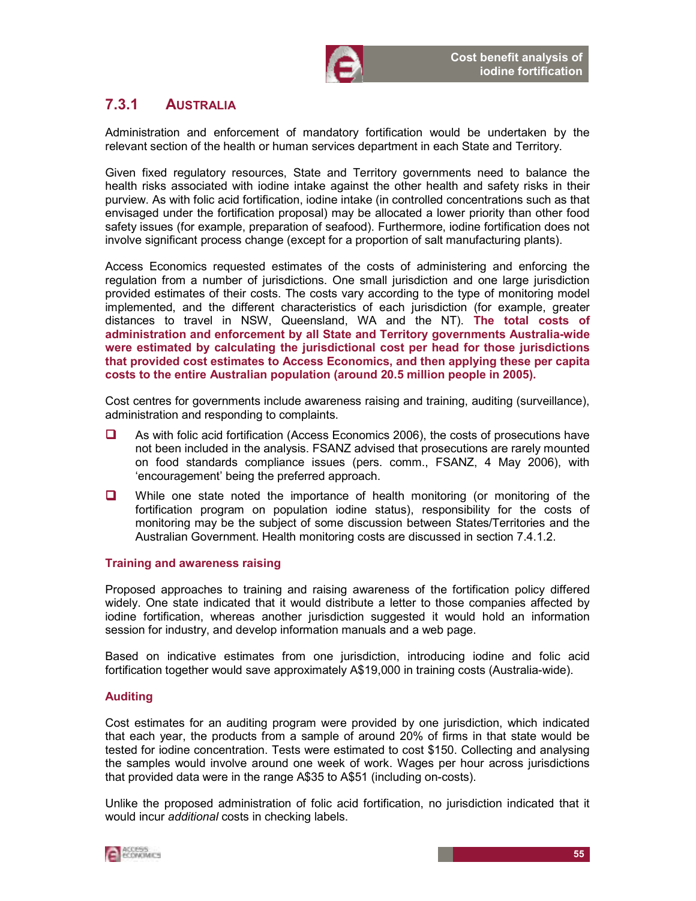### 7.3.1 Australia

Administration and enforcement of mandatory fortification would be undertaken by the relevant section of the health or human services department in each State and Territory.

Given fixed regulatory resources, State and Territory governments need to balance the health risks associated with iodine intake against the other health and safety risks in their purview. As with folic acid fortification, iodine intake (in controlled concentrations such as that envisaged under the fortification proposal) may be allocated a lower priority than other food safety issues (for example, preparation of seafood). Furthermore, iodine fortification does not involve significant process change (except for a proportion of salt manufacturing plants).

Access Economics requested estimates of the costs of administering and enforcing the regulation from a number of jurisdictions. One small jurisdiction and one large jurisdiction provided estimates of their costs. The costs vary according to the type of monitoring model implemented, and the different characteristics of each jurisdiction (for example, greater distances to travel in NSW, Queensland, WA and the NT). **The total costs of administration and enforcement by all State and Territory governments Australia-wide were estimated by calculating the jurisdictional cost per head for those jurisdictions that provided cost estimates to Access Economics, and then applying these per capita costs to the entire Australian population (around 20.5 million people in 2005).**

Cost centres for governments include awareness raising and training, auditing (surveillance), administration and responding to complaints.

- As with folic acid fortification (Access Economics 2006), the costs of prosecutions have not been included in the analysis. FSANZ advised that prosecutions are rarely mounted on food standards compliance issues (pers. comm., FSANZ, 4 May 2006), with 'encouragement' being the preferred approach.
- While one state noted the importance of health monitoring (or monitoring of the fortification program on population iodine status), responsibility for the costs of monitoring may be the subject of some discussion between States/Territories and the Australian Government. Health monitoring costs are discussed in section 7.4.1.2.

#### Training and awareness raising

Proposed approaches to training and raising awareness of the fortification policy differed widely. One state indicated that it would distribute a letter to those companies affected by iodine fortification, whereas another jurisdiction suggested it would hold an information session for industry, and develop information manuals and a web page.

Based on indicative estimates from one jurisdiction, introducing iodine and folic acid fortification together would save approximately A$19,000 in training costs (Australia-wide).

#### Auditing

Cost estimates for an auditing program were provided by one jurisdiction, which indicated that each year, the products from a sample of around 20% of firms in that state would be tested for iodine concentration. Tests were estimated to cost $150. Collecting and analysing the samples would involve around one week of work. Wages per hour across jurisdictions that provided data were in the range A$35 to A$51 (including on-costs).

Unlike the proposed administration of folic acid fortification, no jurisdiction indicated that it would incur *additional* costs in checking labels.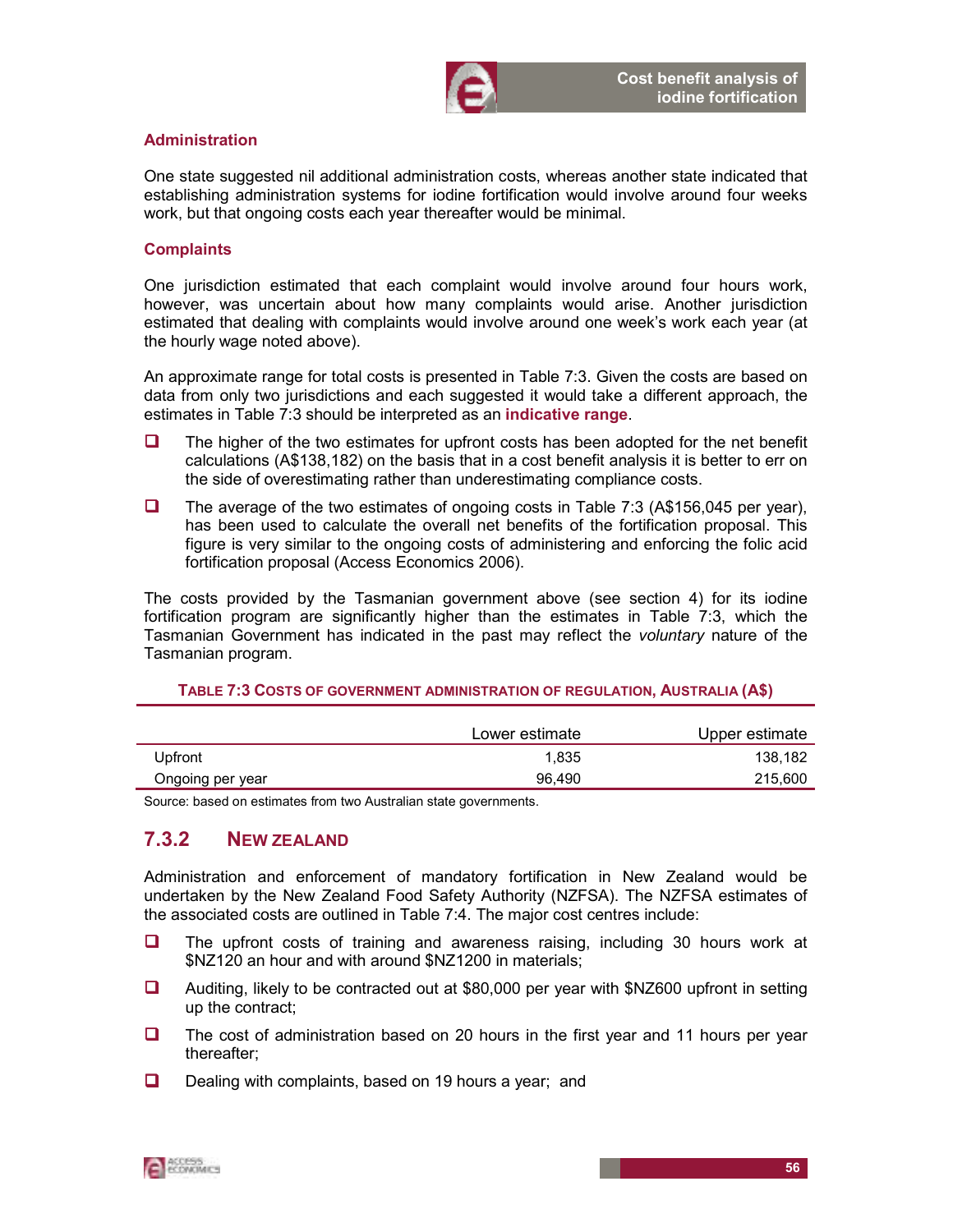### Administration

One state suggested nil additional administration costs, whereas another state indicated that establishing administration systems for iodine fortification would involve around four weeks work, but that ongoing costs each year thereafter would be minimal.

### Complaints

One jurisdiction estimated that each complaint would involve around four hours work, however, was uncertain about how many complaints would arise. Another jurisdiction estimated that dealing with complaints would involve around one week's work each year (at the hourly wage noted above).

An approximate range for total costs is presented in Table 7:3. Given the costs are based on data from only two jurisdictions and each suggested it would take a different approach, the estimates in Table 7:3 should be interpreted as an **indicative range**.

- The higher of the two estimates for upfront costs has been adopted for the net benefit calculations (A$138,182) on the basis that in a cost benefit analysis it is better to err on the side of overestimating rather than underestimating compliance costs.
- The average of the two estimates of ongoing costs in Table 7:3 (A$156,045 per year), has been used to calculate the overall net benefits of the fortification proposal. This figure is very similar to the ongoing costs of administering and enforcing the folic acid fortification proposal (Access Economics 2006).

The costs provided by the Tasmanian government above (see section 4) for its iodine fortification program are significantly higher than the estimates in Table 7:3, which the Tasmanian Government has indicated in the past may reflect the *voluntary* nature of the Tasmanian program.

**Table 7:3 Costs of government administration of regulation, Australia (A$)**

| | Lower estimate | Upper estimate |
|---|---|---|
| Upfront | 1,835 | 138,182 |
| Ongoing per year | 96,490 | 215,600 |

Source: based on estimates from two Australian state governments.

## 7.3.2 New Zealand

Administration and enforcement of mandatory fortification in New Zealand would be undertaken by the New Zealand Food Safety Authority (NZFSA). The NZFSA estimates of the associated costs are outlined in Table 7:4. The major cost centres include:

- The upfront costs of training and awareness raising, including 30 hours work at $NZ120 an hour and with around $NZ1200 in materials;
- Auditing, likely to be contracted out at $80,000 per year with $NZ600 upfront in setting up the contract;
- The cost of administration based on 20 hours in the first year and 11 hours per year thereafter;
- Dealing with complaints, based on 19 hours a year; and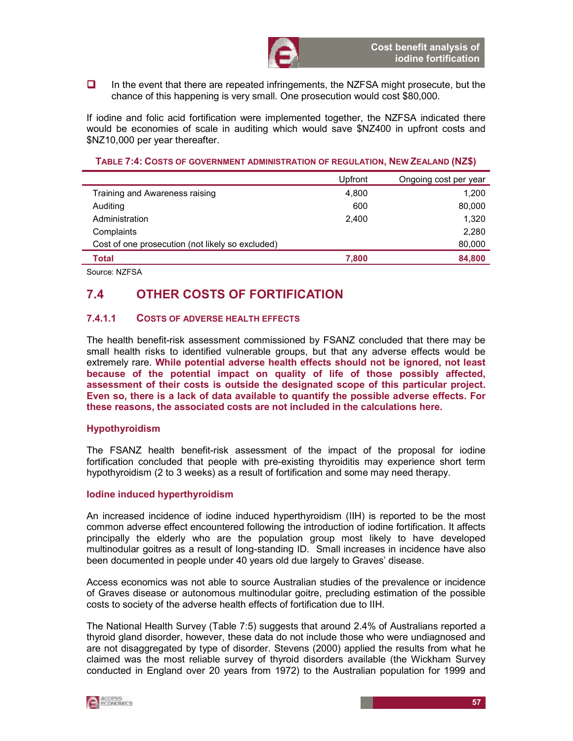- In the event that there are repeated infringements, the NZFSA might prosecute, but the chance of this happening is very small. One prosecution would cost $80,000.

If iodine and folic acid fortification were implemented together, the NZFSA indicated there would be economies of scale in auditing which would save $NZ400 in upfront costs and $NZ10,000 per year thereafter.

**TABLE 7:4: COSTS OF GOVERNMENT ADMINISTRATION OF REGULATION, NEW ZEALAND (NZ$)**

| | Upfront | Ongoing cost per year |
|---|---|---|
| Training and Awareness raising | 4,800 | 1,200 |
| Auditing | 600 | 80,000 |
| Administration | 2,400 | 1,320 |
| Complaints | | 2,280 |
| Cost of one prosecution (not likely so excluded) | | 80,000 |
| **Total** | **7,800** | **84,800** |

Source: NZFSA

## 7.4 OTHER COSTS OF FORTIFICATION

### 7.4.1.1 COSTS OF ADVERSE HEALTH EFFECTS

The health benefit-risk assessment commissioned by FSANZ concluded that there may be small health risks to identified vulnerable groups, but that any adverse effects would be extremely rare. **While potential adverse health effects should not be ignored, not least because of the potential impact on quality of life of those possibly affected, assessment of their costs is outside the designated scope of this particular project. Even so, there is a lack of data available to quantify the possible adverse effects. For these reasons, the associated costs are not included in the calculations here.**

#### Hypothyroidism

The FSANZ health benefit-risk assessment of the impact of the proposal for iodine fortification concluded that people with pre-existing thyroiditis may experience short term hypothyroidism (2 to 3 weeks) as a result of fortification and some may need therapy.

#### Iodine induced hyperthyroidism

An increased incidence of iodine induced hyperthyroidism (IIH) is reported to be the most common adverse effect encountered following the introduction of iodine fortification. It affects principally the elderly who are the population group most likely to have developed multinodular goitres as a result of long-standing ID. Small increases in incidence have also been documented in people under 40 years old due largely to Graves' disease.

Access economics was not able to source Australian studies of the prevalence or incidence of Graves disease or autonomous multinodular goitre, precluding estimation of the possible costs to society of the adverse health effects of fortification due to IIH.

The National Health Survey (Table 7:5) suggests that around 2.4% of Australians reported a thyroid gland disorder, however, these data do not include those who were undiagnosed and are not disaggregated by type of disorder. Stevens (2000) applied the results from what he claimed was the most reliable survey of thyroid disorders available (the Wickham Survey conducted in England over 20 years from 1972) to the Australian population for 1999 and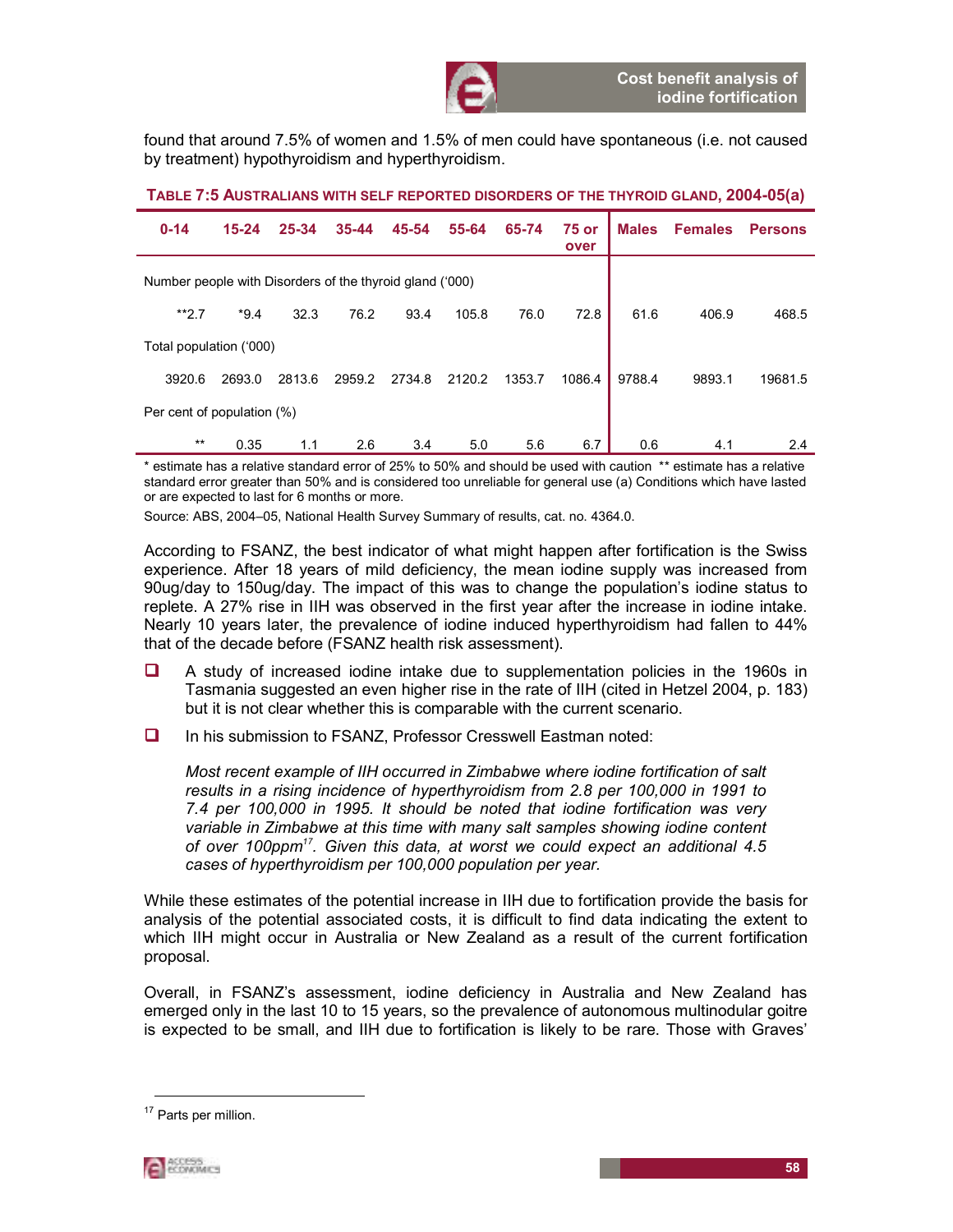found that around 7.5% of women and 1.5% of men could have spontaneous (i.e. not caused by treatment) hypothyroidism and hyperthyroidism.

**TABLE 7:5 AUSTRALIANS WITH SELF REPORTED DISORDERS OF THE THYROID GLAND, 2004-05(a)**

| 0-14 | 15-24 | 25-34 | 35-44 | 45-54 | 55-64 | 65-74 | 75 or over | Males | Females | Persons |
|---|---|---|---|---|---|---|---|---|---|---|
| Number people with Disorders of the thyroid gland ('000) | | | | | | | | | | |
| **2.7 | *9.4 | 32.3 | 76.2 | 93.4 | 105.8 | 76.0 | 72.8 | 61.6 | 406.9 | 468.5 |
| Total population ('000) | | | | | | | | | | |
| 3920.6 | 2693.0 | 2813.6 | 2959.2 | 2734.8 | 2120.2 | 1353.7 | 1086.4 | 9788.4 | 9893.1 | 19681.5 |
| Per cent of population (%) | | | | | | | | | | |
| ** | 0.35 | 1.1 | 2.6 | 3.4 | 5.0 | 5.6 | 6.7 | 0.6 | 4.1 | 2.4 |

\* estimate has a relative standard error of 25% to 50% and should be used with caution ** estimate has a relative standard error greater than 50% and is considered too unreliable for general use (a) Conditions which have lasted or are expected to last for 6 months or more.

Source: ABS, 2004–05, National Health Survey Summary of results, cat. no. 4364.0.

According to FSANZ, the best indicator of what might happen after fortification is the Swiss experience. After 18 years of mild deficiency, the mean iodine supply was increased from 90ug/day to 150ug/day. The impact of this was to change the population's iodine status to replete. A 27% rise in IIH was observed in the first year after the increase in iodine intake. Nearly 10 years later, the prevalence of iodine induced hyperthyroidism had fallen to 44% that of the decade before (FSANZ health risk assessment).

- A study of increased iodine intake due to supplementation policies in the 1960s in Tasmania suggested an even higher rise in the rate of IIH (cited in Hetzel 2004, p. 183) but it is not clear whether this is comparable with the current scenario.
- In his submission to FSANZ, Professor Cresswell Eastman noted:

  *Most recent example of IIH occurred in Zimbabwe where iodine fortification of salt results in a rising incidence of hyperthyroidism from 2.8 per 100,000 in 1991 to 7.4 per 100,000 in 1995. It should be noted that iodine fortification was very variable in Zimbabwe at this time with many salt samples showing iodine content of over 100ppm[17]. Given this data, at worst we could expect an additional 4.5 cases of hyperthyroidism per 100,000 population per year.*

While these estimates of the potential increase in IIH due to fortification provide the basis for analysis of the potential associated costs, it is difficult to find data indicating the extent to which IIH might occur in Australia or New Zealand as a result of the current fortification proposal.

Overall, in FSANZ's assessment, iodine deficiency in Australia and New Zealand has emerged only in the last 10 to 15 years, so the prevalence of autonomous multinodular goitre is expected to be small, and IIH due to fortification is likely to be rare. Those with Graves'

[17] Parts per million.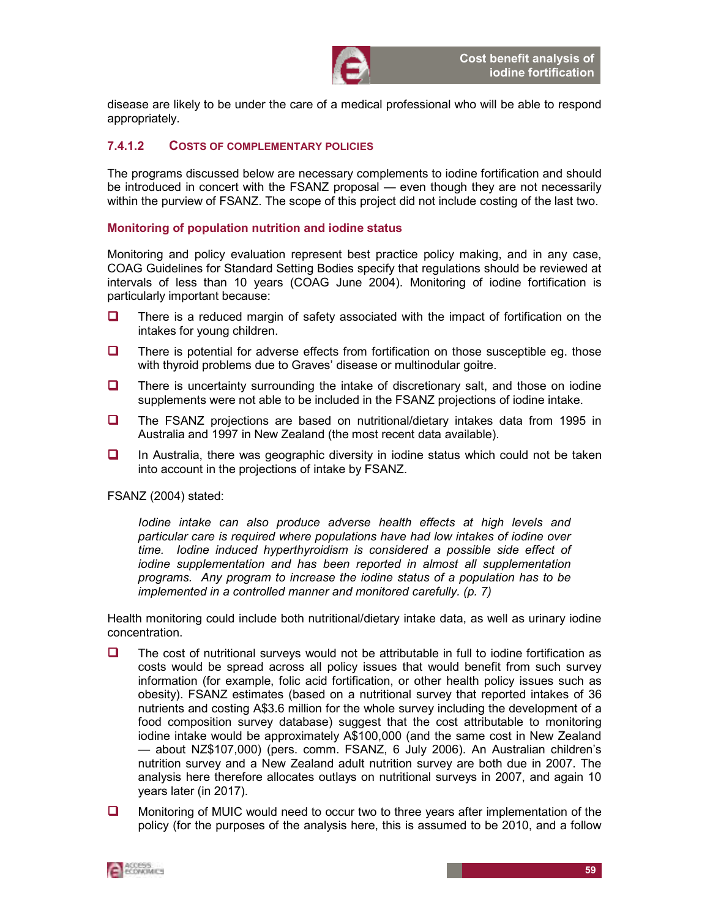disease are likely to be under the care of a medical professional who will be able to respond appropriately.

#### 7.4.1.2 Costs of complementary policies

The programs discussed below are necessary complements to iodine fortification and should be introduced in concert with the FSANZ proposal — even though they are not necessarily within the purview of FSANZ. The scope of this project did not include costing of the last two.

**Monitoring of population nutrition and iodine status**

Monitoring and policy evaluation represent best practice policy making, and in any case, COAG Guidelines for Standard Setting Bodies specify that regulations should be reviewed at intervals of less than 10 years (COAG June 2004). Monitoring of iodine fortification is particularly important because:

- There is a reduced margin of safety associated with the impact of fortification on the intakes for young children.
- There is potential for adverse effects from fortification on those susceptible eg. those with thyroid problems due to Graves' disease or multinodular goitre.
- There is uncertainty surrounding the intake of discretionary salt, and those on iodine supplements were not able to be included in the FSANZ projections of iodine intake.
- The FSANZ projections are based on nutritional/dietary intakes data from 1995 in Australia and 1997 in New Zealand (the most recent data available).
- In Australia, there was geographic diversity in iodine status which could not be taken into account in the projections of intake by FSANZ.

FSANZ (2004) stated:

> *Iodine intake can also produce adverse health effects at high levels and particular care is required where populations have had low intakes of iodine over time. Iodine induced hyperthyroidism is considered a possible side effect of iodine supplementation and has been reported in almost all supplementation programs. Any program to increase the iodine status of a population has to be implemented in a controlled manner and monitored carefully. (p. 7)*

Health monitoring could include both nutritional/dietary intake data, as well as urinary iodine concentration.

- The cost of nutritional surveys would not be attributable in full to iodine fortification as costs would be spread across all policy issues that would benefit from such survey information (for example, folic acid fortification, or other health policy issues such as obesity). FSANZ estimates (based on a nutritional survey that reported intakes of 36 nutrients and costing A$3.6 million for the whole survey including the development of a food composition survey database) suggest that the cost attributable to monitoring iodine intake would be approximately A$100,000 (and the same cost in New Zealand — about NZ$107,000) (pers. comm. FSANZ, 6 July 2006). An Australian children's nutrition survey and a New Zealand adult nutrition survey are both due in 2007. The analysis here therefore allocates outlays on nutritional surveys in 2007, and again 10 years later (in 2017).
- Monitoring of MUIC would need to occur two to three years after implementation of the policy (for the purposes of the analysis here, this is assumed to be 2010, and a follow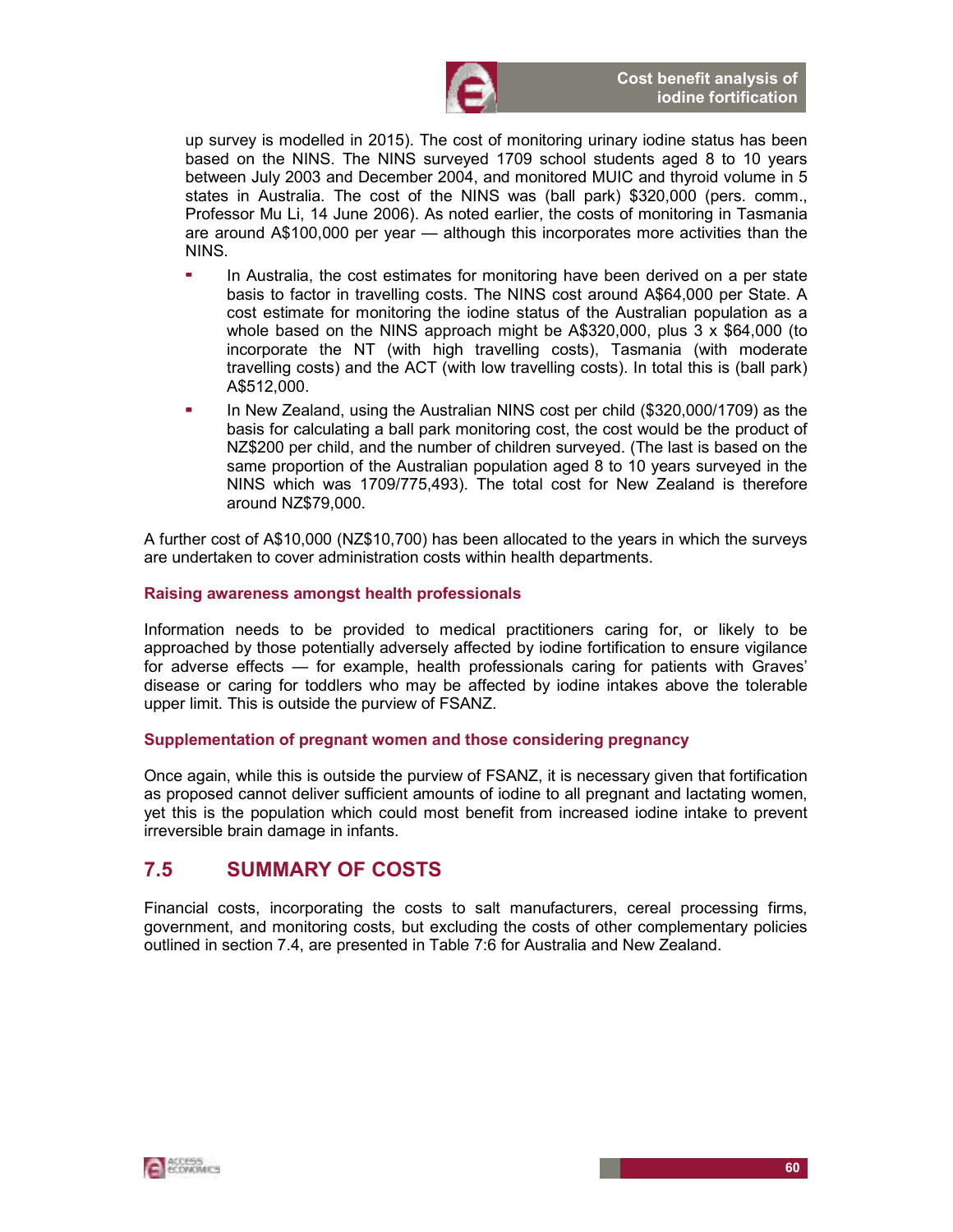up survey is modelled in 2015). The cost of monitoring urinary iodine status has been based on the NINS. The NINS surveyed 1709 school students aged 8 to 10 years between July 2003 and December 2004, and monitored MUIC and thyroid volume in 5 states in Australia. The cost of the NINS was (ball park) $320,000 (pers. comm., Professor Mu Li, 14 June 2006). As noted earlier, the costs of monitoring in Tasmania are around A$100,000 per year — although this incorporates more activities than the NINS.

- In Australia, the cost estimates for monitoring have been derived on a per state basis to factor in travelling costs. The NINS cost around A$64,000 per State. A cost estimate for monitoring the iodine status of the Australian population as a whole based on the NINS approach might be A$320,000, plus 3 x $64,000 (to incorporate the NT (with high travelling costs), Tasmania (with moderate travelling costs) and the ACT (with low travelling costs). In total this is (ball park) A$512,000.
- In New Zealand, using the Australian NINS cost per child ($320,000/1709) as the basis for calculating a ball park monitoring cost, the cost would be the product of NZ$200 per child, and the number of children surveyed. (The last is based on the same proportion of the Australian population aged 8 to 10 years surveyed in the NINS which was 1709/775,493). The total cost for New Zealand is therefore around NZ$79,000.

A further cost of A$10,000 (NZ$10,700) has been allocated to the years in which the surveys are undertaken to cover administration costs within health departments.

### Raising awareness amongst health professionals

Information needs to be provided to medical practitioners caring for, or likely to be approached by those potentially adversely affected by iodine fortification to ensure vigilance for adverse effects — for example, health professionals caring for patients with Graves' disease or caring for toddlers who may be affected by iodine intakes above the tolerable upper limit. This is outside the purview of FSANZ.

### Supplementation of pregnant women and those considering pregnancy

Once again, while this is outside the purview of FSANZ, it is necessary given that fortification as proposed cannot deliver sufficient amounts of iodine to all pregnant and lactating women, yet this is the population which could most benefit from increased iodine intake to prevent irreversible brain damage in infants.

## 7.5 SUMMARY OF COSTS

Financial costs, incorporating the costs to salt manufacturers, cereal processing firms, government, and monitoring costs, but excluding the costs of other complementary policies outlined in section 7.4, are presented in Table 7:6 for Australia and New Zealand.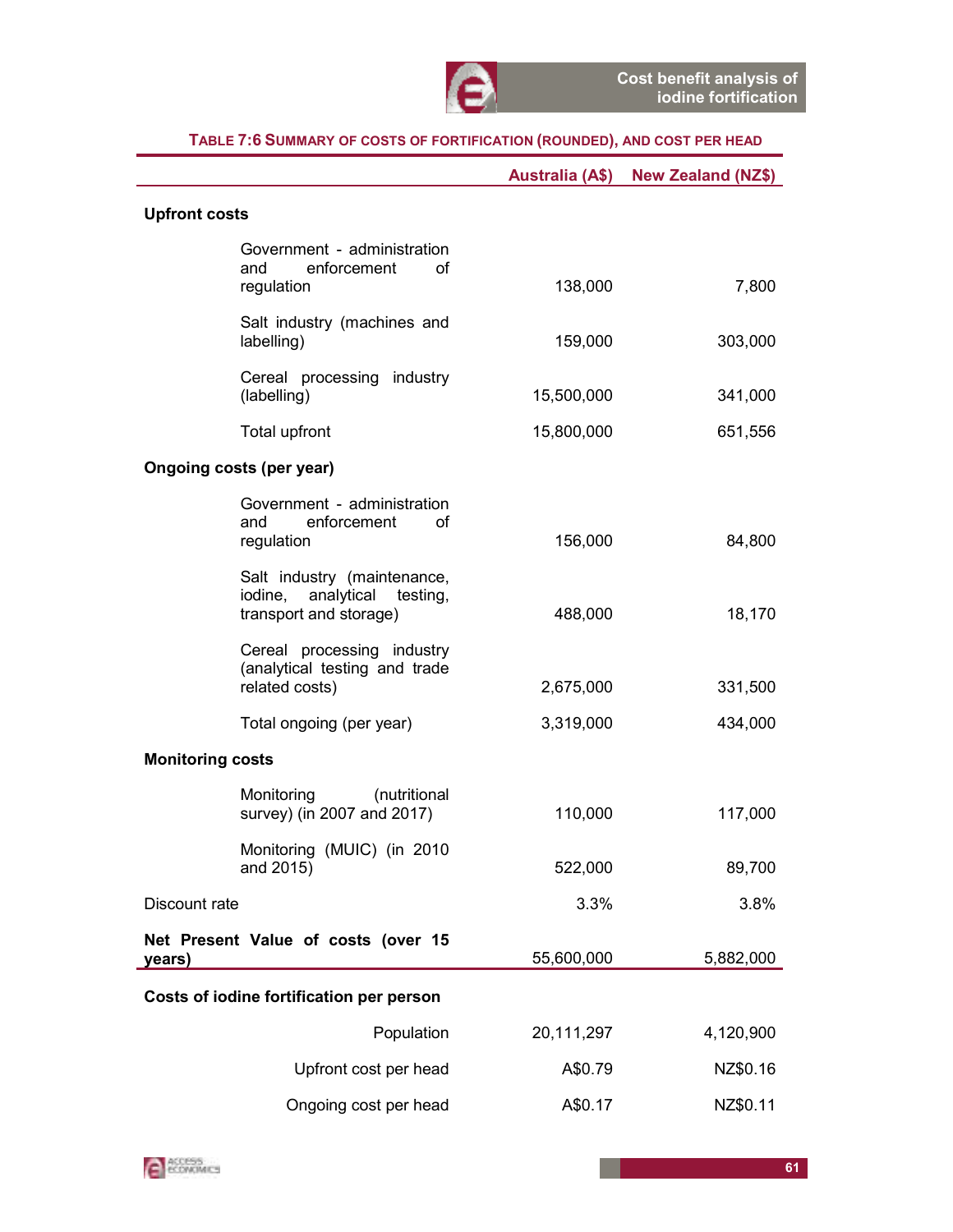**TABLE 7:6 SUMMARY OF COSTS OF FORTIFICATION (ROUNDED), AND COST PER HEAD**

| | Australia (A$) | New Zealand (NZ$) |
|---|---|---|
| **Upfront costs** | | |
| Government - administration and enforcement of regulation | 138,000 | 7,800 |
| Salt industry (machines and labelling) | 159,000 | 303,000 |
| Cereal processing industry (labelling) | 15,500,000 | 341,000 |
| Total upfront | 15,800,000 | 651,556 |
| **Ongoing costs (per year)** | | |
| Government - administration and enforcement of regulation | 156,000 | 84,800 |
| Salt industry (maintenance, iodine, analytical testing, transport and storage) | 488,000 | 18,170 |
| Cereal processing industry (analytical testing and trade related costs) | 2,675,000 | 331,500 |
| Total ongoing (per year) | 3,319,000 | 434,000 |
| **Monitoring costs** | | |
| Monitoring (nutritional survey) (in 2007 and 2017) | 110,000 | 117,000 |
| Monitoring (MUIC) (in 2010 and 2015) | 522,000 | 89,700 |
| Discount rate | 3.3% | 3.8% |
| **Net Present Value of costs (over 15 years)** | 55,600,000 | 5,882,000 |
| **Costs of iodine fortification per person** | | |
| Population | 20,111,297 | 4,120,900 |
| Upfront cost per head | A$0.79 | NZ$0.16 |
| Ongoing cost per head | A$0.17 | NZ$0.11 |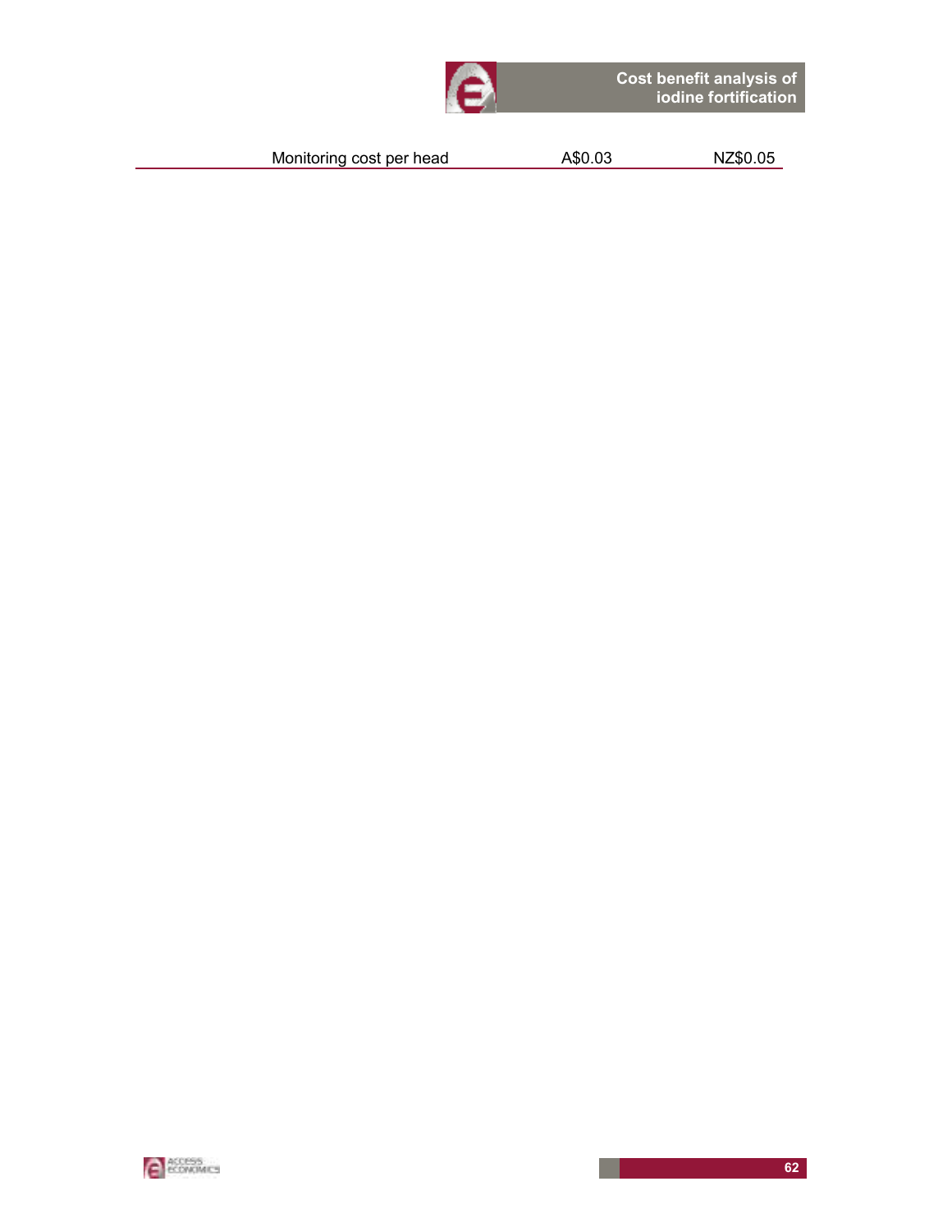| | | |
|---|---|---|
| Monitoring cost per head | A$0.03 | NZ$0.05 |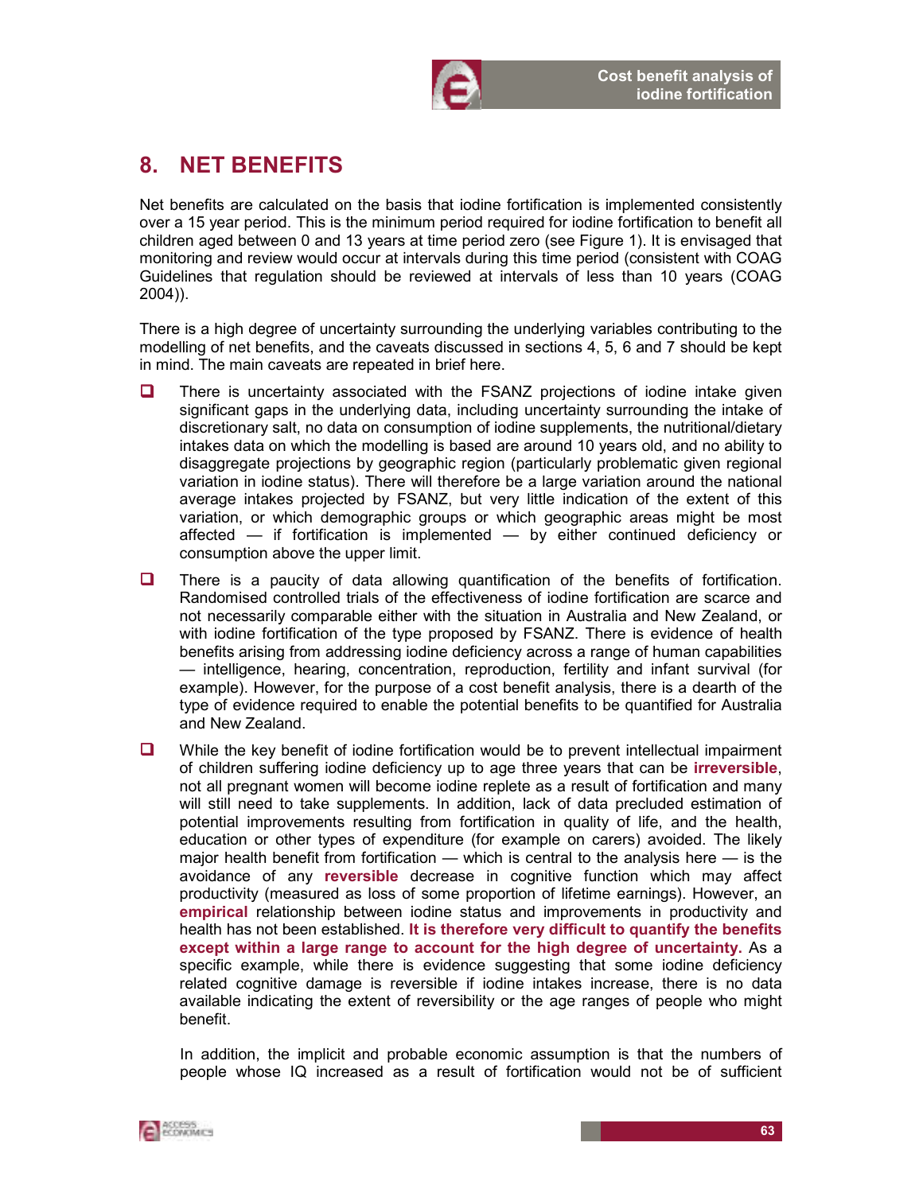## 8. NET BENEFITS

Net benefits are calculated on the basis that iodine fortification is implemented consistently over a 15 year period. This is the minimum period required for iodine fortification to benefit all children aged between 0 and 13 years at time period zero (see Figure 1). It is envisaged that monitoring and review would occur at intervals during this time period (consistent with COAG Guidelines that regulation should be reviewed at intervals of less than 10 years (COAG 2004)).

There is a high degree of uncertainty surrounding the underlying variables contributing to the modelling of net benefits, and the caveats discussed in sections 4, 5, 6 and 7 should be kept in mind. The main caveats are repeated in brief here.

- There is uncertainty associated with the FSANZ projections of iodine intake given significant gaps in the underlying data, including uncertainty surrounding the intake of discretionary salt, no data on consumption of iodine supplements, the nutritional/dietary intakes data on which the modelling is based are around 10 years old, and no ability to disaggregate projections by geographic region (particularly problematic given regional variation in iodine status). There will therefore be a large variation around the national average intakes projected by FSANZ, but very little indication of the extent of this variation, or which demographic groups or which geographic areas might be most affected — if fortification is implemented — by either continued deficiency or consumption above the upper limit.
- There is a paucity of data allowing quantification of the benefits of fortification. Randomised controlled trials of the effectiveness of iodine fortification are scarce and not necessarily comparable either with the situation in Australia and New Zealand, or with iodine fortification of the type proposed by FSANZ. There is evidence of health benefits arising from addressing iodine deficiency across a range of human capabilities — intelligence, hearing, concentration, reproduction, fertility and infant survival (for example). However, for the purpose of a cost benefit analysis, there is a dearth of the type of evidence required to enable the potential benefits to be quantified for Australia and New Zealand.
- While the key benefit of iodine fortification would be to prevent intellectual impairment of children suffering iodine deficiency up to age three years that can be **irreversible**, not all pregnant women will become iodine replete as a result of fortification and many will still need to take supplements. In addition, lack of data precluded estimation of potential improvements resulting from fortification in quality of life, and the health, education or other types of expenditure (for example on carers) avoided. The likely major health benefit from fortification — which is central to the analysis here — is the avoidance of any **reversible** decrease in cognitive function which may affect productivity (measured as loss of some proportion of lifetime earnings). However, an **empirical** relationship between iodine status and improvements in productivity and health has not been established. **It is therefore very difficult to quantify the benefits except within a large range to account for the high degree of uncertainty.** As a specific example, while there is evidence suggesting that some iodine deficiency related cognitive damage is reversible if iodine intakes increase, there is no data available indicating the extent of reversibility or the age ranges of people who might benefit.

  In addition, the implicit and probable economic assumption is that the numbers of people whose IQ increased as a result of fortification would not be of sufficient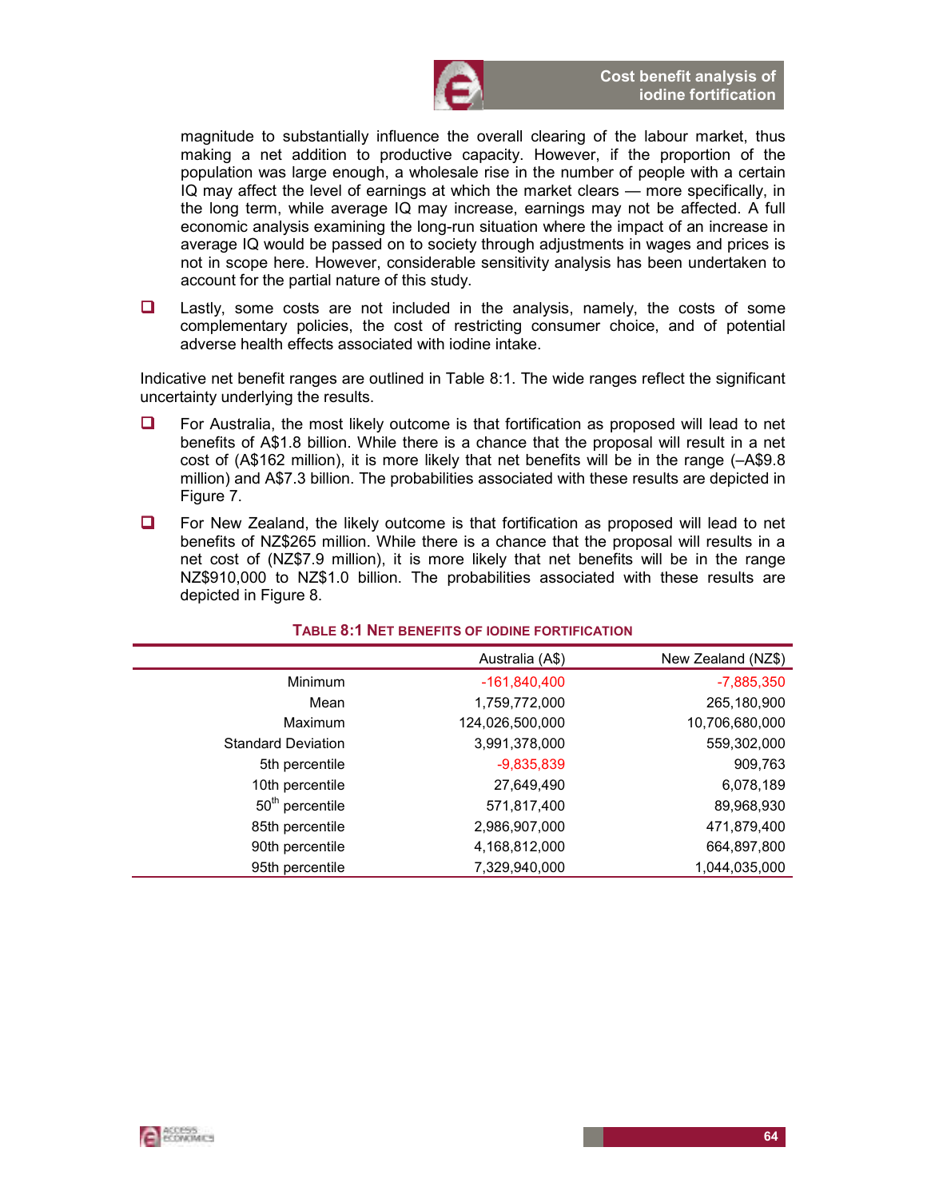magnitude to substantially influence the overall clearing of the labour market, thus making a net addition to productive capacity. However, if the proportion of the population was large enough, a wholesale rise in the number of people with a certain IQ may affect the level of earnings at which the market clears — more specifically, in the long term, while average IQ may increase, earnings may not be affected. A full economic analysis examining the long-run situation where the impact of an increase in average IQ would be passed on to society through adjustments in wages and prices is not in scope here. However, considerable sensitivity analysis has been undertaken to account for the partial nature of this study.

- Lastly, some costs are not included in the analysis, namely, the costs of some complementary policies, the cost of restricting consumer choice, and of potential adverse health effects associated with iodine intake.

Indicative net benefit ranges are outlined in Table 8:1. The wide ranges reflect the significant uncertainty underlying the results.

- For Australia, the most likely outcome is that fortification as proposed will lead to net benefits of A$1.8 billion. While there is a chance that the proposal will result in a net cost of (A$162 million), it is more likely that net benefits will be in the range (–A$9.8 million) and A$7.3 billion. The probabilities associated with these results are depicted in Figure 7.
- For New Zealand, the likely outcome is that fortification as proposed will lead to net benefits of NZ$265 million. While there is a chance that the proposal will results in a net cost of (NZ$7.9 million), it is more likely that net benefits will be in the range NZ$910,000 to NZ$1.0 billion. The probabilities associated with these results are depicted in Figure 8.

**Table 8:1 Net benefits of iodine fortification**

| | Australia (A$) | New Zealand (NZ$) |
|---|---|---|
| Minimum | -161,840,400 | -7,885,350 |
| Mean | 1,759,772,000 | 265,180,900 |
| Maximum | 124,026,500,000 | 10,706,680,000 |
| Standard Deviation | 3,991,378,000 | 559,302,000 |
| 5th percentile | -9,835,839 | 909,763 |
| 10th percentile | 27,649,490 | 6,078,189 |
| 50th percentile | 571,817,400 | 89,968,930 |
| 85th percentile | 2,986,907,000 | 471,879,400 |
| 90th percentile | 4,168,812,000 | 664,897,800 |
| 95th percentile | 7,329,940,000 | 1,044,035,000 |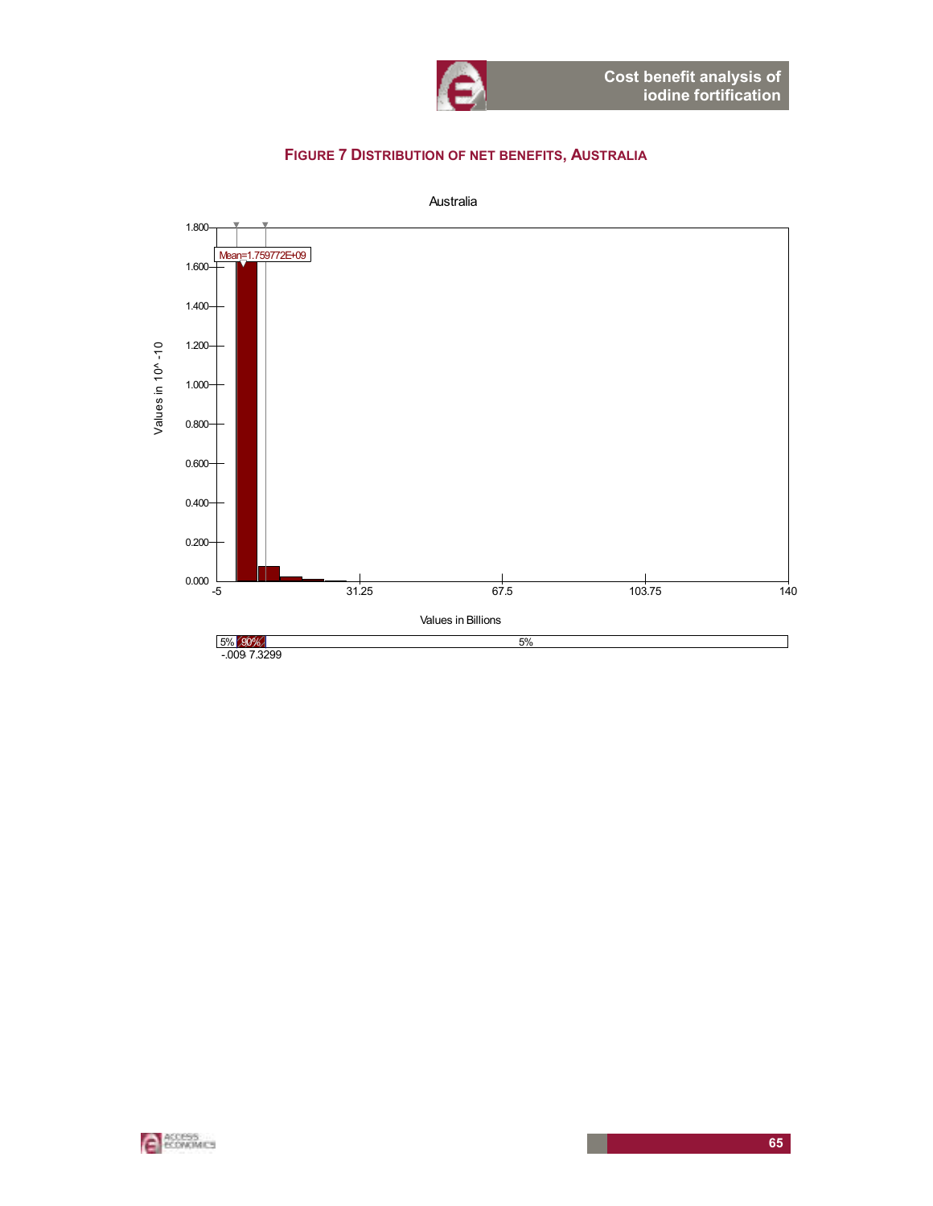**FIGURE 7 DISTRIBUTION OF NET BENEFITS, AUSTRALIA**

Australia

Mean=1.759772E+09

Values in 10^ -10

Values in Billions

5% 90% 5%

-.009 7.3299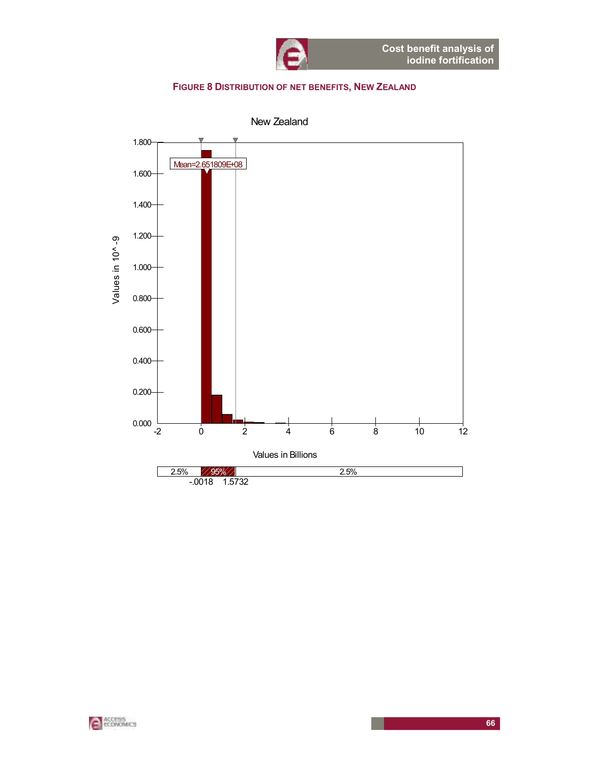**FIGURE 8 DISTRIBUTION OF NET BENEFITS, NEW ZEALAND**

New Zealand

Mean=2.651809E+08

Values in 10^-9

Values in Billions

2.5% | 95% | 2.5%

-.0018 | 1.5732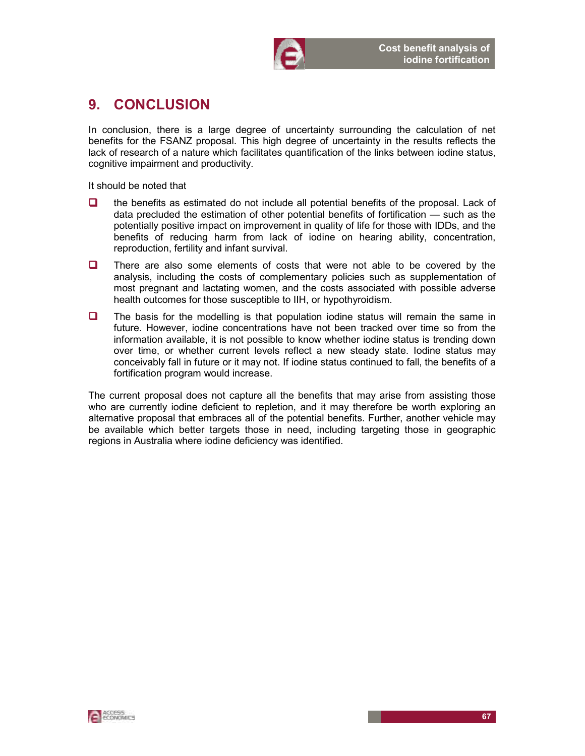# 9. CONCLUSION

In conclusion, there is a large degree of uncertainty surrounding the calculation of net benefits for the FSANZ proposal. This high degree of uncertainty in the results reflects the lack of research of a nature which facilitates quantification of the links between iodine status, cognitive impairment and productivity.

It should be noted that

- the benefits as estimated do not include all potential benefits of the proposal. Lack of data precluded the estimation of other potential benefits of fortification — such as the potentially positive impact on improvement in quality of life for those with IDDs, and the benefits of reducing harm from lack of iodine on hearing ability, concentration, reproduction, fertility and infant survival.
- There are also some elements of costs that were not able to be covered by the analysis, including the costs of complementary policies such as supplementation of most pregnant and lactating women, and the costs associated with possible adverse health outcomes for those susceptible to IIH, or hypothyroidism.
- The basis for the modelling is that population iodine status will remain the same in future. However, iodine concentrations have not been tracked over time so from the information available, it is not possible to know whether iodine status is trending down over time, or whether current levels reflect a new steady state. Iodine status may conceivably fall in future or it may not. If iodine status continued to fall, the benefits of a fortification program would increase.

The current proposal does not capture all the benefits that may arise from assisting those who are currently iodine deficient to repletion, and it may therefore be worth exploring an alternative proposal that embraces all of the potential benefits. Further, another vehicle may be available which better targets those in need, including targeting those in geographic regions in Australia where iodine deficiency was identified.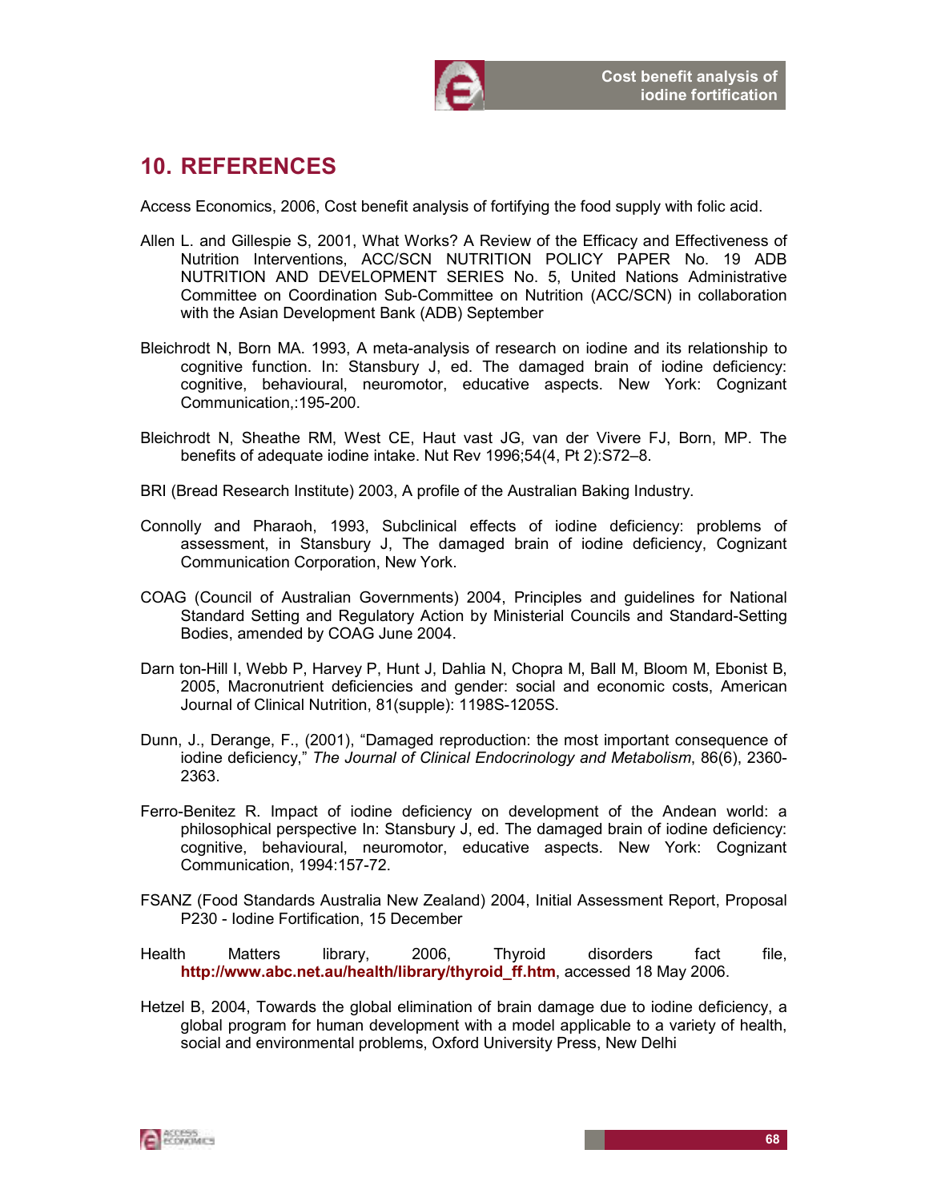## 10. REFERENCES

Access Economics, 2006, Cost benefit analysis of fortifying the food supply with folic acid.

Allen L. and Gillespie S, 2001, What Works? A Review of the Efficacy and Effectiveness of Nutrition Interventions, ACC/SCN NUTRITION POLICY PAPER No. 19 ADB NUTRITION AND DEVELOPMENT SERIES No. 5, United Nations Administrative Committee on Coordination Sub-Committee on Nutrition (ACC/SCN) in collaboration with the Asian Development Bank (ADB) September

Bleichrodt N, Born MA. 1993, A meta-analysis of research on iodine and its relationship to cognitive function. In: Stansbury J, ed. The damaged brain of iodine deficiency: cognitive, behavioural, neuromotor, educative aspects. New York: Cognizant Communication,:195-200.

Bleichrodt N, Sheathe RM, West CE, Haut vast JG, van der Vivere FJ, Born, MP. The benefits of adequate iodine intake. Nut Rev 1996;54(4, Pt 2):S72–8.

BRI (Bread Research Institute) 2003, A profile of the Australian Baking Industry.

Connolly and Pharaoh, 1993, Subclinical effects of iodine deficiency: problems of assessment, in Stansbury J, The damaged brain of iodine deficiency, Cognizant Communication Corporation, New York.

COAG (Council of Australian Governments) 2004, Principles and guidelines for National Standard Setting and Regulatory Action by Ministerial Councils and Standard-Setting Bodies, amended by COAG June 2004.

Darn ton-Hill I, Webb P, Harvey P, Hunt J, Dahlia N, Chopra M, Ball M, Bloom M, Ebonist B, 2005, Macronutrient deficiencies and gender: social and economic costs, American Journal of Clinical Nutrition, 81(supple): 1198S-1205S.

Dunn, J., Derange, F., (2001), "Damaged reproduction: the most important consequence of iodine deficiency," *The Journal of Clinical Endocrinology and Metabolism*, 86(6), 2360-2363.

Ferro-Benitez R. Impact of iodine deficiency on development of the Andean world: a philosophical perspective In: Stansbury J, ed. The damaged brain of iodine deficiency: cognitive, behavioural, neuromotor, educative aspects. New York: Cognizant Communication, 1994:157-72.

FSANZ (Food Standards Australia New Zealand) 2004, Initial Assessment Report, Proposal P230 - Iodine Fortification, 15 December

Health Matters library, 2006, Thyroid disorders fact file, **http://www.abc.net.au/health/library/thyroid_ff.htm**, accessed 18 May 2006.

Hetzel B, 2004, Towards the global elimination of brain damage due to iodine deficiency, a global program for human development with a model applicable to a variety of health, social and environmental problems, Oxford University Press, New Delhi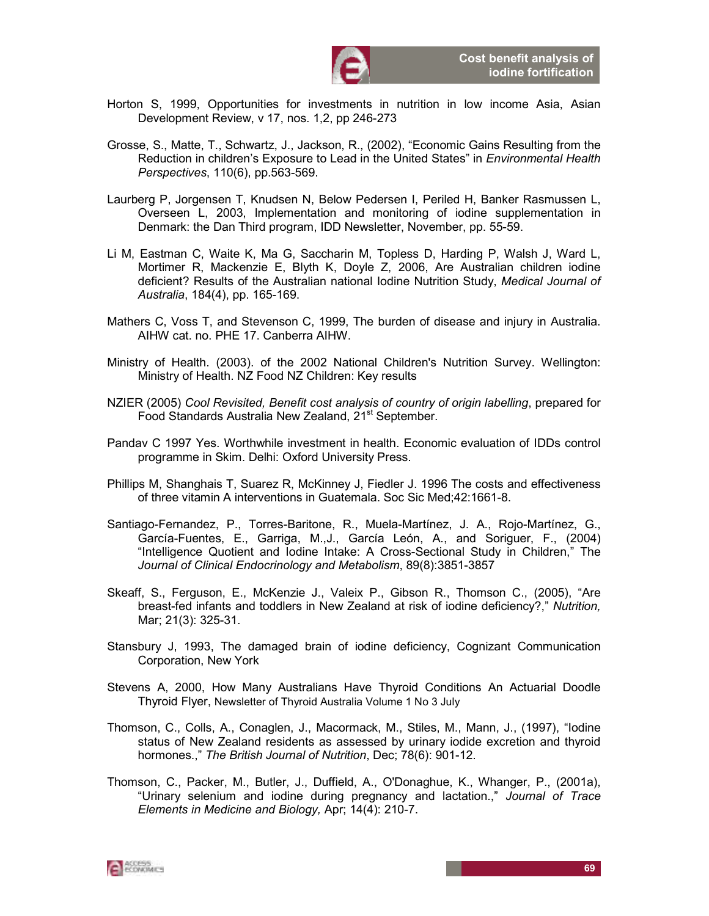Horton S, 1999, Opportunities for investments in nutrition in low income Asia, Asian Development Review, v 17, nos. 1,2, pp 246-273

Grosse, S., Matte, T., Schwartz, J., Jackson, R., (2002), "Economic Gains Resulting from the Reduction in children's Exposure to Lead in the United States" in *Environmental Health Perspectives*, 110(6), pp.563-569.

Laurberg P, Jorgensen T, Knudsen N, Below Pedersen I, Periled H, Banker Rasmussen L, Overseen L, 2003, Implementation and monitoring of iodine supplementation in Denmark: the Dan Third program, IDD Newsletter, November, pp. 55-59.

Li M, Eastman C, Waite K, Ma G, Saccharin M, Topless D, Harding P, Walsh J, Ward L, Mortimer R, Mackenzie E, Blyth K, Doyle Z, 2006, Are Australian children iodine deficient? Results of the Australian national Iodine Nutrition Study, *Medical Journal of Australia*, 184(4), pp. 165-169.

Mathers C, Voss T, and Stevenson C, 1999, The burden of disease and injury in Australia. AIHW cat. no. PHE 17. Canberra AIHW.

Ministry of Health. (2003). of the 2002 National Children's Nutrition Survey. Wellington: Ministry of Health. NZ Food NZ Children: Key results

NZIER (2005) *Cool Revisited, Benefit cost analysis of country of origin labelling*, prepared for Food Standards Australia New Zealand, 21st September.

Pandav C 1997 Yes. Worthwhile investment in health. Economic evaluation of IDDs control programme in Skim. Delhi: Oxford University Press.

Phillips M, Shanghais T, Suarez R, McKinney J, Fiedler J. 1996 The costs and effectiveness of three vitamin A interventions in Guatemala. Soc Sic Med;42:1661-8.

Santiago-Fernandez, P., Torres-Baritone, R., Muela-Martínez, J. A., Rojo-Martínez, G., García-Fuentes, E., Garriga, M.,J., García León, A., and Soriguer, F., (2004) "Intelligence Quotient and Iodine Intake: A Cross-Sectional Study in Children," The *Journal of Clinical Endocrinology and Metabolism*, 89(8):3851-3857

Skeaff, S., Ferguson, E., McKenzie J., Valeix P., Gibson R., Thomson C., (2005), "Are breast-fed infants and toddlers in New Zealand at risk of iodine deficiency?," *Nutrition,* Mar; 21(3): 325-31.

Stansbury J, 1993, The damaged brain of iodine deficiency, Cognizant Communication Corporation, New York

Stevens A, 2000, How Many Australians Have Thyroid Conditions An Actuarial Doodle Thyroid Flyer, Newsletter of Thyroid Australia Volume 1 No 3 July

Thomson, C., Colls, A., Conaglen, J., Macormack, M., Stiles, M., Mann, J., (1997), "Iodine status of New Zealand residents as assessed by urinary iodide excretion and thyroid hormones.," *The British Journal of Nutrition*, Dec; 78(6): 901-12.

Thomson, C., Packer, M., Butler, J., Duffield, A., O'Donaghue, K., Whanger, P., (2001a), "Urinary selenium and iodine during pregnancy and lactation.," *Journal of Trace Elements in Medicine and Biology,* Apr; 14(4): 210-7.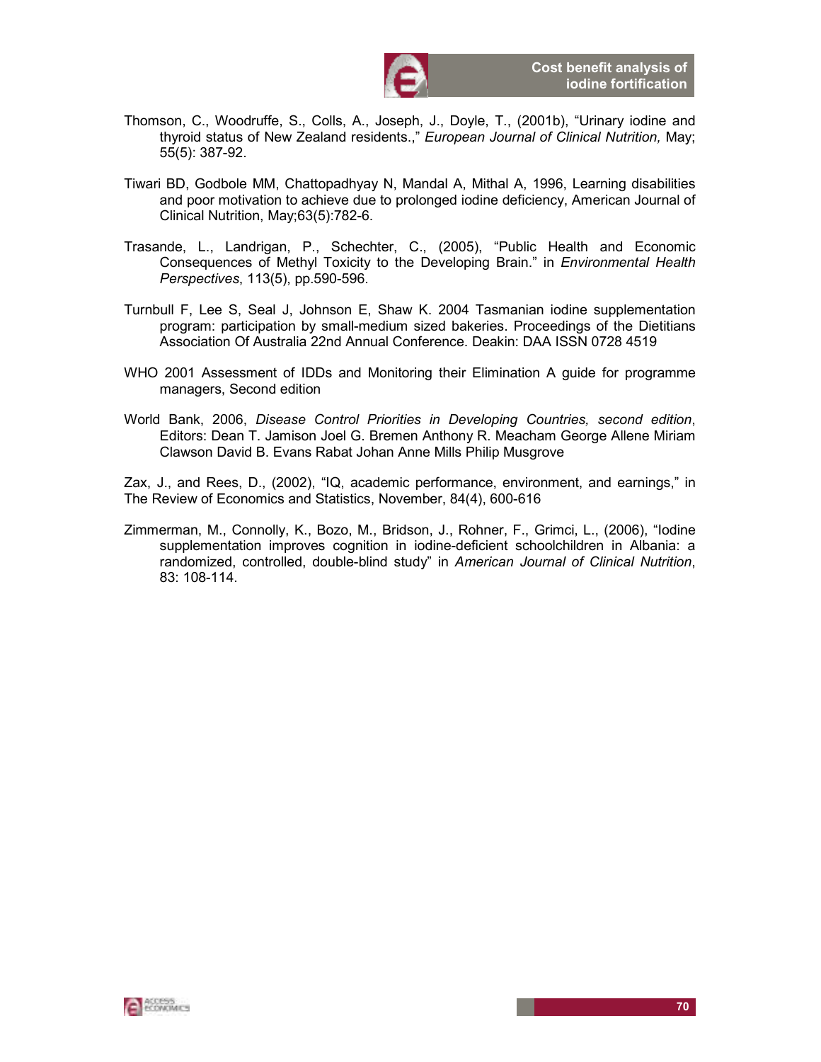Thomson, C., Woodruffe, S., Colls, A., Joseph, J., Doyle, T., (2001b), "Urinary iodine and thyroid status of New Zealand residents.," *European Journal of Clinical Nutrition,* May; 55(5): 387-92.

Tiwari BD, Godbole MM, Chattopadhyay N, Mandal A, Mithal A, 1996, Learning disabilities and poor motivation to achieve due to prolonged iodine deficiency, American Journal of Clinical Nutrition, May;63(5):782-6.

Trasande, L., Landrigan, P., Schechter, C., (2005), "Public Health and Economic Consequences of Methyl Toxicity to the Developing Brain." in *Environmental Health Perspectives*, 113(5), pp.590-596.

Turnbull F, Lee S, Seal J, Johnson E, Shaw K. 2004 Tasmanian iodine supplementation program: participation by small-medium sized bakeries. Proceedings of the Dietitians Association Of Australia 22nd Annual Conference. Deakin: DAA ISSN 0728 4519

WHO 2001 Assessment of IDDs and Monitoring their Elimination A guide for programme managers, Second edition

World Bank, 2006, *Disease Control Priorities in Developing Countries, second edition*, Editors: Dean T. Jamison Joel G. Bremen Anthony R. Meacham George Allene Miriam Clawson David B. Evans Rabat Johan Anne Mills Philip Musgrove

Zax, J., and Rees, D., (2002), "IQ, academic performance, environment, and earnings," in The Review of Economics and Statistics, November, 84(4), 600-616

Zimmerman, M., Connolly, K., Bozo, M., Bridson, J., Rohner, F., Grimci, L., (2006), "Iodine supplementation improves cognition in iodine-deficient schoolchildren in Albania: a randomized, controlled, double-blind study" in *American Journal of Clinical Nutrition*, 83: 108-114.